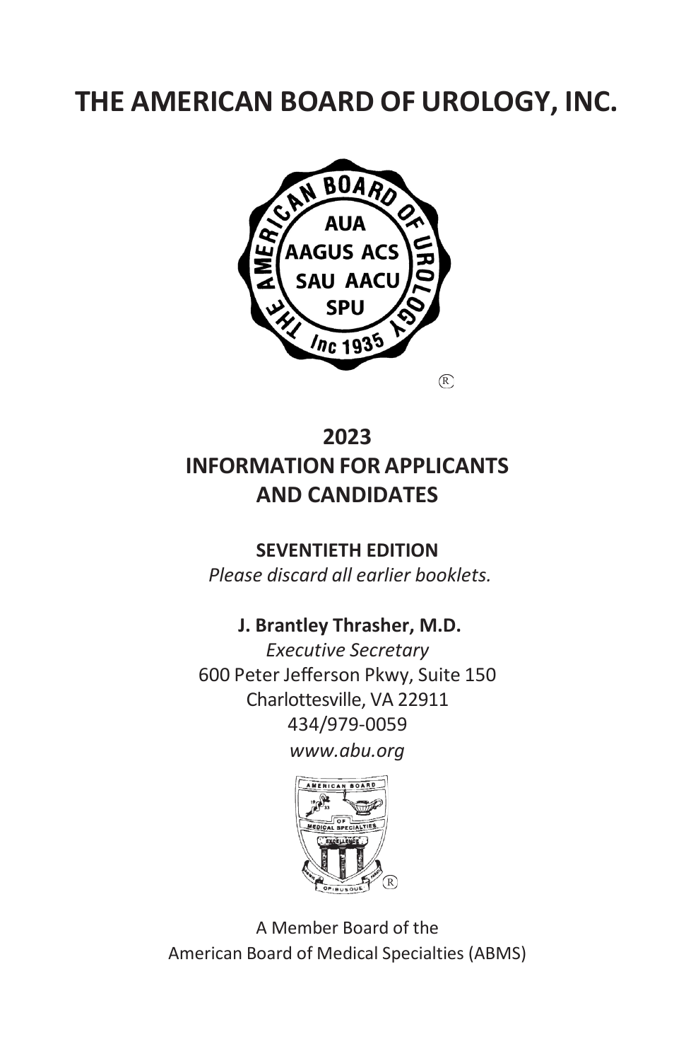# THE AMERICAN BOARD OF UROLOGY, INC.

## 2023
## INFORMATION FOR APPLICANTS AND CANDIDATES

**SEVENTIETH EDITION**

*Please discard all earlier booklets.*

**J. Brantley Thrasher, M.D.**

*Executive Secretary*

600 Peter Jefferson Pkwy, Suite 150

Charlottesville, VA 22911

434/979-0059

*www.abu.org*

A Member Board of the
American Board of Medical Specialties (ABMS)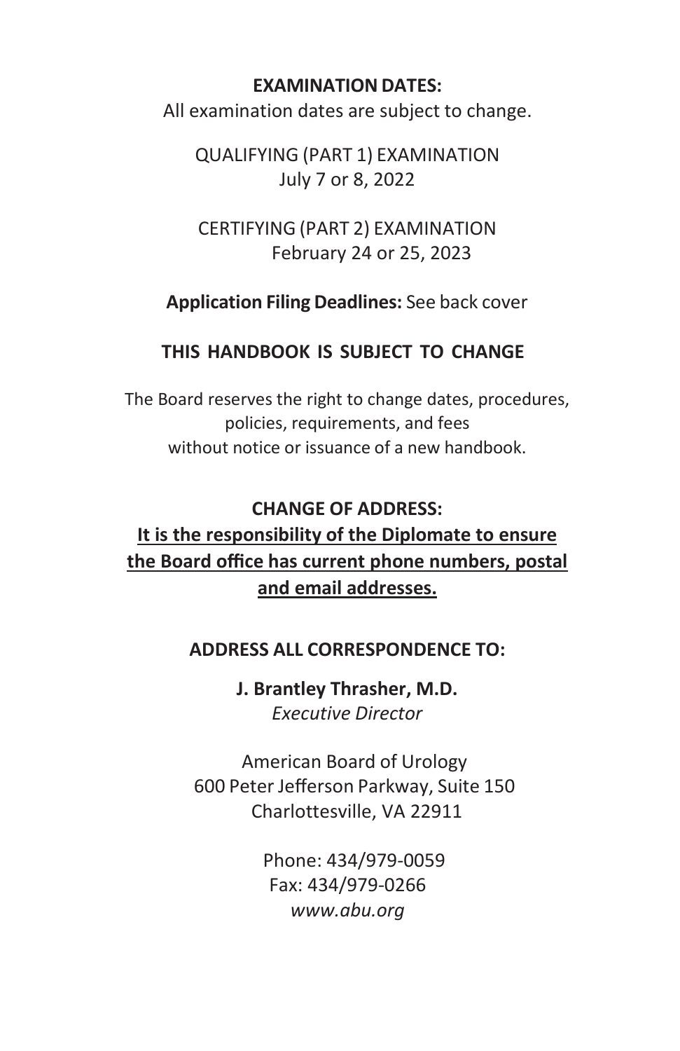**EXAMINATION DATES:**

All examination dates are subject to change.

QUALIFYING (PART 1) EXAMINATION
July 7 or 8, 2022

CERTIFYING (PART 2) EXAMINATION
February 24 or 25, 2023

**Application Filing Deadlines:** See back cover

**THIS HANDBOOK IS SUBJECT TO CHANGE**

The Board reserves the right to change dates, procedures, policies, requirements, and fees without notice or issuance of a new handbook.

**CHANGE OF ADDRESS:**

**It is the responsibility of the Diplomate to ensure the Board office has current phone numbers, postal and email addresses.**

**ADDRESS ALL CORRESPONDENCE TO:**

**J. Brantley Thrasher, M.D.**
*Executive Director*

American Board of Urology
600 Peter Jefferson Parkway, Suite 150
Charlottesville, VA 22911

Phone: 434/979-0059
Fax: 434/979-0266
*www.abu.org*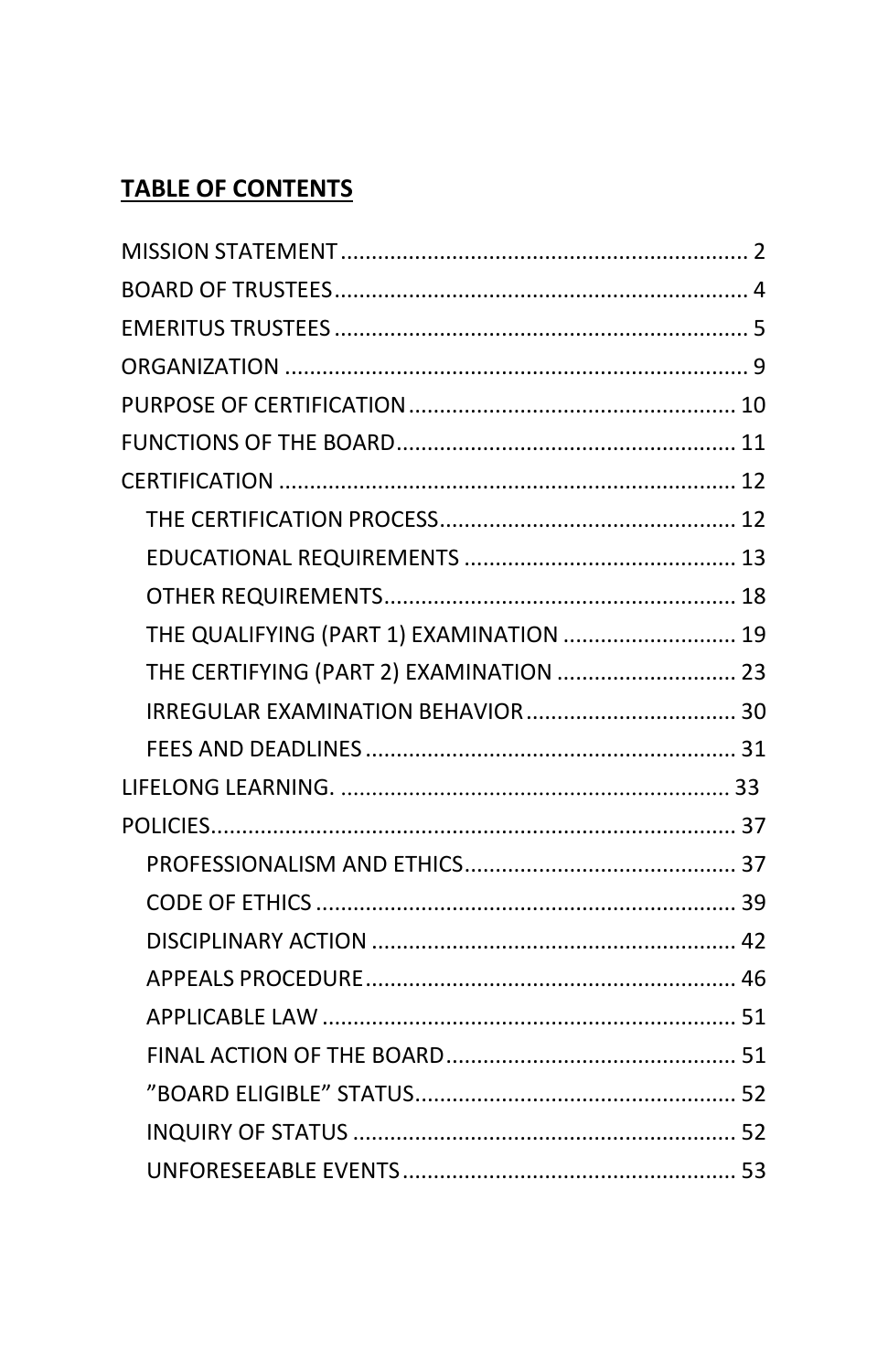## TABLE OF CONTENTS

MISSION STATEMENT .................................................................. 2
BOARD OF TRUSTEES ................................................................. 4
EMERITUS TRUSTEES ................................................................. 5
ORGANIZATION ........................................................................ 9
PURPOSE OF CERTIFICATION .................................................. 10
FUNCTIONS OF THE BOARD ...................................................... 11
CERTIFICATION ........................................................................ 12
  THE CERTIFICATION PROCESS ............................................... 12
  EDUCATIONAL REQUIREMENTS ............................................. 13
  OTHER REQUIREMENTS ........................................................ 18
  THE QUALIFYING (PART 1) EXAMINATION ............................ 19
  THE CERTIFYING (PART 2) EXAMINATION ............................. 23
  IRREGULAR EXAMINATION BEHAVIOR .................................. 30
  FEES AND DEADLINES .......................................................... 31
LIFELONG LEARNING. .............................................................. 33
POLICIES .................................................................................. 37
  PROFESSIONALISM AND ETHICS ........................................... 37
  CODE OF ETHICS .................................................................. 39
  DISCIPLINARY ACTION ......................................................... 42
  APPEALS PROCEDURE ........................................................... 46
  APPLICABLE LAW .................................................................. 51
  FINAL ACTION OF THE BOARD .............................................. 51
  ”BOARD ELIGIBLE” STATUS .................................................... 52
  INQUIRY OF STATUS ............................................................. 52
  UNFORESEEABLE EVENTS ...................................................... 53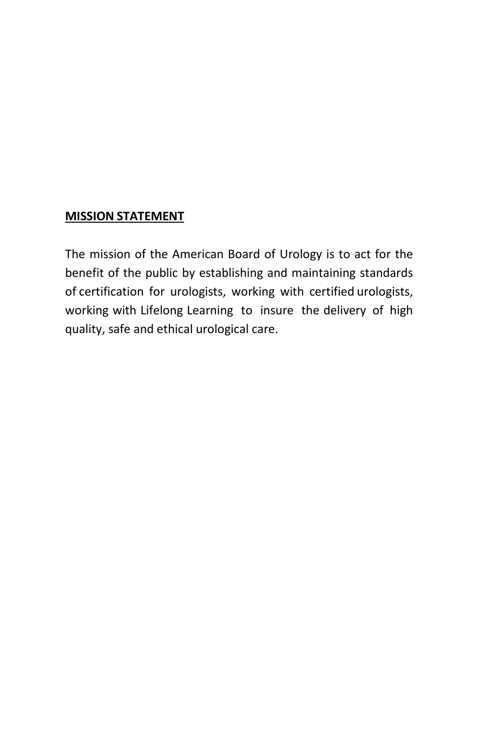## MISSION STATEMENT

The mission of the American Board of Urology is to act for the benefit of the public by establishing and maintaining standards of certification for urologists, working with certified urologists, working with Lifelong Learning to insure the delivery of high quality, safe and ethical urological care.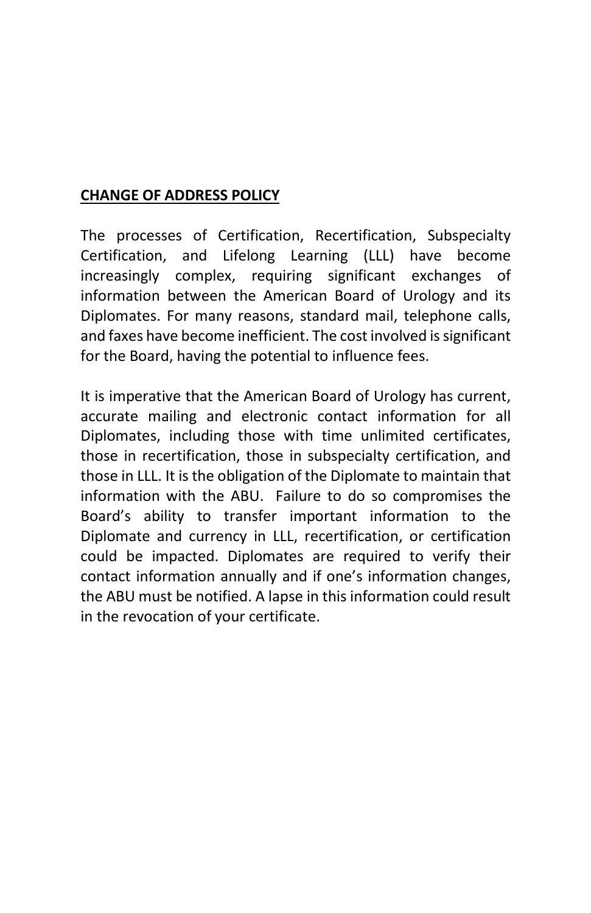**CHANGE OF ADDRESS POLICY**

The processes of Certification, Recertification, Subspecialty Certification, and Lifelong Learning (LLL) have become increasingly complex, requiring significant exchanges of information between the American Board of Urology and its Diplomates. For many reasons, standard mail, telephone calls, and faxes have become inefficient. The cost involved is significant for the Board, having the potential to influence fees.

It is imperative that the American Board of Urology has current, accurate mailing and electronic contact information for all Diplomates, including those with time unlimited certificates, those in recertification, those in subspecialty certification, and those in LLL. It is the obligation of the Diplomate to maintain that information with the ABU. Failure to do so compromises the Board's ability to transfer important information to the Diplomate and currency in LLL, recertification, or certification could be impacted. Diplomates are required to verify their contact information annually and if one's information changes, the ABU must be notified. A lapse in this information could result in the revocation of your certificate.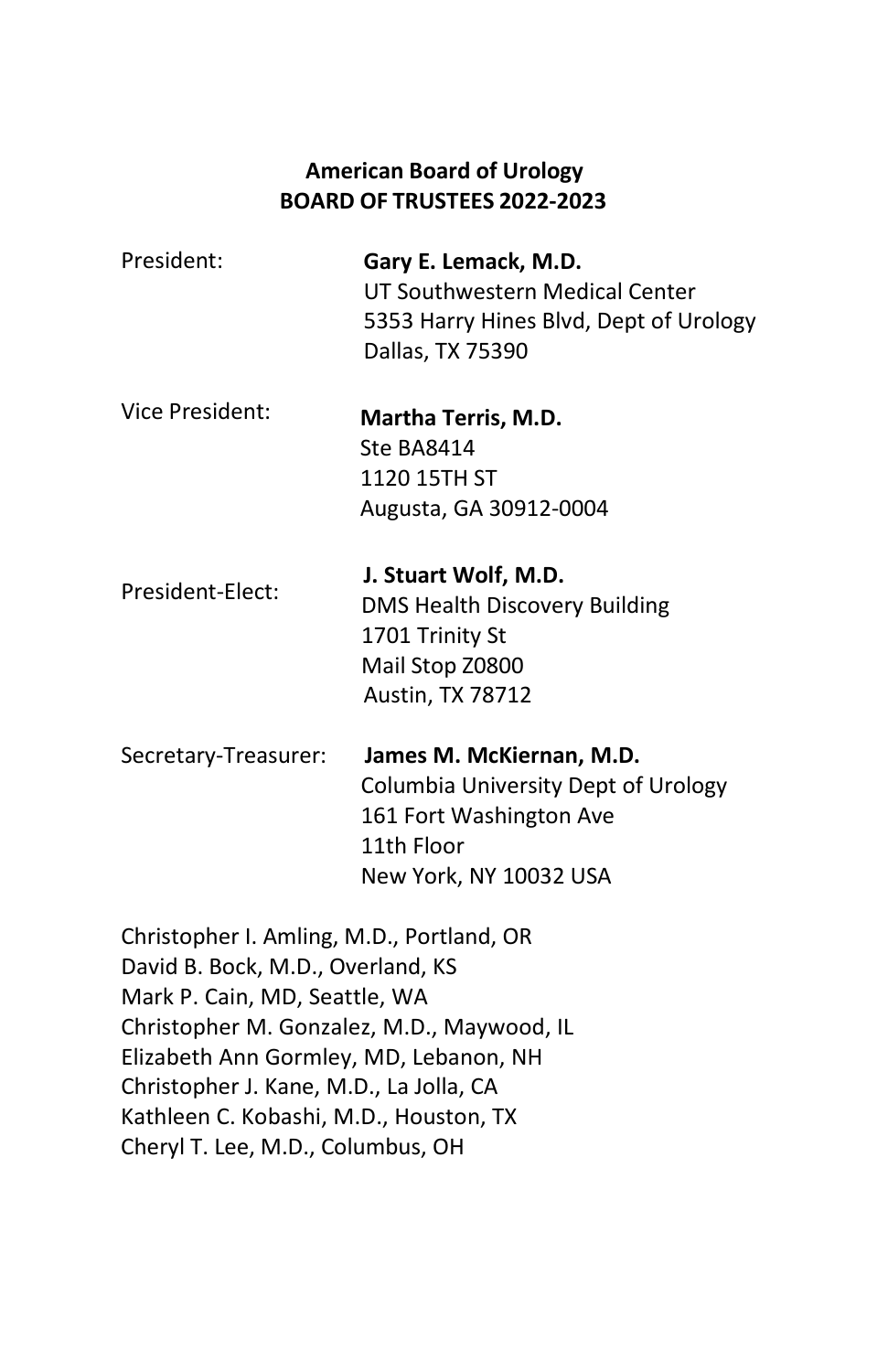**American Board of Urology**
**BOARD OF TRUSTEES 2022-2023**

President: **Gary E. Lemack, M.D.**
UT Southwestern Medical Center
5353 Harry Hines Blvd, Dept of Urology
Dallas, TX 75390

Vice President: **Martha Terris, M.D.**
Ste BA8414
1120 15TH ST
Augusta, GA 30912-0004

President-Elect: **J. Stuart Wolf, M.D.**
DMS Health Discovery Building
1701 Trinity St
Mail Stop Z0800
Austin, TX 78712

Secretary-Treasurer: **James M. McKiernan, M.D.**
Columbia University Dept of Urology
161 Fort Washington Ave
11th Floor
New York, NY 10032 USA

Christopher I. Amling, M.D., Portland, OR
David B. Bock, M.D., Overland, KS
Mark P. Cain, MD, Seattle, WA
Christopher M. Gonzalez, M.D., Maywood, IL
Elizabeth Ann Gormley, MD, Lebanon, NH
Christopher J. Kane, M.D., La Jolla, CA
Kathleen C. Kobashi, M.D., Houston, TX
Cheryl T. Lee, M.D., Columbus, OH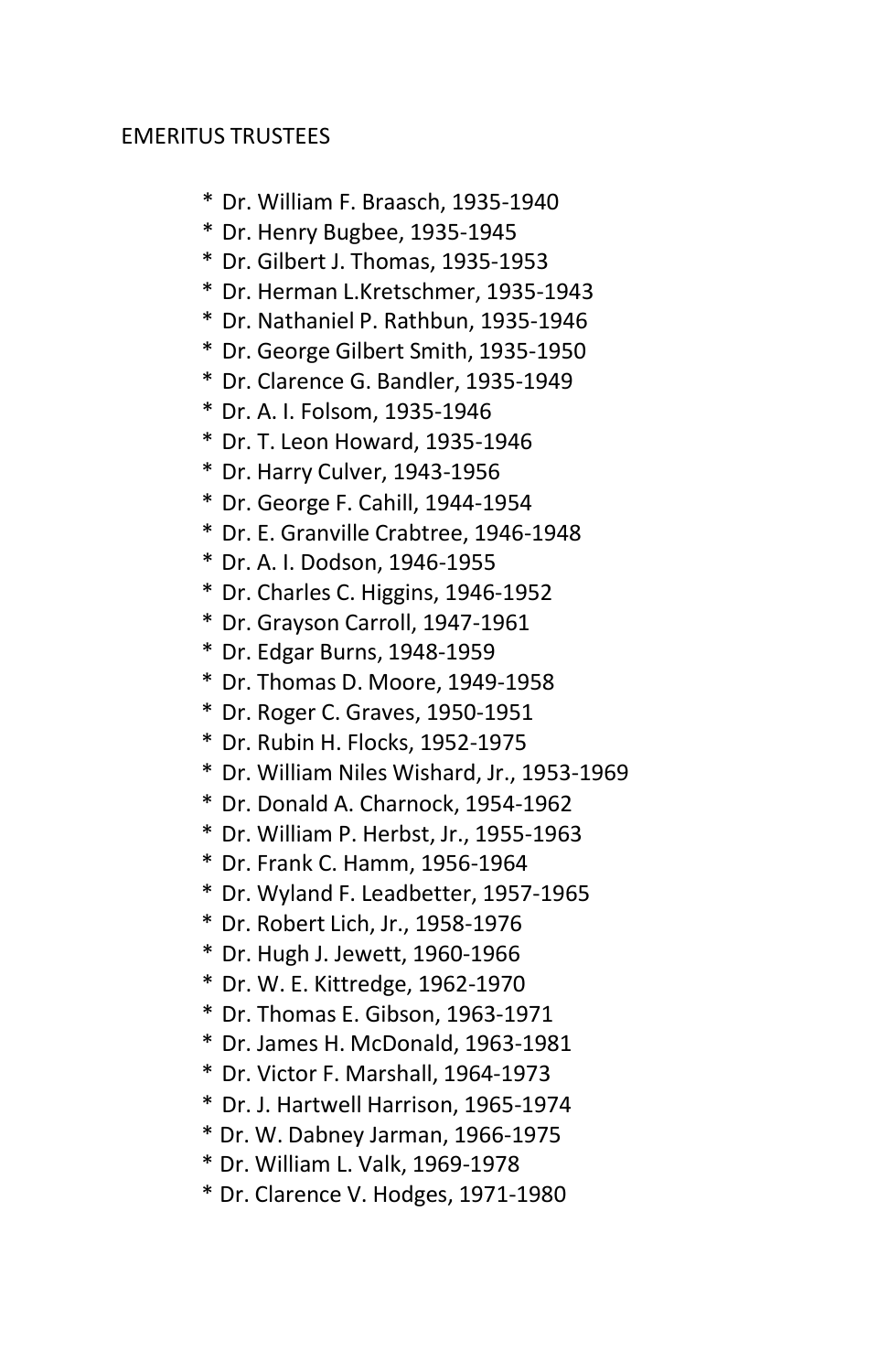EMERITUS TRUSTEES

* Dr. William F. Braasch, 1935-1940
* Dr. Henry Bugbee, 1935-1945
* Dr. Gilbert J. Thomas, 1935-1953
* Dr. Herman L.Kretschmer, 1935-1943
* Dr. Nathaniel P. Rathbun, 1935-1946
* Dr. George Gilbert Smith, 1935-1950
* Dr. Clarence G. Bandler, 1935-1949
* Dr. A. I. Folsom, 1935-1946
* Dr. T. Leon Howard, 1935-1946
* Dr. Harry Culver, 1943-1956
* Dr. George F. Cahill, 1944-1954
* Dr. E. Granville Crabtree, 1946-1948
* Dr. A. I. Dodson, 1946-1955
* Dr. Charles C. Higgins, 1946-1952
* Dr. Grayson Carroll, 1947-1961
* Dr. Edgar Burns, 1948-1959
* Dr. Thomas D. Moore, 1949-1958
* Dr. Roger C. Graves, 1950-1951
* Dr. Rubin H. Flocks, 1952-1975
* Dr. William Niles Wishard, Jr., 1953-1969
* Dr. Donald A. Charnock, 1954-1962
* Dr. William P. Herbst, Jr., 1955-1963
* Dr. Frank C. Hamm, 1956-1964
* Dr. Wyland F. Leadbetter, 1957-1965
* Dr. Robert Lich, Jr., 1958-1976
* Dr. Hugh J. Jewett, 1960-1966
* Dr. W. E. Kittredge, 1962-1970
* Dr. Thomas E. Gibson, 1963-1971
* Dr. James H. McDonald, 1963-1981
* Dr. Victor F. Marshall, 1964-1973
* Dr. J. Hartwell Harrison, 1965-1974
* Dr. W. Dabney Jarman, 1966-1975
* Dr. William L. Valk, 1969-1978
* Dr. Clarence V. Hodges, 1971-1980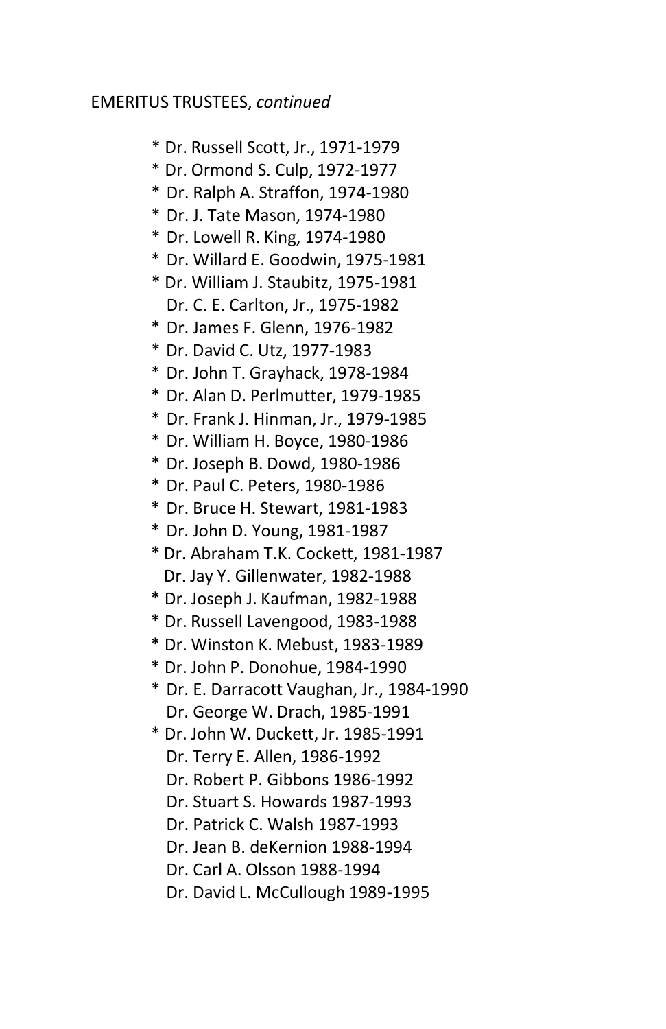EMERITUS TRUSTEES, *continued*

* Dr. Russell Scott, Jr., 1971-1979
* Dr. Ormond S. Culp, 1972-1977
* Dr. Ralph A. Straffon, 1974-1980
* Dr. J. Tate Mason, 1974-1980
* Dr. Lowell R. King, 1974-1980
* Dr. Willard E. Goodwin, 1975-1981
* Dr. William J. Staubitz, 1975-1981

Dr. C. E. Carlton, Jr., 1975-1982

* Dr. James F. Glenn, 1976-1982
* Dr. David C. Utz, 1977-1983
* Dr. John T. Grayhack, 1978-1984
* Dr. Alan D. Perlmutter, 1979-1985
* Dr. Frank J. Hinman, Jr., 1979-1985
* Dr. William H. Boyce, 1980-1986
* Dr. Joseph B. Dowd, 1980-1986
* Dr. Paul C. Peters, 1980-1986
* Dr. Bruce H. Stewart, 1981-1983
* Dr. John D. Young, 1981-1987
* Dr. Abraham T.K. Cockett, 1981-1987

Dr. Jay Y. Gillenwater, 1982-1988

* Dr. Joseph J. Kaufman, 1982-1988
* Dr. Russell Lavengood, 1983-1988
* Dr. Winston K. Mebust, 1983-1989
* Dr. John P. Donohue, 1984-1990
* Dr. E. Darracott Vaughan, Jr., 1984-1990

Dr. George W. Drach, 1985-1991

* Dr. John W. Duckett, Jr. 1985-1991

Dr. Terry E. Allen, 1986-1992
Dr. Robert P. Gibbons 1986-1992
Dr. Stuart S. Howards 1987-1993
Dr. Patrick C. Walsh 1987-1993
Dr. Jean B. deKernion 1988-1994
Dr. Carl A. Olsson 1988-1994
Dr. David L. McCullough 1989-1995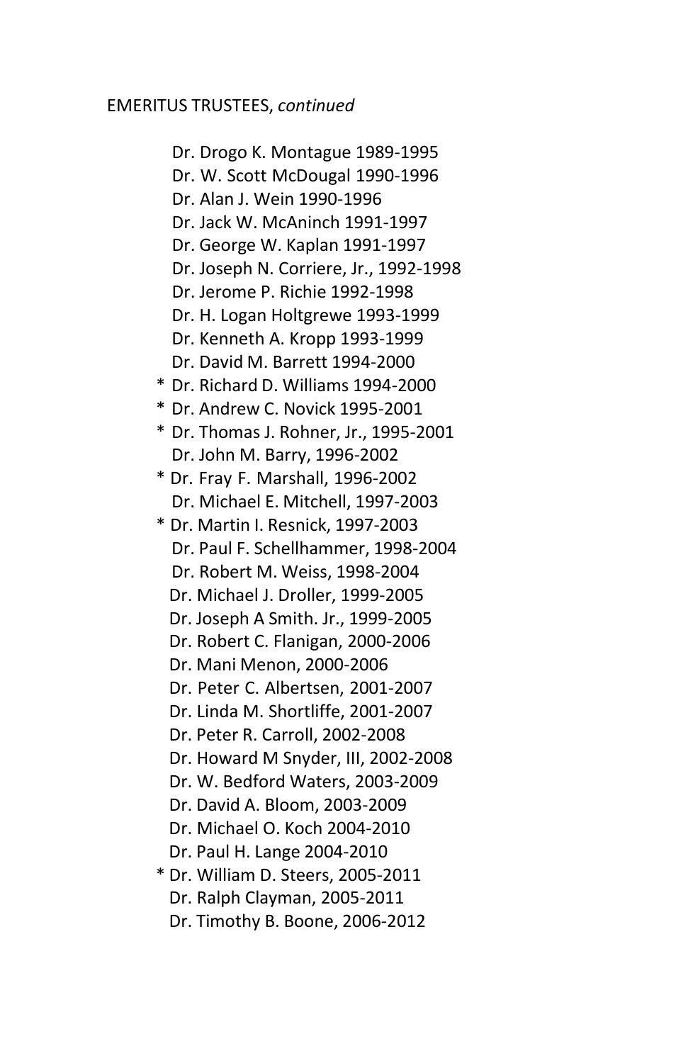EMERITUS TRUSTEES, *continued*

Dr. Drogo K. Montague 1989-1995
Dr. W. Scott McDougal 1990-1996
Dr. Alan J. Wein 1990-1996
Dr. Jack W. McAninch 1991-1997
Dr. George W. Kaplan 1991-1997
Dr. Joseph N. Corriere, Jr., 1992-1998
Dr. Jerome P. Richie 1992-1998
Dr. H. Logan Holtgrewe 1993-1999
Dr. Kenneth A. Kropp 1993-1999
Dr. David M. Barrett 1994-2000
\* Dr. Richard D. Williams 1994-2000
\* Dr. Andrew C. Novick 1995-2001
\* Dr. Thomas J. Rohner, Jr., 1995-2001
Dr. John M. Barry, 1996-2002
\* Dr. Fray F. Marshall, 1996-2002
Dr. Michael E. Mitchell, 1997-2003
\* Dr. Martin I. Resnick, 1997-2003
Dr. Paul F. Schellhammer, 1998-2004
Dr. Robert M. Weiss, 1998-2004
Dr. Michael J. Droller, 1999-2005
Dr. Joseph A Smith. Jr., 1999-2005
Dr. Robert C. Flanigan, 2000-2006
Dr. Mani Menon, 2000-2006
Dr. Peter C. Albertsen, 2001-2007
Dr. Linda M. Shortliffe, 2001-2007
Dr. Peter R. Carroll, 2002-2008
Dr. Howard M Snyder, III, 2002-2008
Dr. W. Bedford Waters, 2003-2009
Dr. David A. Bloom, 2003-2009
Dr. Michael O. Koch 2004-2010
Dr. Paul H. Lange 2004-2010
\* Dr. William D. Steers, 2005-2011
Dr. Ralph Clayman, 2005-2011
Dr. Timothy B. Boone, 2006-2012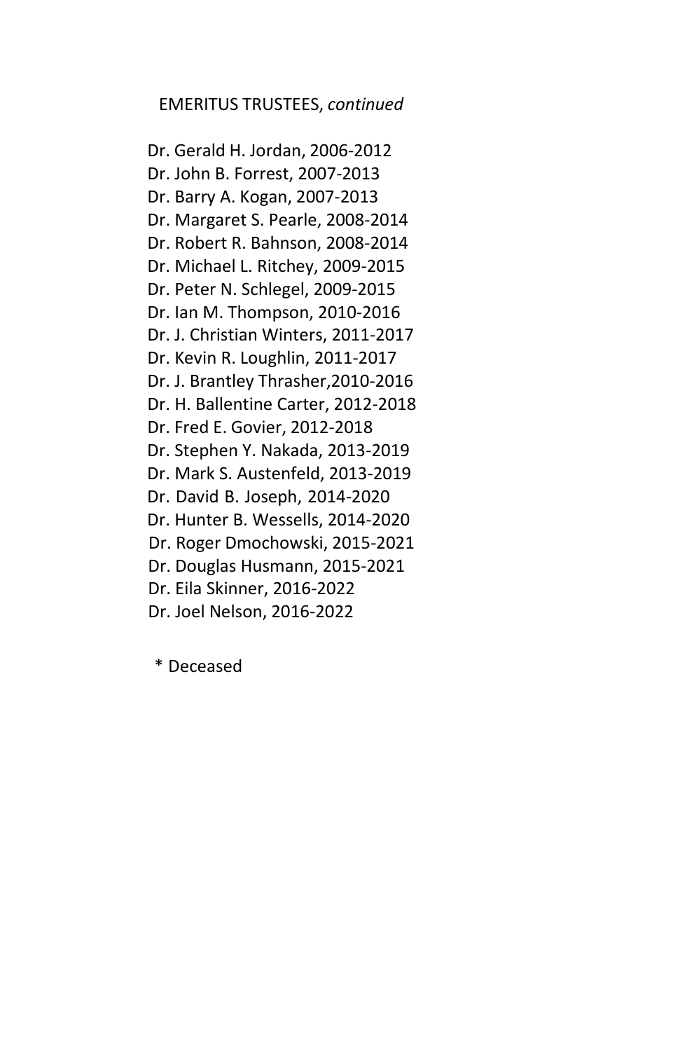EMERITUS TRUSTEES, *continued*

Dr. Gerald H. Jordan, 2006-2012
Dr. John B. Forrest, 2007-2013
Dr. Barry A. Kogan, 2007-2013
Dr. Margaret S. Pearle, 2008-2014
Dr. Robert R. Bahnson, 2008-2014
Dr. Michael L. Ritchey, 2009-2015
Dr. Peter N. Schlegel, 2009-2015
Dr. Ian M. Thompson, 2010-2016
Dr. J. Christian Winters, 2011-2017
Dr. Kevin R. Loughlin, 2011-2017
Dr. J. Brantley Thrasher,2010-2016
Dr. H. Ballentine Carter, 2012-2018
Dr. Fred E. Govier, 2012-2018
Dr. Stephen Y. Nakada, 2013-2019
Dr. Mark S. Austenfeld, 2013-2019
Dr. David B. Joseph, 2014-2020
Dr. Hunter B. Wessells, 2014-2020
Dr. Roger Dmochowski, 2015-2021
Dr. Douglas Husmann, 2015-2021
Dr. Eila Skinner, 2016-2022
Dr. Joel Nelson, 2016-2022

\* Deceased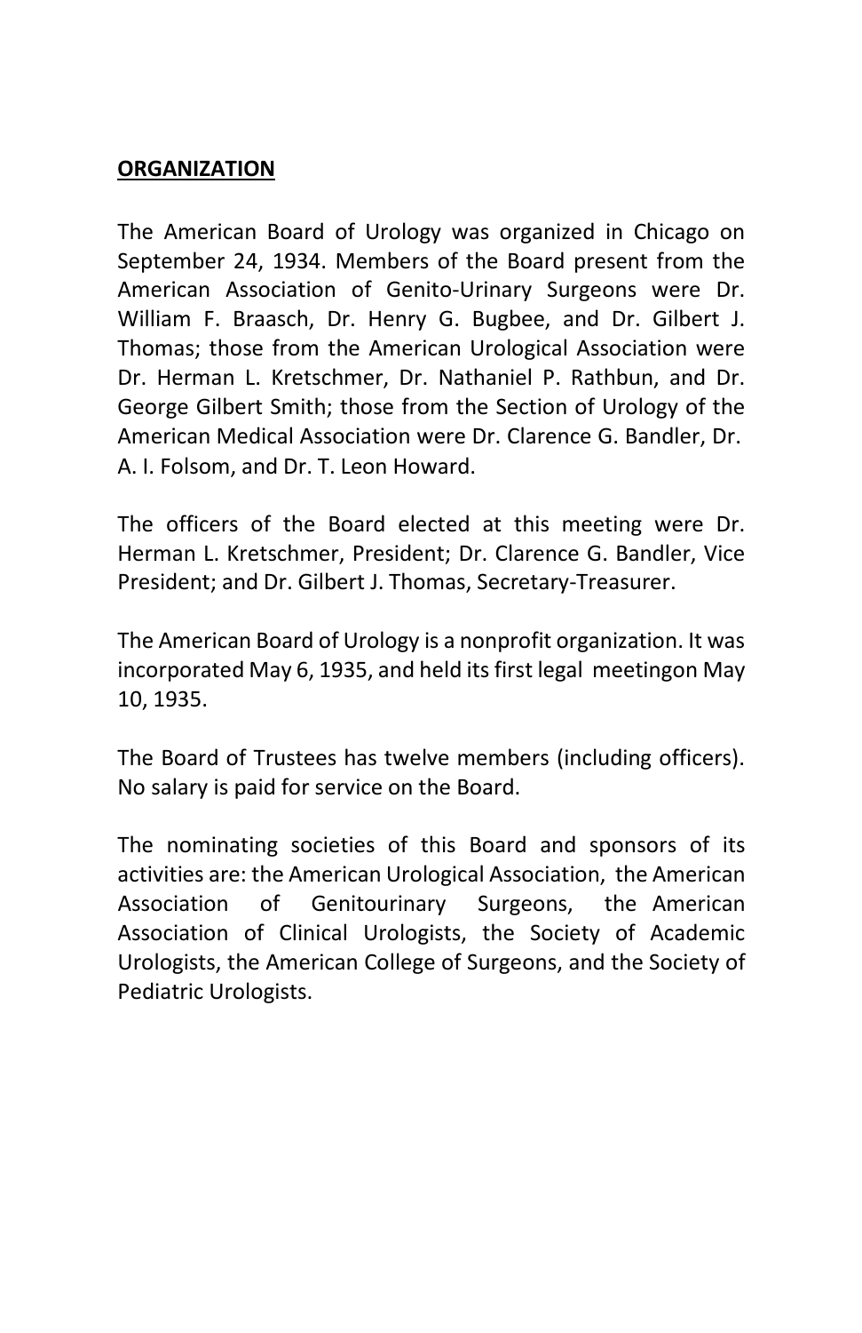## ORGANIZATION

The American Board of Urology was organized in Chicago on September 24, 1934. Members of the Board present from the American Association of Genito-Urinary Surgeons were Dr. William F. Braasch, Dr. Henry G. Bugbee, and Dr. Gilbert J. Thomas; those from the American Urological Association were Dr. Herman L. Kretschmer, Dr. Nathaniel P. Rathbun, and Dr. George Gilbert Smith; those from the Section of Urology of the American Medical Association were Dr. Clarence G. Bandler, Dr. A. I. Folsom, and Dr. T. Leon Howard.

The officers of the Board elected at this meeting were Dr. Herman L. Kretschmer, President; Dr. Clarence G. Bandler, Vice President; and Dr. Gilbert J. Thomas, Secretary-Treasurer.

The American Board of Urology is a nonprofit organization. It was incorporated May 6, 1935, and held its first legal meetingon May 10, 1935.

The Board of Trustees has twelve members (including officers). No salary is paid for service on the Board.

The nominating societies of this Board and sponsors of its activities are: the American Urological Association, the American Association of Genitourinary Surgeons, the American Association of Clinical Urologists, the Society of Academic Urologists, the American College of Surgeons, and the Society of Pediatric Urologists.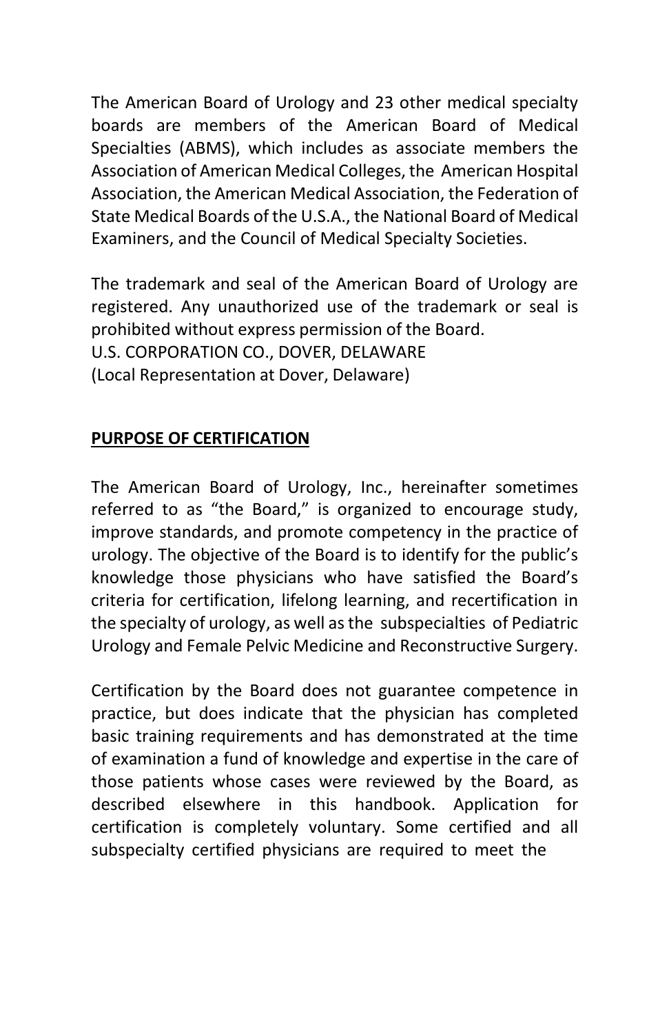The American Board of Urology and 23 other medical specialty boards are members of the American Board of Medical Specialties (ABMS), which includes as associate members the Association of American Medical Colleges, the American Hospital Association, the American Medical Association, the Federation of State Medical Boards of the U.S.A., the National Board of Medical Examiners, and the Council of Medical Specialty Societies.

The trademark and seal of the American Board of Urology are registered. Any unauthorized use of the trademark or seal is prohibited without express permission of the Board.
U.S. CORPORATION CO., DOVER, DELAWARE
(Local Representation at Dover, Delaware)

## PURPOSE OF CERTIFICATION

The American Board of Urology, Inc., hereinafter sometimes referred to as "the Board," is organized to encourage study, improve standards, and promote competency in the practice of urology. The objective of the Board is to identify for the public's knowledge those physicians who have satisfied the Board's criteria for certification, lifelong learning, and recertification in the specialty of urology, as well as the subspecialties of Pediatric Urology and Female Pelvic Medicine and Reconstructive Surgery.

Certification by the Board does not guarantee competence in practice, but does indicate that the physician has completed basic training requirements and has demonstrated at the time of examination a fund of knowledge and expertise in the care of those patients whose cases were reviewed by the Board, as described elsewhere in this handbook. Application for certification is completely voluntary. Some certified and all subspecialty certified physicians are required to meet the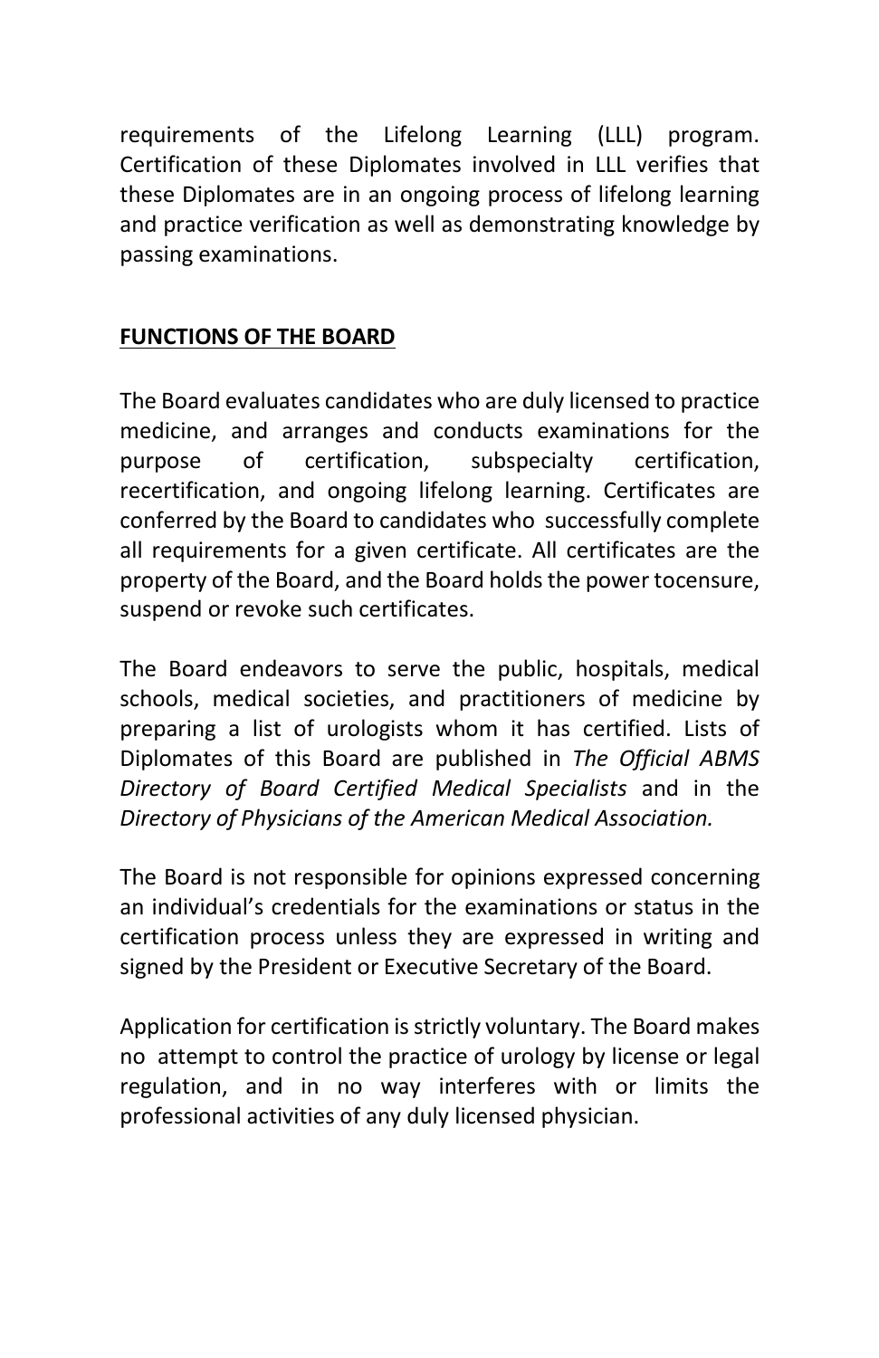requirements of the Lifelong Learning (LLL) program. Certification of these Diplomates involved in LLL verifies that these Diplomates are in an ongoing process of lifelong learning and practice verification as well as demonstrating knowledge by passing examinations.

## FUNCTIONS OF THE BOARD

The Board evaluates candidates who are duly licensed to practice medicine, and arranges and conducts examinations for the purpose of certification, subspecialty certification, recertification, and ongoing lifelong learning. Certificates are conferred by the Board to candidates who successfully complete all requirements for a given certificate. All certificates are the property of the Board, and the Board holds the power tocensure, suspend or revoke such certificates.

The Board endeavors to serve the public, hospitals, medical schools, medical societies, and practitioners of medicine by preparing a list of urologists whom it has certified. Lists of Diplomates of this Board are published in *The Official ABMS Directory of Board Certified Medical Specialists* and in the *Directory of Physicians of the American Medical Association.*

The Board is not responsible for opinions expressed concerning an individual's credentials for the examinations or status in the certification process unless they are expressed in writing and signed by the President or Executive Secretary of the Board.

Application for certification is strictly voluntary. The Board makes no attempt to control the practice of urology by license or legal regulation, and in no way interferes with or limits the professional activities of any duly licensed physician.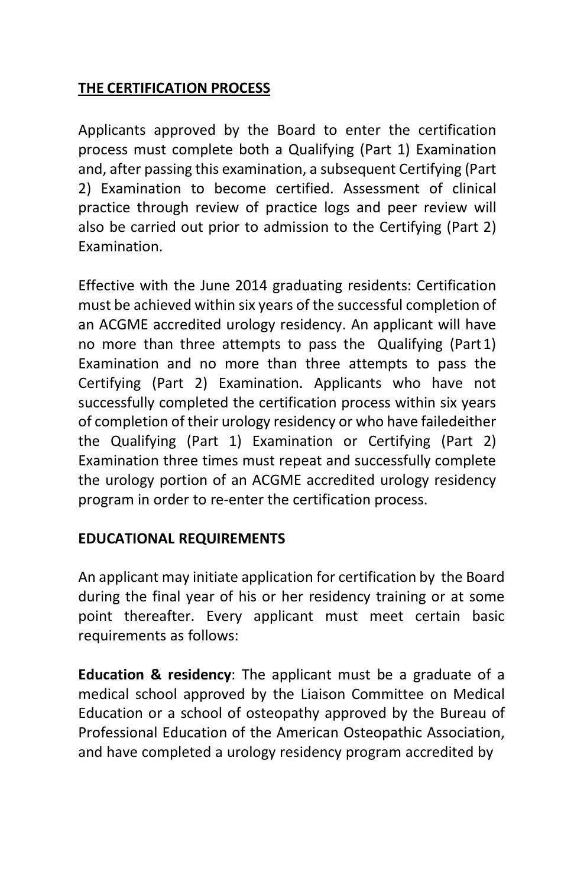## THE CERTIFICATION PROCESS

Applicants approved by the Board to enter the certification process must complete both a Qualifying (Part 1) Examination and, after passing this examination, a subsequent Certifying (Part 2) Examination to become certified. Assessment of clinical practice through review of practice logs and peer review will also be carried out prior to admission to the Certifying (Part 2) Examination.

Effective with the June 2014 graduating residents: Certification must be achieved within six years of the successful completion of an ACGME accredited urology residency. An applicant will have no more than three attempts to pass the Qualifying (Part 1) Examination and no more than three attempts to pass the Certifying (Part 2) Examination. Applicants who have not successfully completed the certification process within six years of completion of their urology residency or who have failed either the Qualifying (Part 1) Examination or Certifying (Part 2) Examination three times must repeat and successfully complete the urology portion of an ACGME accredited urology residency program in order to re-enter the certification process.

## EDUCATIONAL REQUIREMENTS

An applicant may initiate application for certification by the Board during the final year of his or her residency training or at some point thereafter. Every applicant must meet certain basic requirements as follows:

**Education & residency**: The applicant must be a graduate of a medical school approved by the Liaison Committee on Medical Education or a school of osteopathy approved by the Bureau of Professional Education of the American Osteopathic Association, and have completed a urology residency program accredited by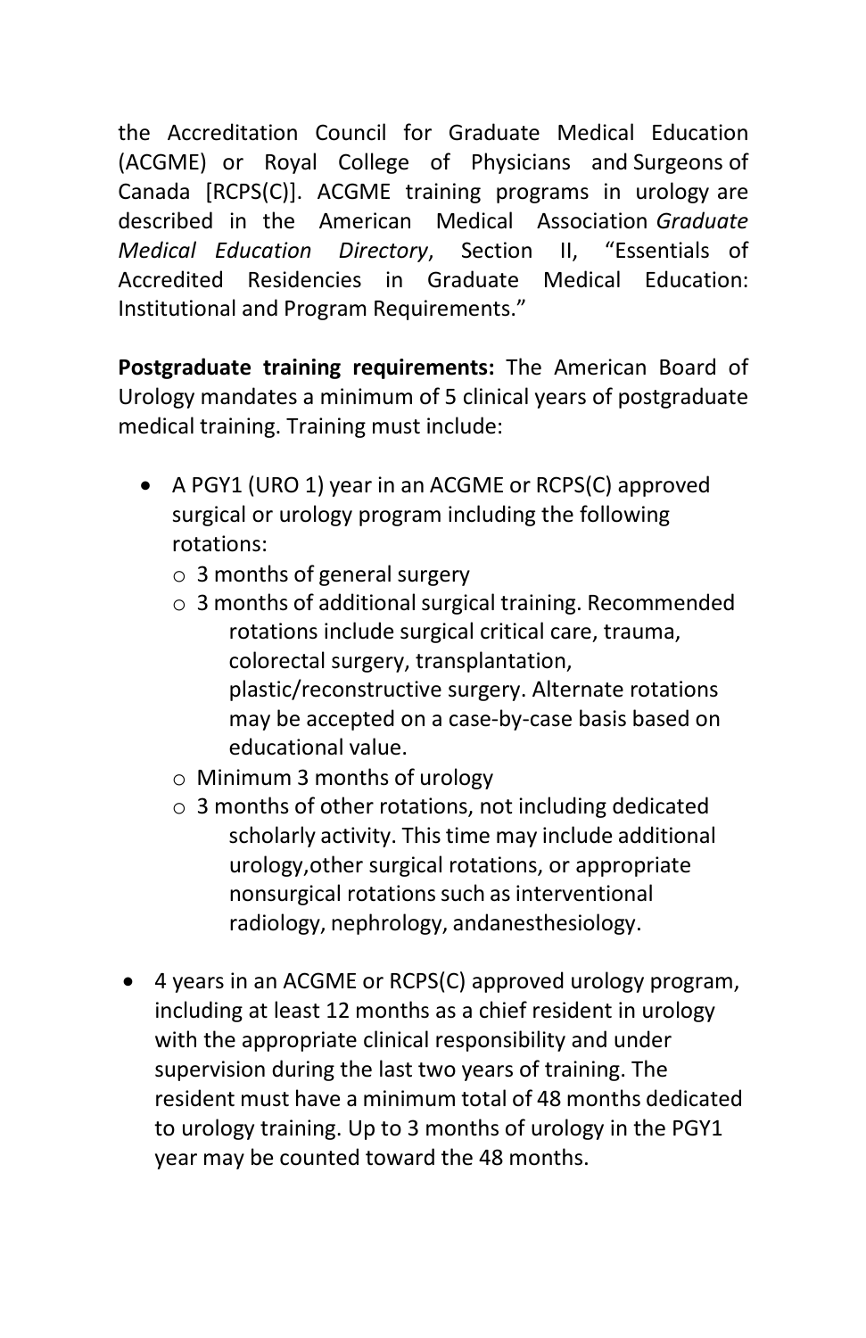the Accreditation Council for Graduate Medical Education (ACGME) or Royal College of Physicians and Surgeons of Canada [RCPS(C)]. ACGME training programs in urology are described in the American Medical Association *Graduate Medical Education Directory*, Section II, "Essentials of Accredited Residencies in Graduate Medical Education: Institutional and Program Requirements."

**Postgraduate training requirements:** The American Board of Urology mandates a minimum of 5 clinical years of postgraduate medical training. Training must include:

- A PGY1 (URO 1) year in an ACGME or RCPS(C) approved surgical or urology program including the following rotations:
  - 3 months of general surgery
  - 3 months of additional surgical training. Recommended rotations include surgical critical care, trauma, colorectal surgery, transplantation, plastic/reconstructive surgery. Alternate rotations may be accepted on a case-by-case basis based on educational value.
  - Minimum 3 months of urology
  - 3 months of other rotations, not including dedicated scholarly activity. This time may include additional urology,other surgical rotations, or appropriate nonsurgical rotations such as interventional radiology, nephrology, andanesthesiology.

- 4 years in an ACGME or RCPS(C) approved urology program, including at least 12 months as a chief resident in urology with the appropriate clinical responsibility and under supervision during the last two years of training. The resident must have a minimum total of 48 months dedicated to urology training. Up to 3 months of urology in the PGY1 year may be counted toward the 48 months.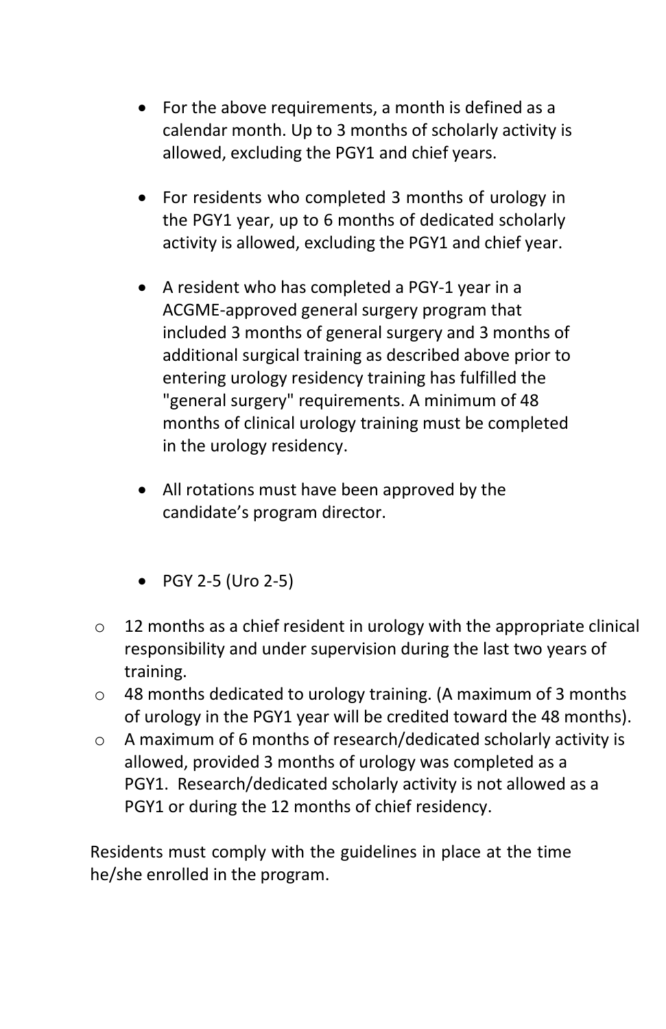- For the above requirements, a month is defined as a calendar month. Up to 3 months of scholarly activity is allowed, excluding the PGY1 and chief years.

- For residents who completed 3 months of urology in the PGY1 year, up to 6 months of dedicated scholarly activity is allowed, excluding the PGY1 and chief year.

- A resident who has completed a PGY-1 year in a ACGME-approved general surgery program that included 3 months of general surgery and 3 months of additional surgical training as described above prior to entering urology residency training has fulfilled the "general surgery" requirements. A minimum of 48 months of clinical urology training must be completed in the urology residency.

- All rotations must have been approved by the candidate's program director.

- PGY 2-5 (Uro 2-5)

  - 12 months as a chief resident in urology with the appropriate clinical responsibility and under supervision during the last two years of training.
  - 48 months dedicated to urology training. (A maximum of 3 months of urology in the PGY1 year will be credited toward the 48 months).
  - A maximum of 6 months of research/dedicated scholarly activity is allowed, provided 3 months of urology was completed as a PGY1. Research/dedicated scholarly activity is not allowed as a PGY1 or during the 12 months of chief residency.

Residents must comply with the guidelines in place at the time he/she enrolled in the program.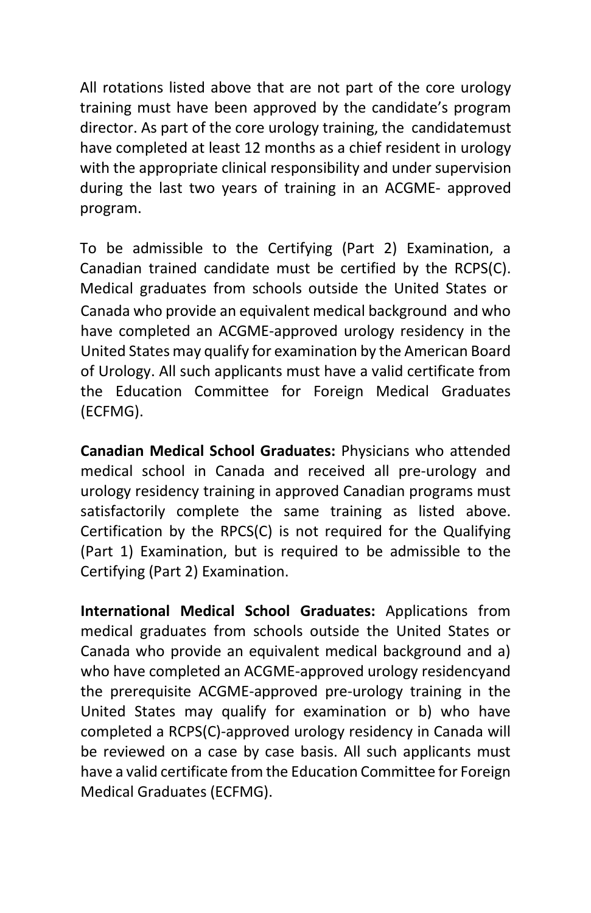All rotations listed above that are not part of the core urology training must have been approved by the candidate's program director. As part of the core urology training, the candidatemust have completed at least 12 months as a chief resident in urology with the appropriate clinical responsibility and under supervision during the last two years of training in an ACGME- approved program.

To be admissible to the Certifying (Part 2) Examination, a Canadian trained candidate must be certified by the RCPS(C). Medical graduates from schools outside the United States or Canada who provide an equivalent medical background and who have completed an ACGME-approved urology residency in the United States may qualify for examination by the American Board of Urology. All such applicants must have a valid certificate from the Education Committee for Foreign Medical Graduates (ECFMG).

**Canadian Medical School Graduates:** Physicians who attended medical school in Canada and received all pre-urology and urology residency training in approved Canadian programs must satisfactorily complete the same training as listed above. Certification by the RPCS(C) is not required for the Qualifying (Part 1) Examination, but is required to be admissible to the Certifying (Part 2) Examination.

**International Medical School Graduates:** Applications from medical graduates from schools outside the United States or Canada who provide an equivalent medical background and a) who have completed an ACGME-approved urology residencyand the prerequisite ACGME-approved pre-urology training in the United States may qualify for examination or b) who have completed a RCPS(C)-approved urology residency in Canada will be reviewed on a case by case basis. All such applicants must have a valid certificate from the Education Committee for Foreign Medical Graduates (ECFMG).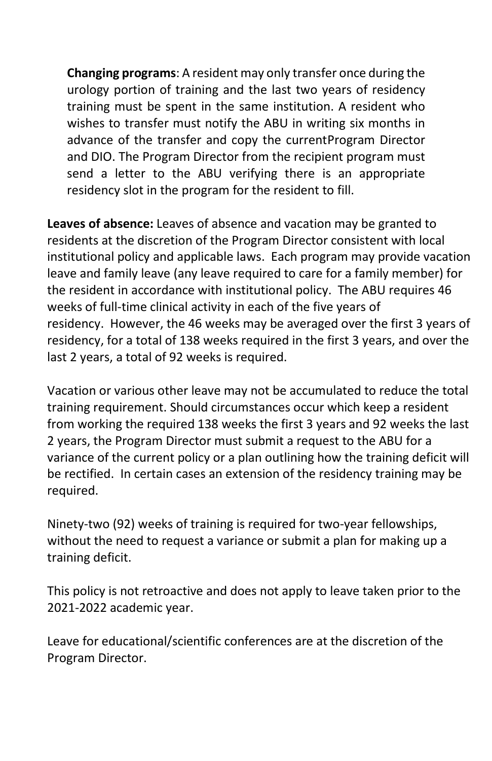**Changing programs**: A resident may only transfer once during the urology portion of training and the last two years of residency training must be spent in the same institution. A resident who wishes to transfer must notify the ABU in writing six months in advance of the transfer and copy the currentProgram Director and DIO. The Program Director from the recipient program must send a letter to the ABU verifying there is an appropriate residency slot in the program for the resident to fill.

**Leaves of absence:** Leaves of absence and vacation may be granted to residents at the discretion of the Program Director consistent with local institutional policy and applicable laws. Each program may provide vacation leave and family leave (any leave required to care for a family member) for the resident in accordance with institutional policy. The ABU requires 46 weeks of full-time clinical activity in each of the five years of residency. However, the 46 weeks may be averaged over the first 3 years of residency, for a total of 138 weeks required in the first 3 years, and over the last 2 years, a total of 92 weeks is required.

Vacation or various other leave may not be accumulated to reduce the total training requirement. Should circumstances occur which keep a resident from working the required 138 weeks the first 3 years and 92 weeks the last 2 years, the Program Director must submit a request to the ABU for a variance of the current policy or a plan outlining how the training deficit will be rectified. In certain cases an extension of the residency training may be required.

Ninety-two (92) weeks of training is required for two-year fellowships, without the need to request a variance or submit a plan for making up a training deficit.

This policy is not retroactive and does not apply to leave taken prior to the 2021-2022 academic year.

Leave for educational/scientific conferences are at the discretion of the Program Director.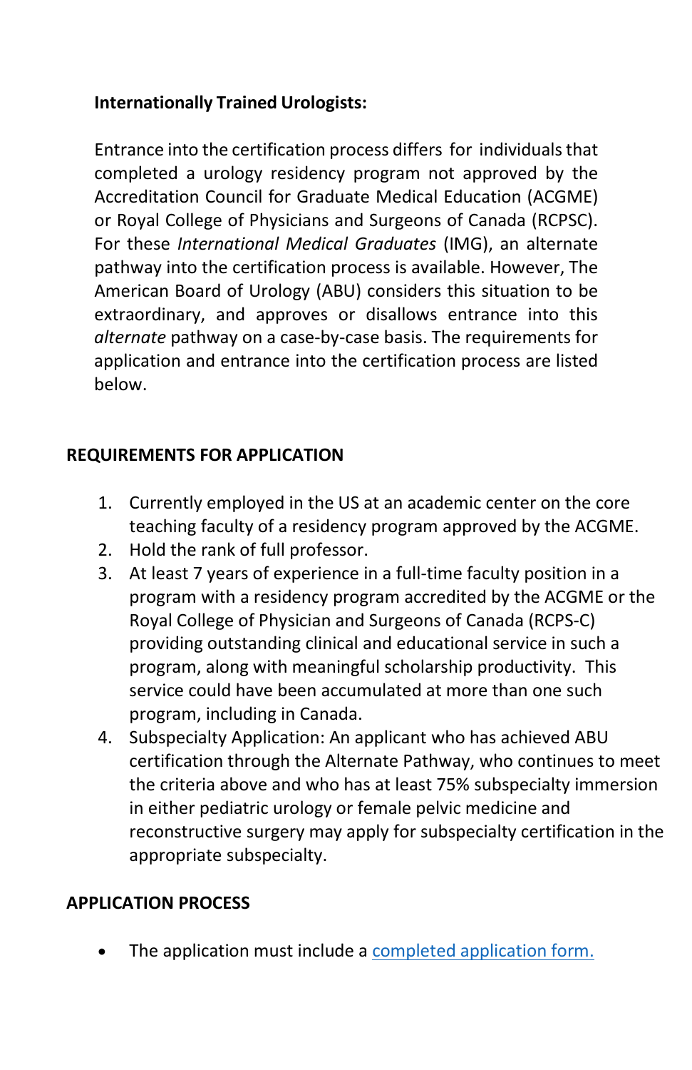**Internationally Trained Urologists:**

Entrance into the certification process differs for individuals that completed a urology residency program not approved by the Accreditation Council for Graduate Medical Education (ACGME) or Royal College of Physicians and Surgeons of Canada (RCPSC). For these *International Medical Graduates* (IMG), an alternate pathway into the certification process is available. However, The American Board of Urology (ABU) considers this situation to be extraordinary, and approves or disallows entrance into this *alternate* pathway on a case-by-case basis. The requirements for application and entrance into the certification process are listed below.

## REQUIREMENTS FOR APPLICATION

1. Currently employed in the US at an academic center on the core teaching faculty of a residency program approved by the ACGME.
2. Hold the rank of full professor.
3. At least 7 years of experience in a full-time faculty position in a program with a residency program accredited by the ACGME or the Royal College of Physician and Surgeons of Canada (RCPS-C) providing outstanding clinical and educational service in such a program, along with meaningful scholarship productivity. This service could have been accumulated at more than one such program, including in Canada.
4. Subspecialty Application: An applicant who has achieved ABU certification through the Alternate Pathway, who continues to meet the criteria above and who has at least 75% subspecialty immersion in either pediatric urology or female pelvic medicine and reconstructive surgery may apply for subspecialty certification in the appropriate subspecialty.

## APPLICATION PROCESS

- The application must include a completed application form.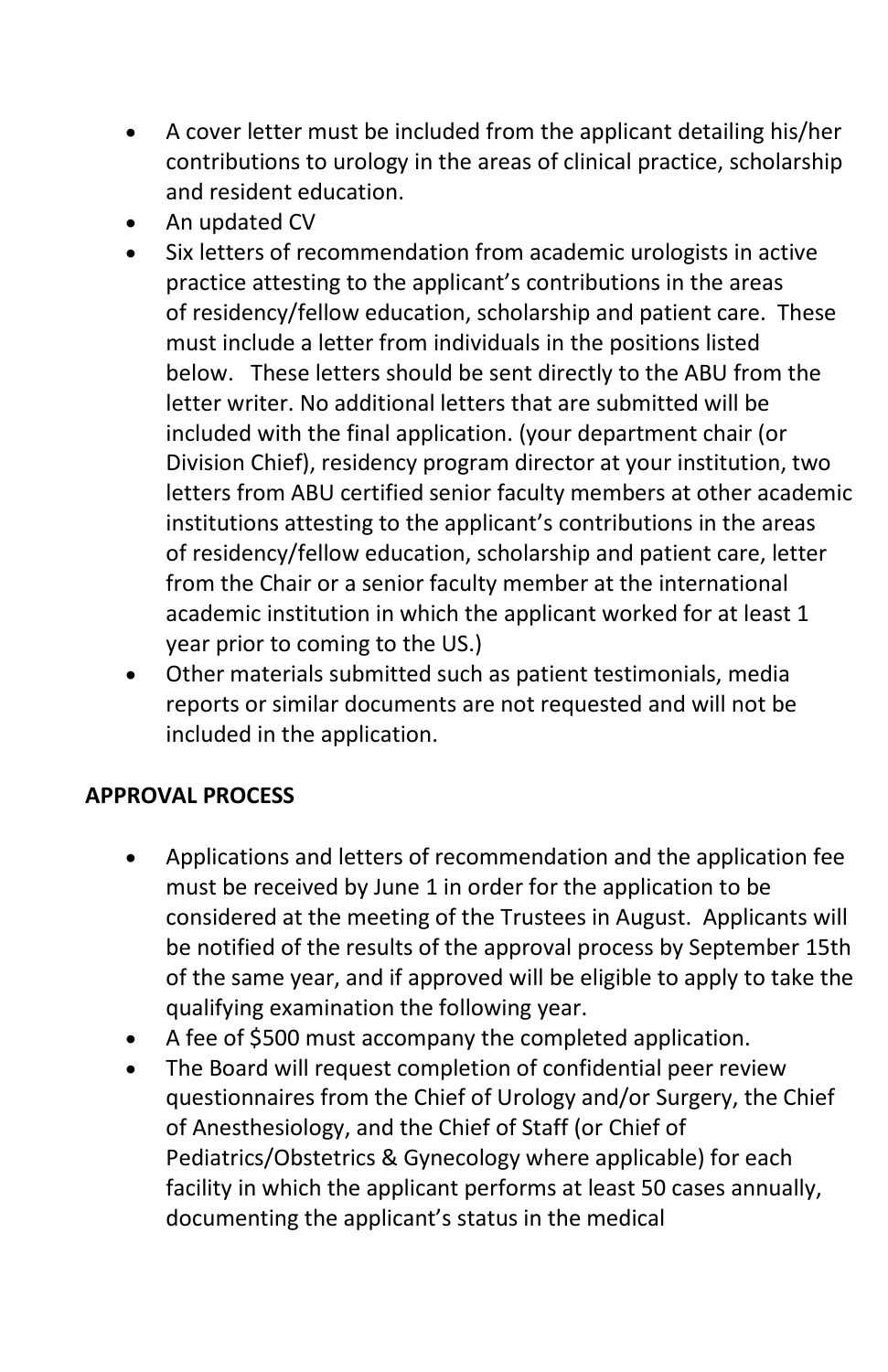- A cover letter must be included from the applicant detailing his/her contributions to urology in the areas of clinical practice, scholarship and resident education.
- An updated CV
- Six letters of recommendation from academic urologists in active practice attesting to the applicant's contributions in the areas of residency/fellow education, scholarship and patient care. These must include a letter from individuals in the positions listed below. These letters should be sent directly to the ABU from the letter writer. No additional letters that are submitted will be included with the final application. (your department chair (or Division Chief), residency program director at your institution, two letters from ABU certified senior faculty members at other academic institutions attesting to the applicant's contributions in the areas of residency/fellow education, scholarship and patient care, letter from the Chair or a senior faculty member at the international academic institution in which the applicant worked for at least 1 year prior to coming to the US.)
- Other materials submitted such as patient testimonials, media reports or similar documents are not requested and will not be included in the application.

**APPROVAL PROCESS**

- Applications and letters of recommendation and the application fee must be received by June 1 in order for the application to be considered at the meeting of the Trustees in August. Applicants will be notified of the results of the approval process by September 15th of the same year, and if approved will be eligible to apply to take the qualifying examination the following year.
- A fee of $500 must accompany the completed application.
- The Board will request completion of confidential peer review questionnaires from the Chief of Urology and/or Surgery, the Chief of Anesthesiology, and the Chief of Staff (or Chief of Pediatrics/Obstetrics & Gynecology where applicable) for each facility in which the applicant performs at least 50 cases annually, documenting the applicant's status in the medical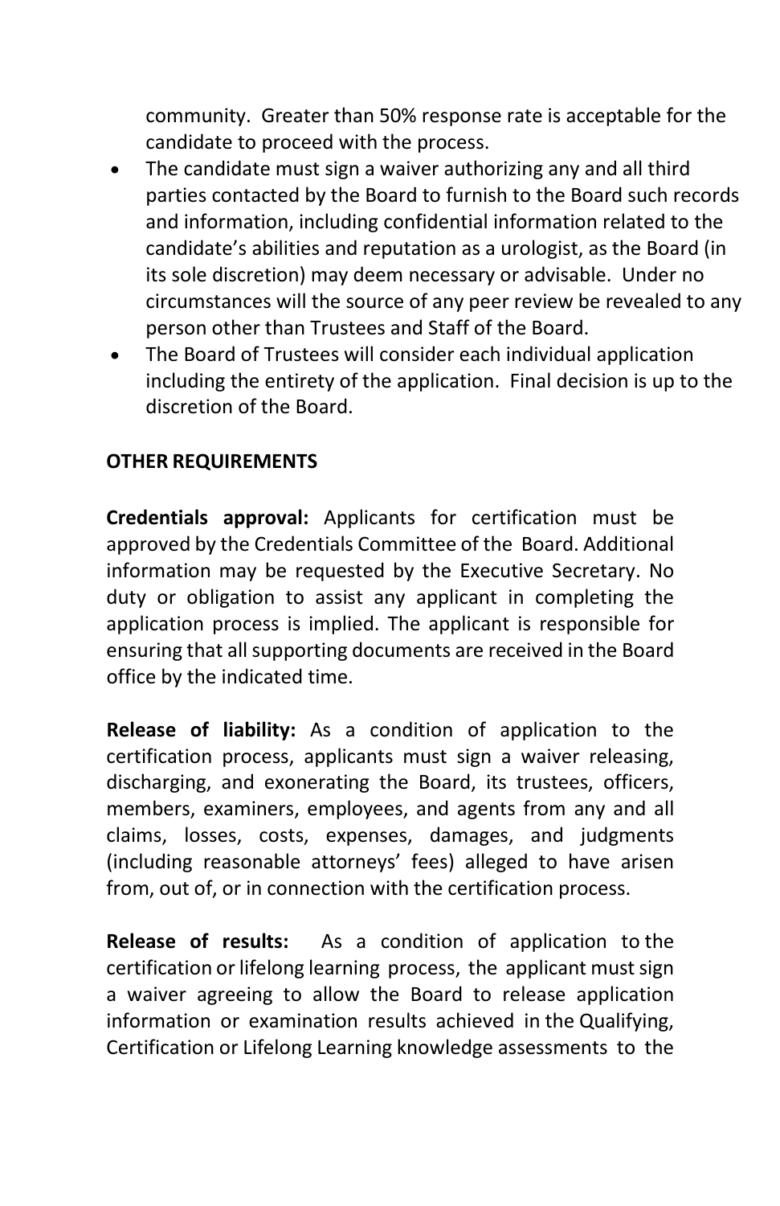community. Greater than 50% response rate is acceptable for the candidate to proceed with the process.

- The candidate must sign a waiver authorizing any and all third parties contacted by the Board to furnish to the Board such records and information, including confidential information related to the candidate's abilities and reputation as a urologist, as the Board (in its sole discretion) may deem necessary or advisable. Under no circumstances will the source of any peer review be revealed to any person other than Trustees and Staff of the Board.
- The Board of Trustees will consider each individual application including the entirety of the application. Final decision is up to the discretion of the Board.

**OTHER REQUIREMENTS**

**Credentials approval:** Applicants for certification must be approved by the Credentials Committee of the Board. Additional information may be requested by the Executive Secretary. No duty or obligation to assist any applicant in completing the application process is implied. The applicant is responsible for ensuring that all supporting documents are received in the Board office by the indicated time.

**Release of liability:** As a condition of application to the certification process, applicants must sign a waiver releasing, discharging, and exonerating the Board, its trustees, officers, members, examiners, employees, and agents from any and all claims, losses, costs, expenses, damages, and judgments (including reasonable attorneys' fees) alleged to have arisen from, out of, or in connection with the certification process.

**Release of results:** As a condition of application to the certification or lifelong learning process, the applicant must sign a waiver agreeing to allow the Board to release application information or examination results achieved in the Qualifying, Certification or Lifelong Learning knowledge assessments to the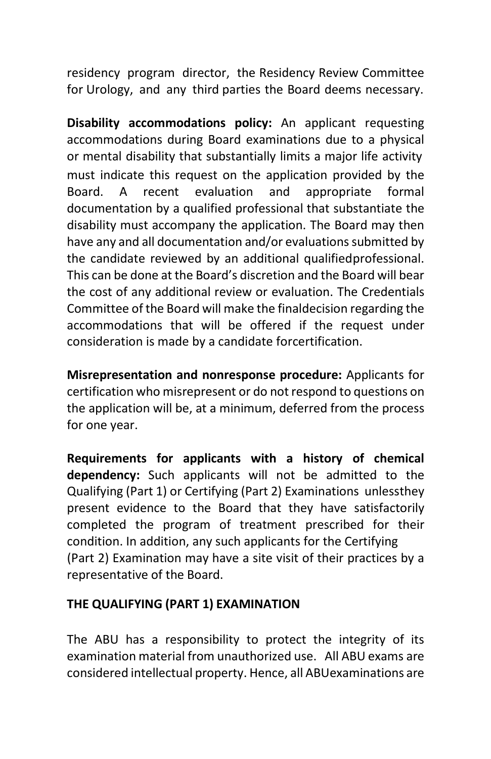residency program director, the Residency Review Committee for Urology, and any third parties the Board deems necessary.

**Disability accommodations policy:** An applicant requesting accommodations during Board examinations due to a physical or mental disability that substantially limits a major life activity must indicate this request on the application provided by the Board. A recent evaluation and appropriate formal documentation by a qualified professional that substantiate the disability must accompany the application. The Board may then have any and all documentation and/or evaluations submitted by the candidate reviewed by an additional qualifiedprofessional. This can be done at the Board's discretion and the Board will bear the cost of any additional review or evaluation. The Credentials Committee of the Board will make the finaldecision regarding the accommodations that will be offered if the request under consideration is made by a candidate forcertification.

**Misrepresentation and nonresponse procedure:** Applicants for certification who misrepresent or do not respond to questions on the application will be, at a minimum, deferred from the process for one year.

**Requirements for applicants with a history of chemical dependency:** Such applicants will not be admitted to the Qualifying (Part 1) or Certifying (Part 2) Examinations unlessthey present evidence to the Board that they have satisfactorily completed the program of treatment prescribed for their condition. In addition, any such applicants for the Certifying (Part 2) Examination may have a site visit of their practices by a representative of the Board.

## THE QUALIFYING (PART 1) EXAMINATION

The ABU has a responsibility to protect the integrity of its examination material from unauthorized use. All ABU exams are considered intellectual property. Hence, all ABUexaminations are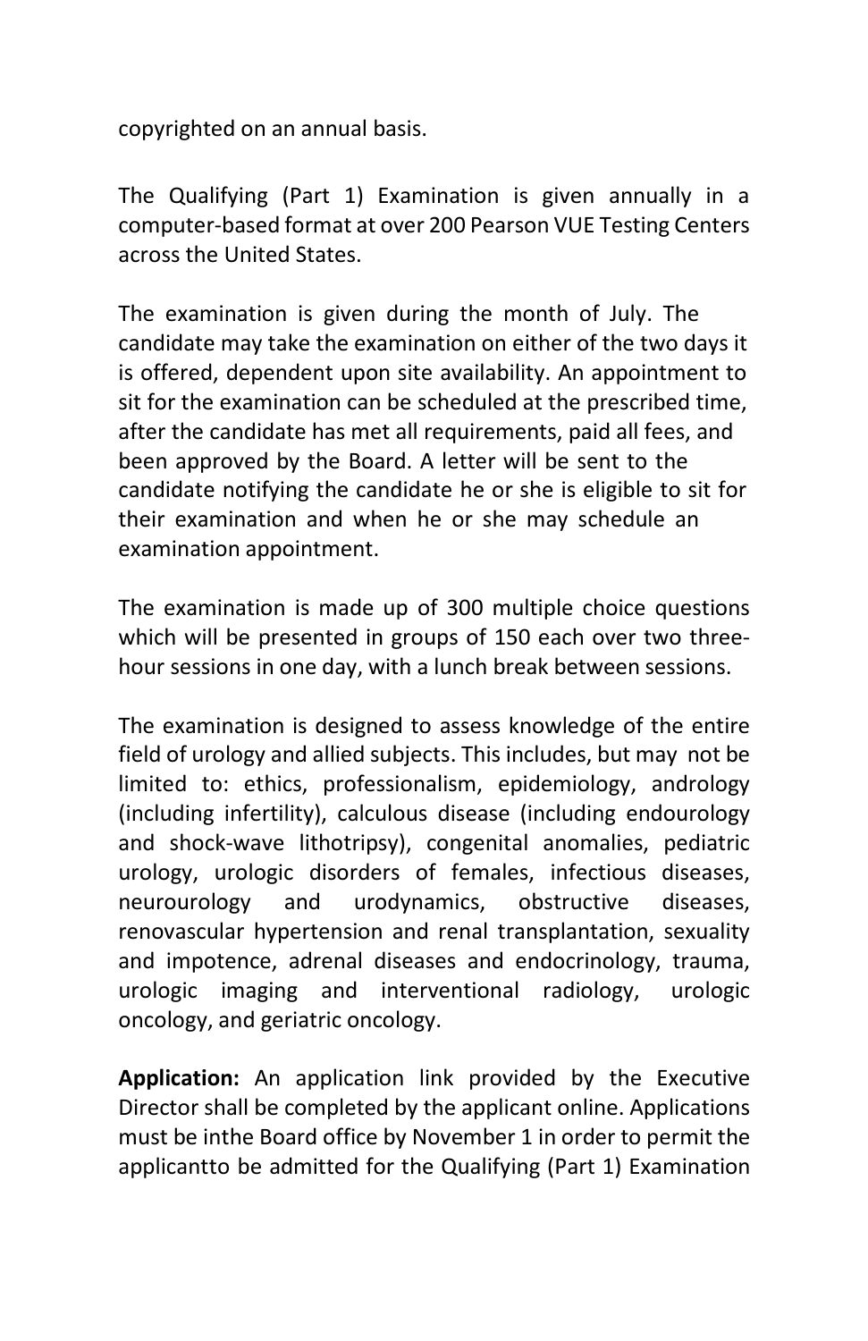copyrighted on an annual basis.

The Qualifying (Part 1) Examination is given annually in a computer-based format at over 200 Pearson VUE Testing Centers across the United States.

The examination is given during the month of July. The candidate may take the examination on either of the two days it is offered, dependent upon site availability. An appointment to sit for the examination can be scheduled at the prescribed time, after the candidate has met all requirements, paid all fees, and been approved by the Board. A letter will be sent to the candidate notifying the candidate he or she is eligible to sit for their examination and when he or she may schedule an examination appointment.

The examination is made up of 300 multiple choice questions which will be presented in groups of 150 each over two three-hour sessions in one day, with a lunch break between sessions.

The examination is designed to assess knowledge of the entire field of urology and allied subjects. This includes, but may not be limited to: ethics, professionalism, epidemiology, andrology (including infertility), calculous disease (including endourology and shock-wave lithotripsy), congenital anomalies, pediatric urology, urologic disorders of females, infectious diseases, neurourology and urodynamics, obstructive diseases, renovascular hypertension and renal transplantation, sexuality and impotence, adrenal diseases and endocrinology, trauma, urologic imaging and interventional radiology, urologic oncology, and geriatric oncology.

**Application:** An application link provided by the Executive Director shall be completed by the applicant online. Applications must be inthe Board office by November 1 in order to permit the applicantto be admitted for the Qualifying (Part 1) Examination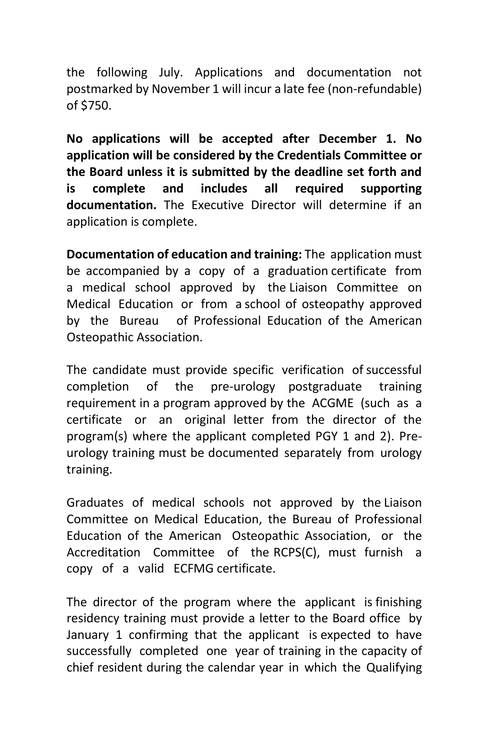the following July. Applications and documentation not postmarked by November 1 will incur a late fee (non-refundable) of $750.

**No applications will be accepted after December 1. No application will be considered by the Credentials Committee or the Board unless it is submitted by the deadline set forth and is complete and includes all required supporting documentation.** The Executive Director will determine if an application is complete.

**Documentation of education and training:** The application must be accompanied by a copy of a graduation certificate from a medical school approved by the Liaison Committee on Medical Education or from a school of osteopathy approved by the Bureau of Professional Education of the American Osteopathic Association.

The candidate must provide specific verification of successful completion of the pre-urology postgraduate training requirement in a program approved by the ACGME (such as a certificate or an original letter from the director of the program(s) where the applicant completed PGY 1 and 2). Pre-urology training must be documented separately from urology training.

Graduates of medical schools not approved by the Liaison Committee on Medical Education, the Bureau of Professional Education of the American Osteopathic Association, or the Accreditation Committee of the RCPS(C), must furnish a copy of a valid ECFMG certificate.

The director of the program where the applicant is finishing residency training must provide a letter to the Board office by January 1 confirming that the applicant is expected to have successfully completed one year of training in the capacity of chief resident during the calendar year in which the Qualifying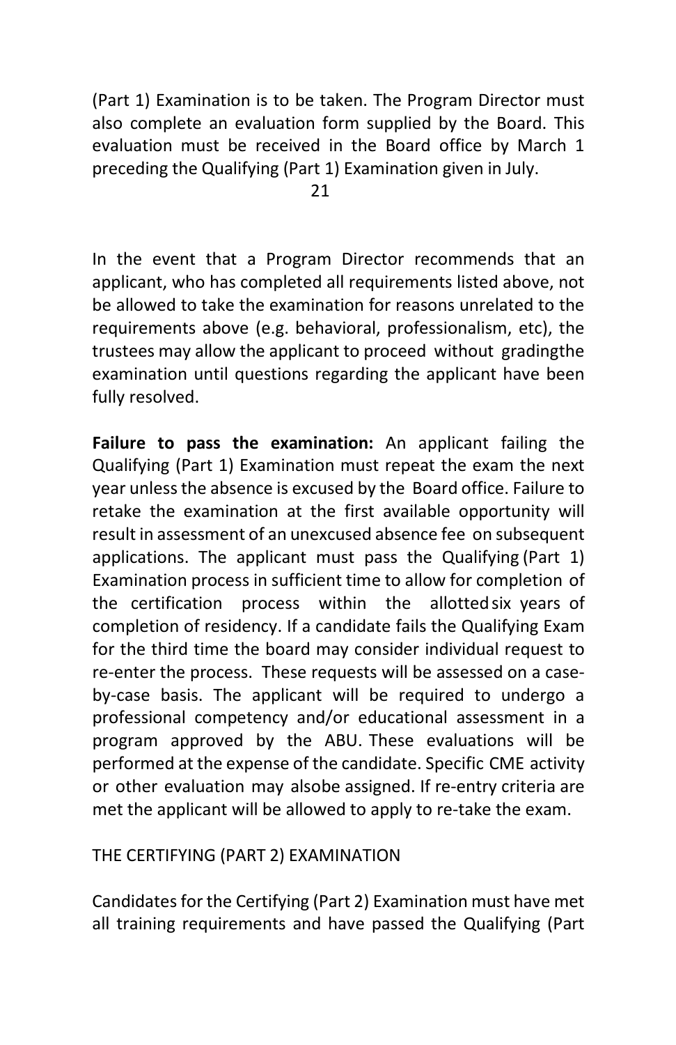(Part 1) Examination is to be taken. The Program Director must also complete an evaluation form supplied by the Board. This evaluation must be received in the Board office by March 1 preceding the Qualifying (Part 1) Examination given in July.

In the event that a Program Director recommends that an applicant, who has completed all requirements listed above, not be allowed to take the examination for reasons unrelated to the requirements above (e.g. behavioral, professionalism, etc), the trustees may allow the applicant to proceed without gradingthe examination until questions regarding the applicant have been fully resolved.

**Failure to pass the examination:** An applicant failing the Qualifying (Part 1) Examination must repeat the exam the next year unless the absence is excused by the Board office. Failure to retake the examination at the first available opportunity will result in assessment of an unexcused absence fee on subsequent applications. The applicant must pass the Qualifying (Part 1) Examination process in sufficient time to allow for completion of the certification process within the allotted six years of completion of residency. If a candidate fails the Qualifying Exam for the third time the board may consider individual request to re-enter the process. These requests will be assessed on a case-by-case basis. The applicant will be required to undergo a professional competency and/or educational assessment in a program approved by the ABU. These evaluations will be performed at the expense of the candidate. Specific CME activity or other evaluation may alsobe assigned. If re-entry criteria are met the applicant will be allowed to apply to re-take the exam.

## THE CERTIFYING (PART 2) EXAMINATION

Candidates for the Certifying (Part 2) Examination must have met all training requirements and have passed the Qualifying (Part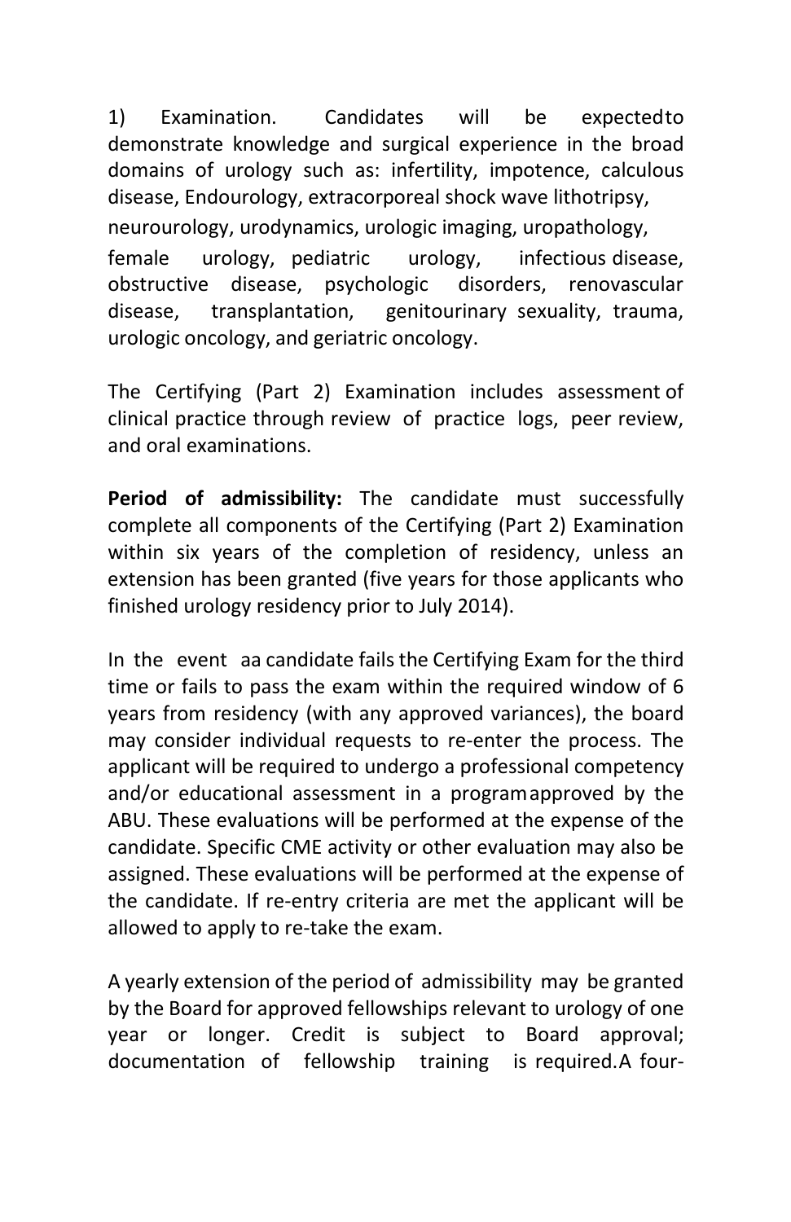1) Examination. Candidates will be expectedto demonstrate knowledge and surgical experience in the broad domains of urology such as: infertility, impotence, calculous disease, Endourology, extracorporeal shock wave lithotripsy, neurourology, urodynamics, urologic imaging, uropathology, female urology, pediatric urology, infectious disease, obstructive disease, psychologic disorders, renovascular disease, transplantation, genitourinary sexuality, trauma, urologic oncology, and geriatric oncology.

The Certifying (Part 2) Examination includes assessment of clinical practice through review of practice logs, peer review, and oral examinations.

**Period of admissibility:** The candidate must successfully complete all components of the Certifying (Part 2) Examination within six years of the completion of residency, unless an extension has been granted (five years for those applicants who finished urology residency prior to July 2014).

In the event aa candidate fails the Certifying Exam for the third time or fails to pass the exam within the required window of 6 years from residency (with any approved variances), the board may consider individual requests to re-enter the process. The applicant will be required to undergo a professional competency and/or educational assessment in a programapproved by the ABU. These evaluations will be performed at the expense of the candidate. Specific CME activity or other evaluation may also be assigned. These evaluations will be performed at the expense of the candidate. If re-entry criteria are met the applicant will be allowed to apply to re-take the exam.

A yearly extension of the period of admissibility may be granted by the Board for approved fellowships relevant to urology of one year or longer. Credit is subject to Board approval; documentation of fellowship training is required.A four-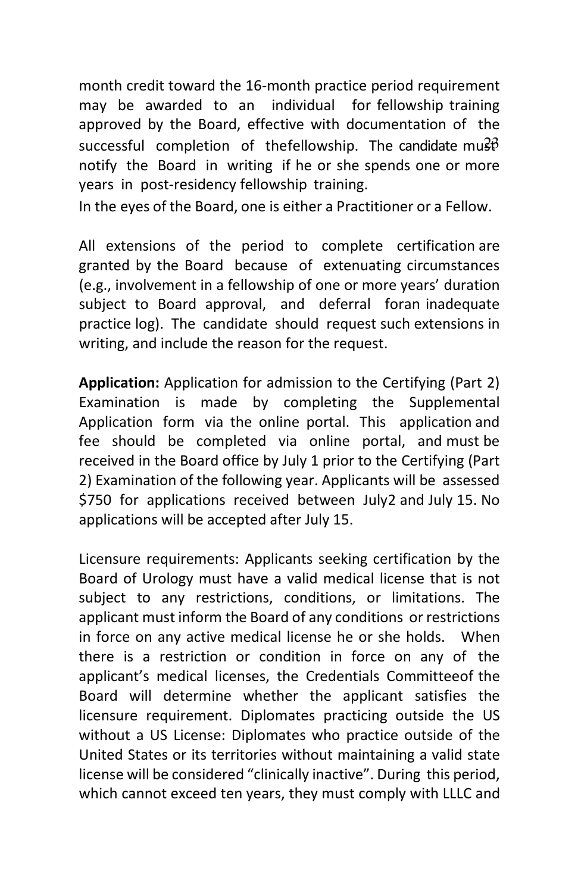month credit toward the 16-month practice period requirement may be awarded to an individual for fellowship training approved by the Board, effective with documentation of the successful completion of thefellowship. The candidate must notify the Board in writing if he or she spends one or more years in post-residency fellowship training.

In the eyes of the Board, one is either a Practitioner or a Fellow.

All extensions of the period to complete certification are granted by the Board because of extenuating circumstances (e.g., involvement in a fellowship of one or more years' duration subject to Board approval, and deferral foran inadequate practice log). The candidate should request such extensions in writing, and include the reason for the request.

**Application:** Application for admission to the Certifying (Part 2) Examination is made by completing the Supplemental Application form via the online portal. This application and fee should be completed via online portal, and must be received in the Board office by July 1 prior to the Certifying (Part 2) Examination of the following year. Applicants will be assessed $750 for applications received between July2 and July 15. No applications will be accepted after July 15.

Licensure requirements: Applicants seeking certification by the Board of Urology must have a valid medical license that is not subject to any restrictions, conditions, or limitations. The applicant must inform the Board of any conditions or restrictions in force on any active medical license he or she holds. When there is a restriction or condition in force on any of the applicant's medical licenses, the Credentials Committeeof the Board will determine whether the applicant satisfies the licensure requirement. Diplomates practicing outside the US without a US License: Diplomates who practice outside of the United States or its territories without maintaining a valid state license will be considered "clinically inactive". During this period, which cannot exceed ten years, they must comply with LLLC and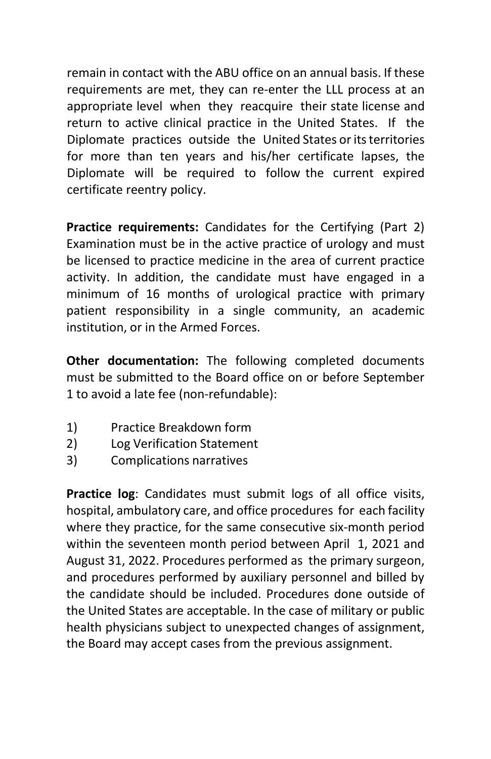remain in contact with the ABU office on an annual basis. If these requirements are met, they can re-enter the LLL process at an appropriate level when they reacquire their state license and return to active clinical practice in the United States. If the Diplomate practices outside the United States or its territories for more than ten years and his/her certificate lapses, the Diplomate will be required to follow the current expired certificate reentry policy.

**Practice requirements:** Candidates for the Certifying (Part 2) Examination must be in the active practice of urology and must be licensed to practice medicine in the area of current practice activity. In addition, the candidate must have engaged in a minimum of 16 months of urological practice with primary patient responsibility in a single community, an academic institution, or in the Armed Forces.

**Other documentation:** The following completed documents must be submitted to the Board office on or before September 1 to avoid a late fee (non-refundable):

1) Practice Breakdown form
2) Log Verification Statement
3) Complications narratives

**Practice log**: Candidates must submit logs of all office visits, hospital, ambulatory care, and office procedures for each facility where they practice, for the same consecutive six-month period within the seventeen month period between April 1, 2021 and August 31, 2022. Procedures performed as the primary surgeon, and procedures performed by auxiliary personnel and billed by the candidate should be included. Procedures done outside of the United States are acceptable. In the case of military or public health physicians subject to unexpected changes of assignment, the Board may accept cases from the previous assignment.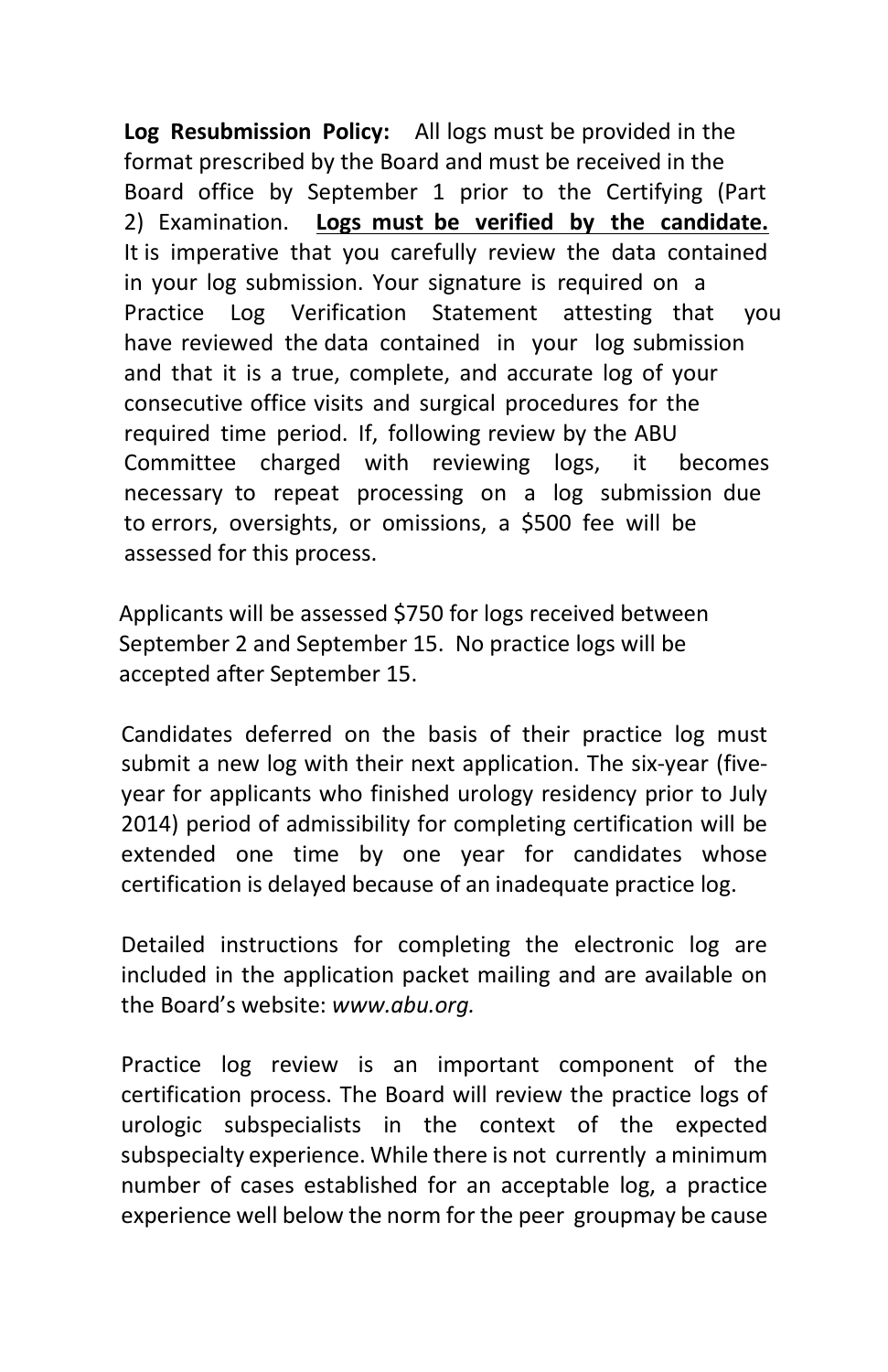**Log Resubmission Policy:** All logs must be provided in the format prescribed by the Board and must be received in the Board office by September 1 prior to the Certifying (Part 2) Examination. **Logs must be verified by the candidate.** It is imperative that you carefully review the data contained in your log submission. Your signature is required on a Practice Log Verification Statement attesting that you have reviewed the data contained in your log submission and that it is a true, complete, and accurate log of your consecutive office visits and surgical procedures for the required time period. If, following review by the ABU Committee charged with reviewing logs, it becomes necessary to repeat processing on a log submission due to errors, oversights, or omissions, a $500 fee will be assessed for this process.

Applicants will be assessed $750 for logs received between September 2 and September 15. No practice logs will be accepted after September 15.

Candidates deferred on the basis of their practice log must submit a new log with their next application. The six-year (five-year for applicants who finished urology residency prior to July 2014) period of admissibility for completing certification will be extended one time by one year for candidates whose certification is delayed because of an inadequate practice log.

Detailed instructions for completing the electronic log are included in the application packet mailing and are available on the Board's website: *www.abu.org.*

Practice log review is an important component of the certification process. The Board will review the practice logs of urologic subspecialists in the context of the expected subspecialty experience. While there is not currently a minimum number of cases established for an acceptable log, a practice experience well below the norm for the peer groupmay be cause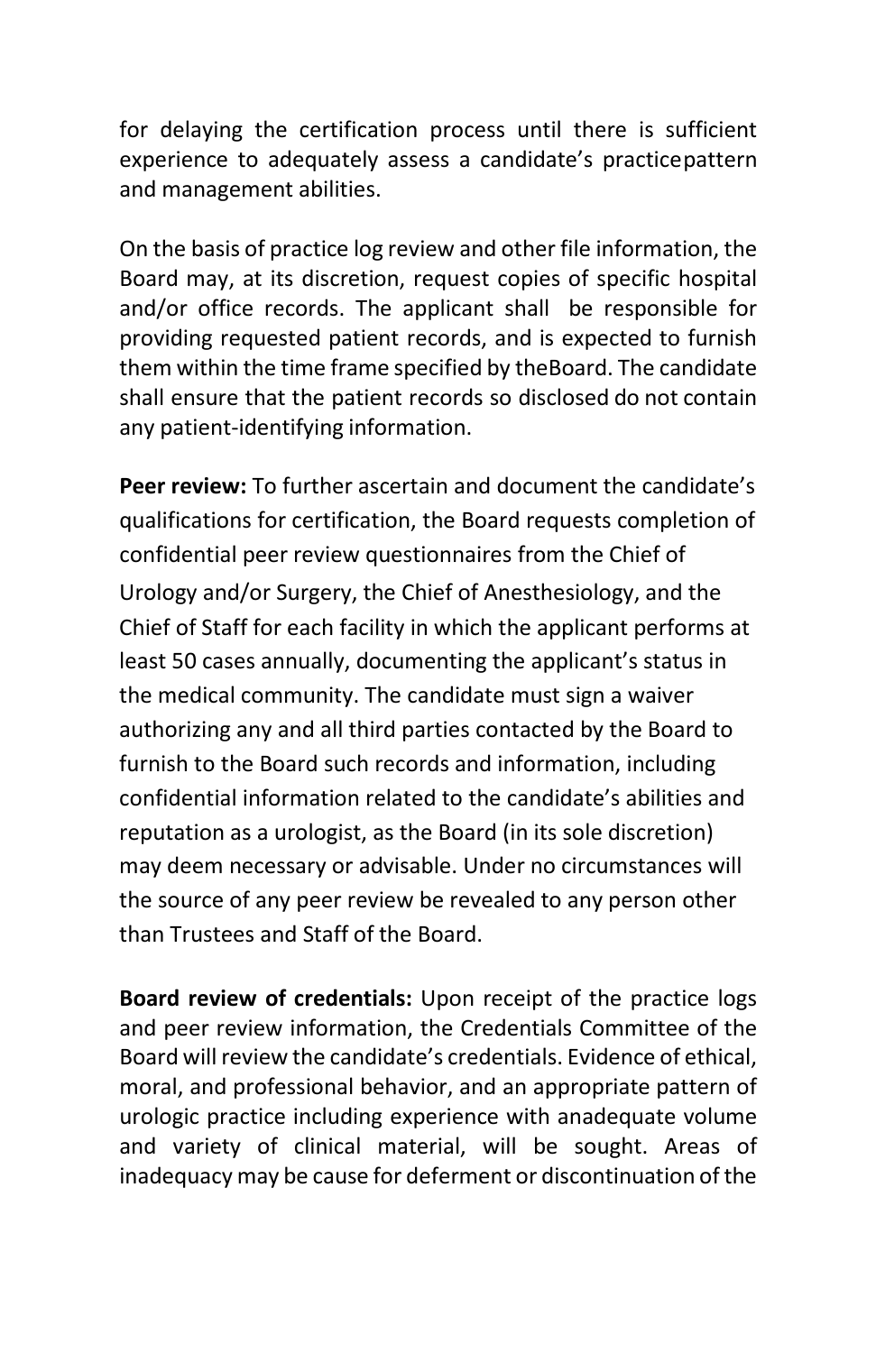for delaying the certification process until there is sufficient experience to adequately assess a candidate's practicepattern and management abilities.

On the basis of practice log review and other file information, the Board may, at its discretion, request copies of specific hospital and/or office records. The applicant shall be responsible for providing requested patient records, and is expected to furnish them within the time frame specified by theBoard. The candidate shall ensure that the patient records so disclosed do not contain any patient-identifying information.

**Peer review:** To further ascertain and document the candidate's qualifications for certification, the Board requests completion of confidential peer review questionnaires from the Chief of Urology and/or Surgery, the Chief of Anesthesiology, and the Chief of Staff for each facility in which the applicant performs at least 50 cases annually, documenting the applicant's status in the medical community. The candidate must sign a waiver authorizing any and all third parties contacted by the Board to furnish to the Board such records and information, including confidential information related to the candidate's abilities and reputation as a urologist, as the Board (in its sole discretion) may deem necessary or advisable. Under no circumstances will the source of any peer review be revealed to any person other than Trustees and Staff of the Board.

**Board review of credentials:** Upon receipt of the practice logs and peer review information, the Credentials Committee of the Board will review the candidate's credentials. Evidence of ethical, moral, and professional behavior, and an appropriate pattern of urologic practice including experience with anadequate volume and variety of clinical material, will be sought. Areas of inadequacy may be cause for deferment or discontinuation of the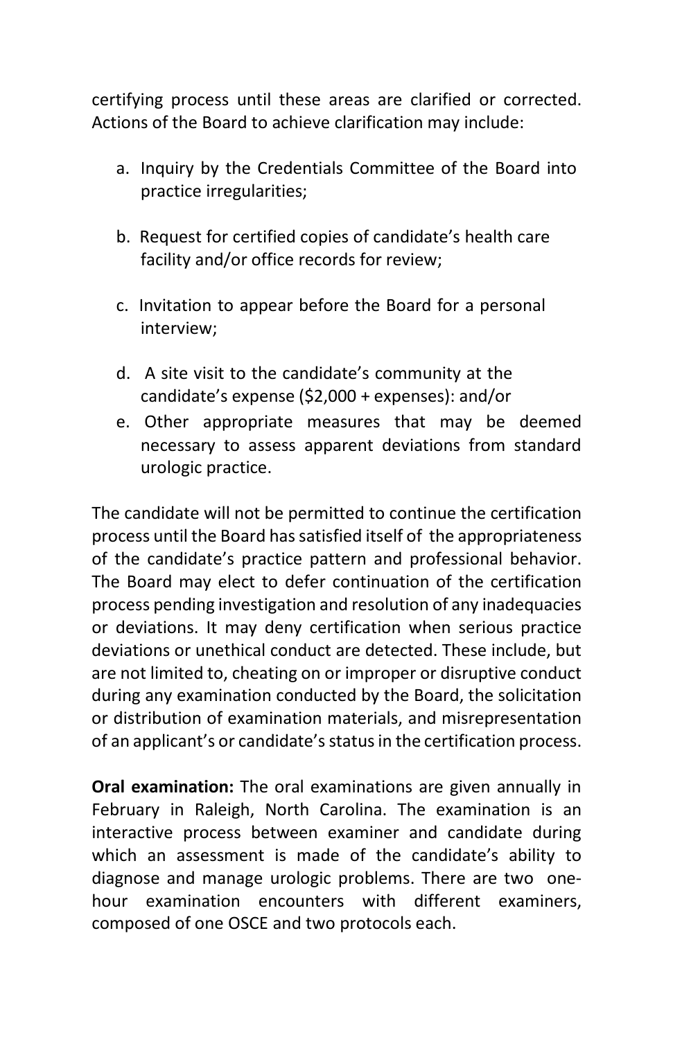certifying process until these areas are clarified or corrected. Actions of the Board to achieve clarification may include:

a. Inquiry by the Credentials Committee of the Board into practice irregularities;

b. Request for certified copies of candidate's health care facility and/or office records for review;

c. Invitation to appear before the Board for a personal interview;

d. A site visit to the candidate's community at the candidate's expense ($2,000 + expenses): and/or

e. Other appropriate measures that may be deemed necessary to assess apparent deviations from standard urologic practice.

The candidate will not be permitted to continue the certification process until the Board has satisfied itself of the appropriateness of the candidate's practice pattern and professional behavior. The Board may elect to defer continuation of the certification process pending investigation and resolution of any inadequacies or deviations. It may deny certification when serious practice deviations or unethical conduct are detected. These include, but are not limited to, cheating on or improper or disruptive conduct during any examination conducted by the Board, the solicitation or distribution of examination materials, and misrepresentation of an applicant's or candidate's status in the certification process.

**Oral examination:** The oral examinations are given annually in February in Raleigh, North Carolina. The examination is an interactive process between examiner and candidate during which an assessment is made of the candidate's ability to diagnose and manage urologic problems. There are two one-hour examination encounters with different examiners, composed of one OSCE and two protocols each.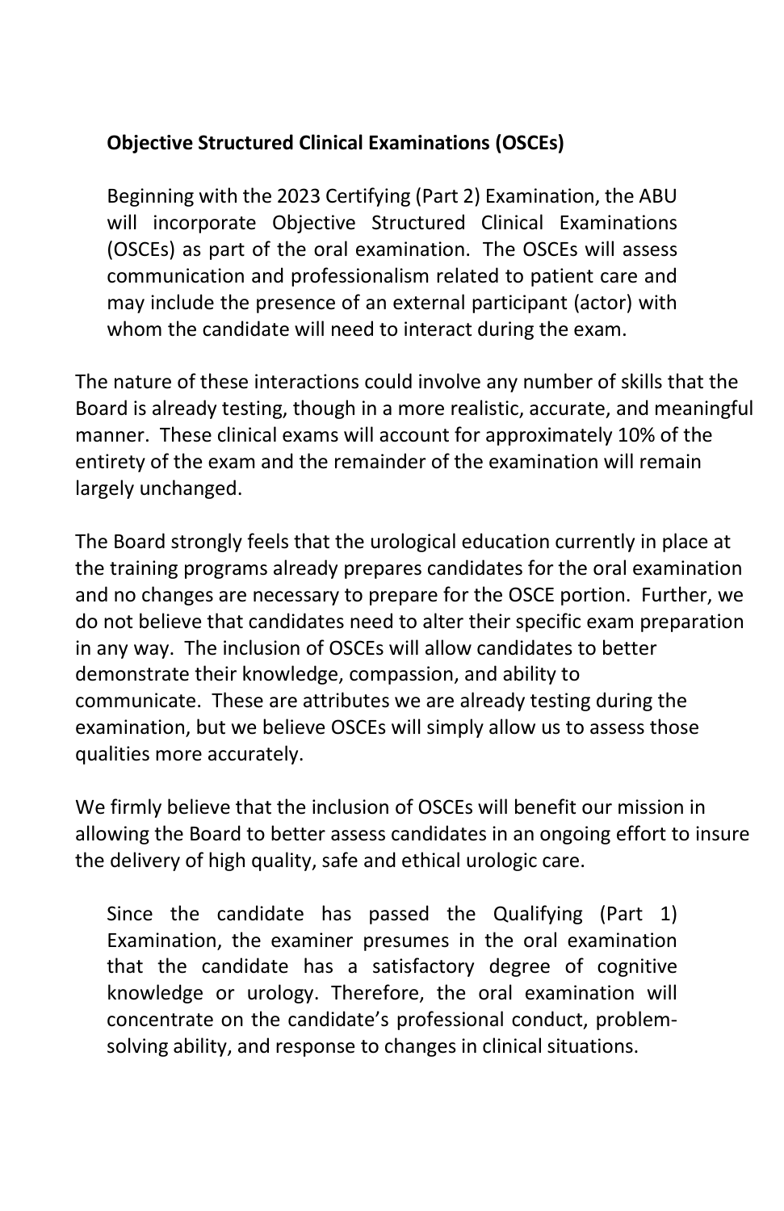**Objective Structured Clinical Examinations (OSCEs)**

Beginning with the 2023 Certifying (Part 2) Examination, the ABU will incorporate Objective Structured Clinical Examinations (OSCEs) as part of the oral examination. The OSCEs will assess communication and professionalism related to patient care and may include the presence of an external participant (actor) with whom the candidate will need to interact during the exam.

The nature of these interactions could involve any number of skills that the Board is already testing, though in a more realistic, accurate, and meaningful manner. These clinical exams will account for approximately 10% of the entirety of the exam and the remainder of the examination will remain largely unchanged.

The Board strongly feels that the urological education currently in place at the training programs already prepares candidates for the oral examination and no changes are necessary to prepare for the OSCE portion. Further, we do not believe that candidates need to alter their specific exam preparation in any way. The inclusion of OSCEs will allow candidates to better demonstrate their knowledge, compassion, and ability to communicate. These are attributes we are already testing during the examination, but we believe OSCEs will simply allow us to assess those qualities more accurately.

We firmly believe that the inclusion of OSCEs will benefit our mission in allowing the Board to better assess candidates in an ongoing effort to insure the delivery of high quality, safe and ethical urologic care.

Since the candidate has passed the Qualifying (Part 1) Examination, the examiner presumes in the oral examination that the candidate has a satisfactory degree of cognitive knowledge or urology. Therefore, the oral examination will concentrate on the candidate's professional conduct, problem-solving ability, and response to changes in clinical situations.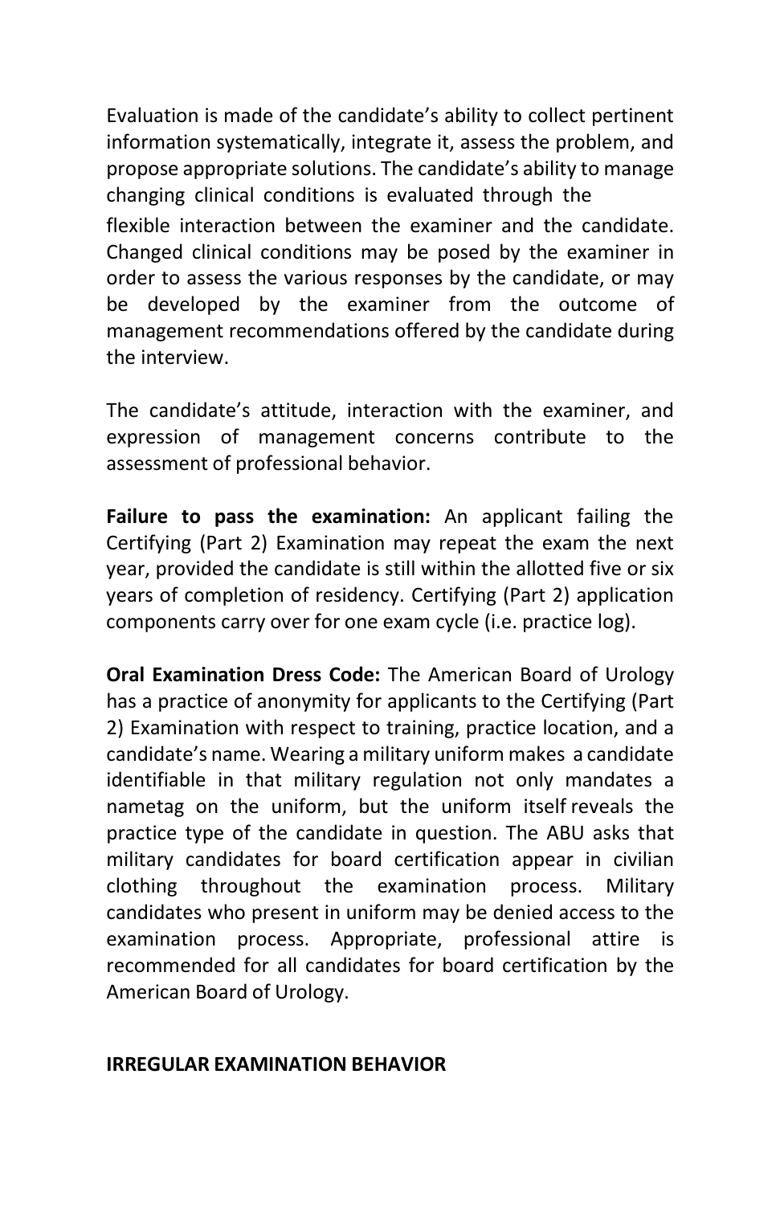Evaluation is made of the candidate's ability to collect pertinent information systematically, integrate it, assess the problem, and propose appropriate solutions. The candidate's ability to manage changing clinical conditions is evaluated through the flexible interaction between the examiner and the candidate. Changed clinical conditions may be posed by the examiner in order to assess the various responses by the candidate, or may be developed by the examiner from the outcome of management recommendations offered by the candidate during the interview.

The candidate's attitude, interaction with the examiner, and expression of management concerns contribute to the assessment of professional behavior.

**Failure to pass the examination:** An applicant failing the Certifying (Part 2) Examination may repeat the exam the next year, provided the candidate is still within the allotted five or six years of completion of residency. Certifying (Part 2) application components carry over for one exam cycle (i.e. practice log).

**Oral Examination Dress Code:** The American Board of Urology has a practice of anonymity for applicants to the Certifying (Part 2) Examination with respect to training, practice location, and a candidate's name. Wearing a military uniform makes a candidate identifiable in that military regulation not only mandates a nametag on the uniform, but the uniform itself reveals the practice type of the candidate in question. The ABU asks that military candidates for board certification appear in civilian clothing throughout the examination process. Military candidates who present in uniform may be denied access to the examination process. Appropriate, professional attire is recommended for all candidates for board certification by the American Board of Urology.

## IRREGULAR EXAMINATION BEHAVIOR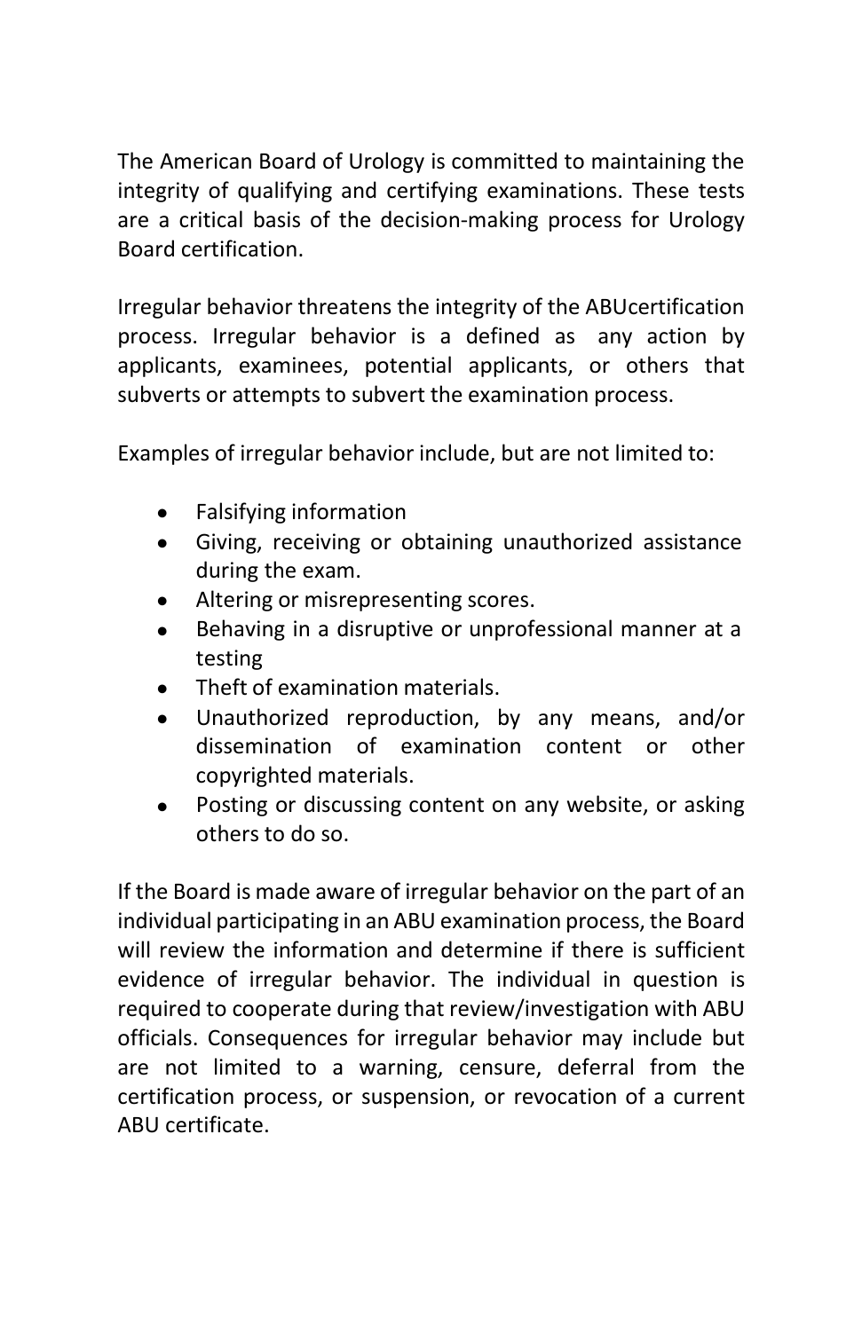The American Board of Urology is committed to maintaining the integrity of qualifying and certifying examinations. These tests are a critical basis of the decision-making process for Urology Board certification.

Irregular behavior threatens the integrity of the ABUcertification process. Irregular behavior is a defined as any action by applicants, examinees, potential applicants, or others that subverts or attempts to subvert the examination process.

Examples of irregular behavior include, but are not limited to:

- Falsifying information
- Giving, receiving or obtaining unauthorized assistance during the exam.
- Altering or misrepresenting scores.
- Behaving in a disruptive or unprofessional manner at a testing
- Theft of examination materials.
- Unauthorized reproduction, by any means, and/or dissemination of examination content or other copyrighted materials.
- Posting or discussing content on any website, or asking others to do so.

If the Board is made aware of irregular behavior on the part of an individual participating in an ABU examination process, the Board will review the information and determine if there is sufficient evidence of irregular behavior. The individual in question is required to cooperate during that review/investigation with ABU officials. Consequences for irregular behavior may include but are not limited to a warning, censure, deferral from the certification process, or suspension, or revocation of a current ABU certificate.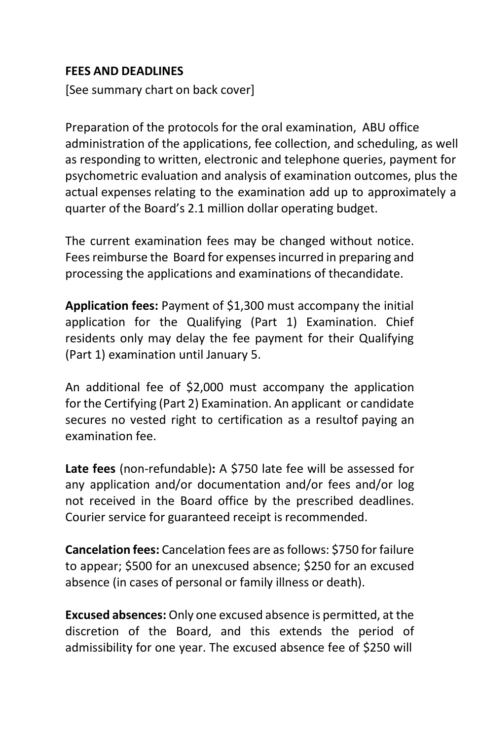**FEES AND DEADLINES**

[See summary chart on back cover]

Preparation of the protocols for the oral examination, ABU office administration of the applications, fee collection, and scheduling, as well as responding to written, electronic and telephone queries, payment for psychometric evaluation and analysis of examination outcomes, plus the actual expenses relating to the examination add up to approximately a quarter of the Board's 2.1 million dollar operating budget.

The current examination fees may be changed without notice. Fees reimburse the Board for expenses incurred in preparing and processing the applications and examinations of thecandidate.

**Application fees:** Payment of $1,300 must accompany the initial application for the Qualifying (Part 1) Examination. Chief residents only may delay the fee payment for their Qualifying (Part 1) examination until January 5.

An additional fee of $2,000 must accompany the application for the Certifying (Part 2) Examination. An applicant or candidate secures no vested right to certification as a resultof paying an examination fee.

**Late fees** (non-refundable)**:** A $750 late fee will be assessed for any application and/or documentation and/or fees and/or log not received in the Board office by the prescribed deadlines. Courier service for guaranteed receipt is recommended.

**Cancelation fees:** Cancelation fees are as follows: $750 for failure to appear; $500 for an unexcused absence; $250 for an excused absence (in cases of personal or family illness or death).

**Excused absences:** Only one excused absence is permitted, at the discretion of the Board, and this extends the period of admissibility for one year. The excused absence fee of $250 will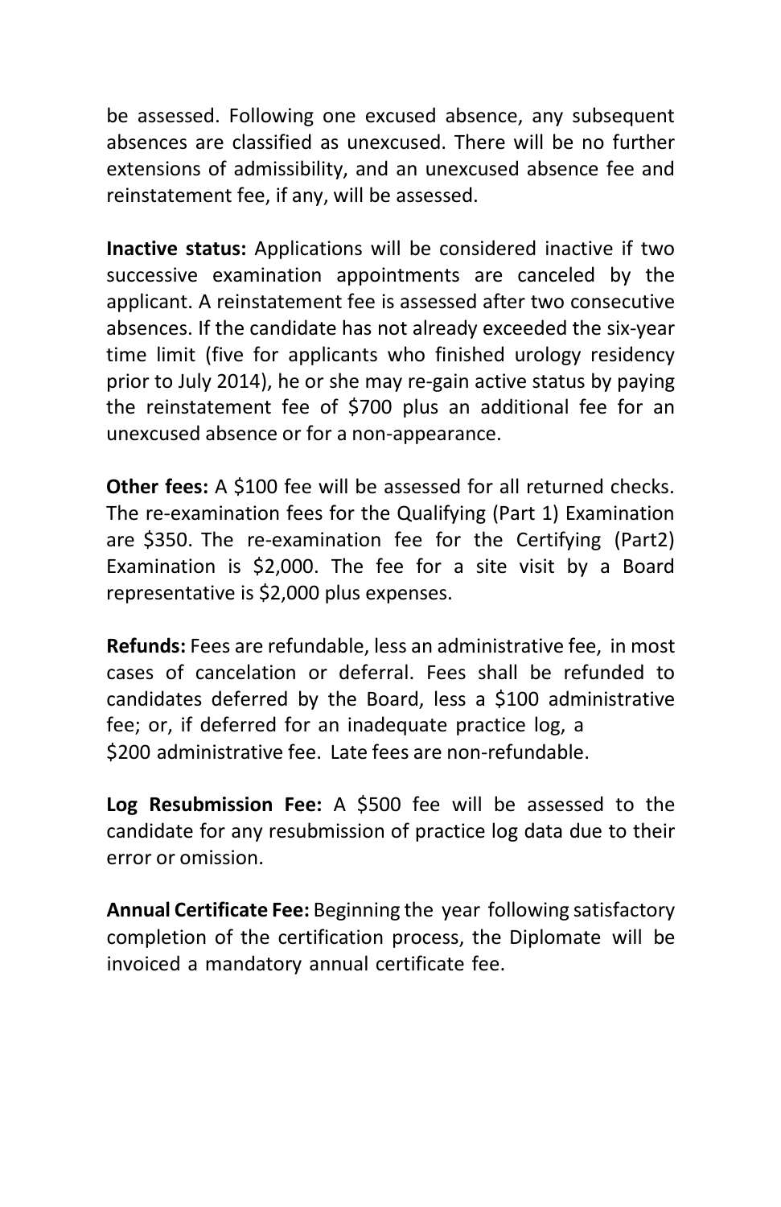be assessed. Following one excused absence, any subsequent absences are classified as unexcused. There will be no further extensions of admissibility, and an unexcused absence fee and reinstatement fee, if any, will be assessed.

**Inactive status:** Applications will be considered inactive if two successive examination appointments are canceled by the applicant. A reinstatement fee is assessed after two consecutive absences. If the candidate has not already exceeded the six-year time limit (five for applicants who finished urology residency prior to July 2014), he or she may re-gain active status by paying the reinstatement fee of $700 plus an additional fee for an unexcused absence or for a non-appearance.

**Other fees:** A $100 fee will be assessed for all returned checks. The re-examination fees for the Qualifying (Part 1) Examination are $350. The re-examination fee for the Certifying (Part2) Examination is $2,000. The fee for a site visit by a Board representative is $2,000 plus expenses.

**Refunds:** Fees are refundable, less an administrative fee, in most cases of cancelation or deferral. Fees shall be refunded to candidates deferred by the Board, less a $100 administrative fee; or, if deferred for an inadequate practice log, a $200 administrative fee. Late fees are non-refundable.

**Log Resubmission Fee:** A $500 fee will be assessed to the candidate for any resubmission of practice log data due to their error or omission.

**Annual Certificate Fee:** Beginning the year following satisfactory completion of the certification process, the Diplomate will be invoiced a mandatory annual certificate fee.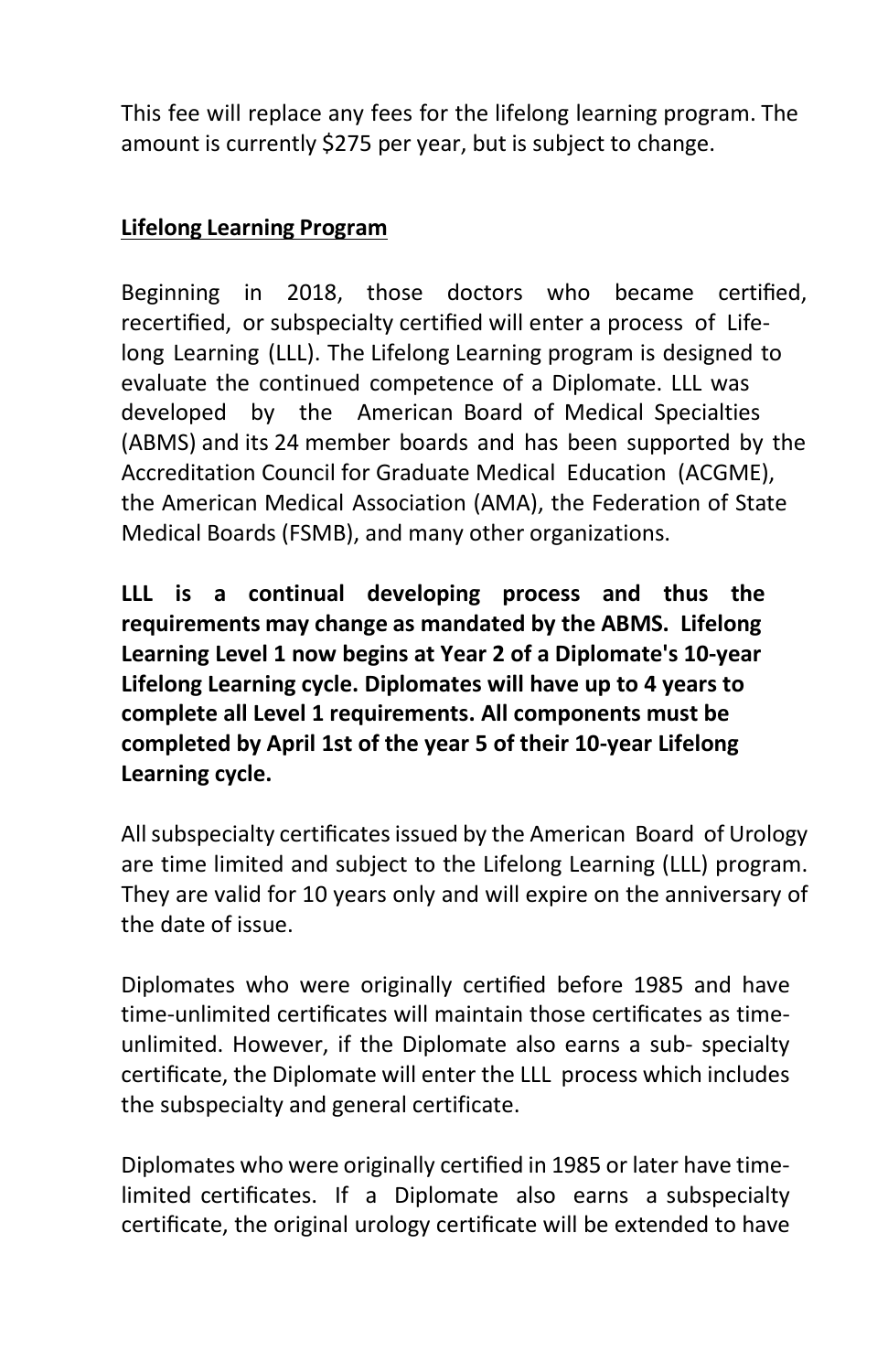This fee will replace any fees for the lifelong learning program. The amount is currently $275 per year, but is subject to change.

**Lifelong Learning Program**

Beginning in 2018, those doctors who became certified, recertified, or subspecialty certified will enter a process of Life-long Learning (LLL). The Lifelong Learning program is designed to evaluate the continued competence of a Diplomate. LLL was developed by the American Board of Medical Specialties (ABMS) and its 24 member boards and has been supported by the Accreditation Council for Graduate Medical Education (ACGME), the American Medical Association (AMA), the Federation of State Medical Boards (FSMB), and many other organizations.

**LLL is a continual developing process and thus the requirements may change as mandated by the ABMS. Lifelong Learning Level 1 now begins at Year 2 of a Diplomate's 10-year Lifelong Learning cycle. Diplomates will have up to 4 years to complete all Level 1 requirements. All components must be completed by April 1st of the year 5 of their 10-year Lifelong Learning cycle.**

All subspecialty certificates issued by the American Board of Urology are time limited and subject to the Lifelong Learning (LLL) program. They are valid for 10 years only and will expire on the anniversary of the date of issue.

Diplomates who were originally certified before 1985 and have time-unlimited certificates will maintain those certificates as time-unlimited. However, if the Diplomate also earns a sub- specialty certificate, the Diplomate will enter the LLL process which includes the subspecialty and general certificate.

Diplomates who were originally certified in 1985 or later have time-limited certificates. If a Diplomate also earns a subspecialty certificate, the original urology certificate will be extended to have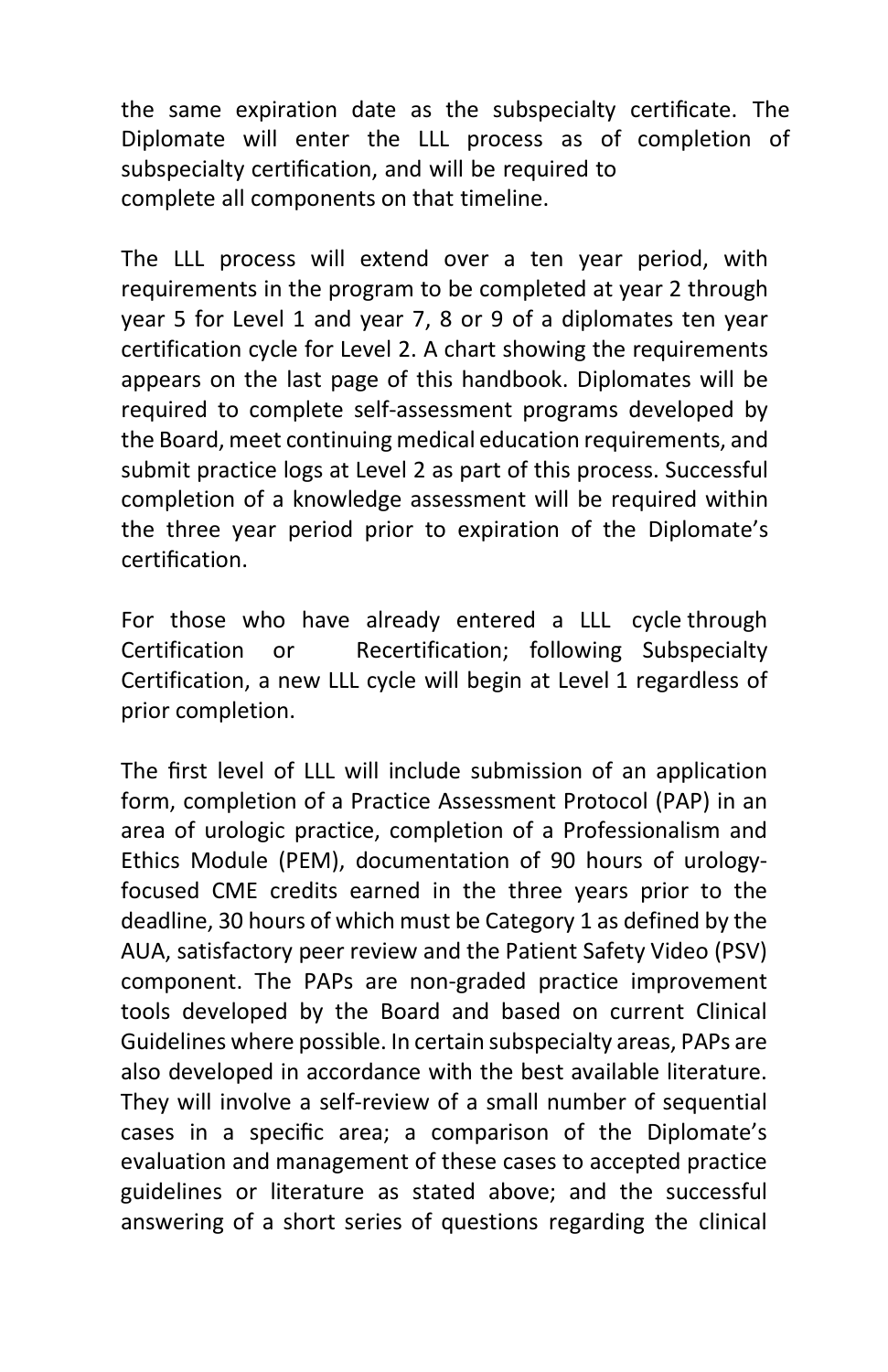the same expiration date as the subspecialty certificate. The Diplomate will enter the LLL process as of completion of subspecialty certification, and will be required to complete all components on that timeline.

The LLL process will extend over a ten year period, with requirements in the program to be completed at year 2 through year 5 for Level 1 and year 7, 8 or 9 of a diplomates ten year certification cycle for Level 2. A chart showing the requirements appears on the last page of this handbook. Diplomates will be required to complete self-assessment programs developed by the Board, meet continuing medical education requirements, and submit practice logs at Level 2 as part of this process. Successful completion of a knowledge assessment will be required within the three year period prior to expiration of the Diplomate's certification.

For those who have already entered a LLL cycle through Certification or Recertification; following Subspecialty Certification, a new LLL cycle will begin at Level 1 regardless of prior completion.

The first level of LLL will include submission of an application form, completion of a Practice Assessment Protocol (PAP) in an area of urologic practice, completion of a Professionalism and Ethics Module (PEM), documentation of 90 hours of urology-focused CME credits earned in the three years prior to the deadline, 30 hours of which must be Category 1 as defined by the AUA, satisfactory peer review and the Patient Safety Video (PSV) component. The PAPs are non-graded practice improvement tools developed by the Board and based on current Clinical Guidelines where possible. In certain subspecialty areas, PAPs are also developed in accordance with the best available literature. They will involve a self-review of a small number of sequential cases in a specific area; a comparison of the Diplomate's evaluation and management of these cases to accepted practice guidelines or literature as stated above; and the successful answering of a short series of questions regarding the clinical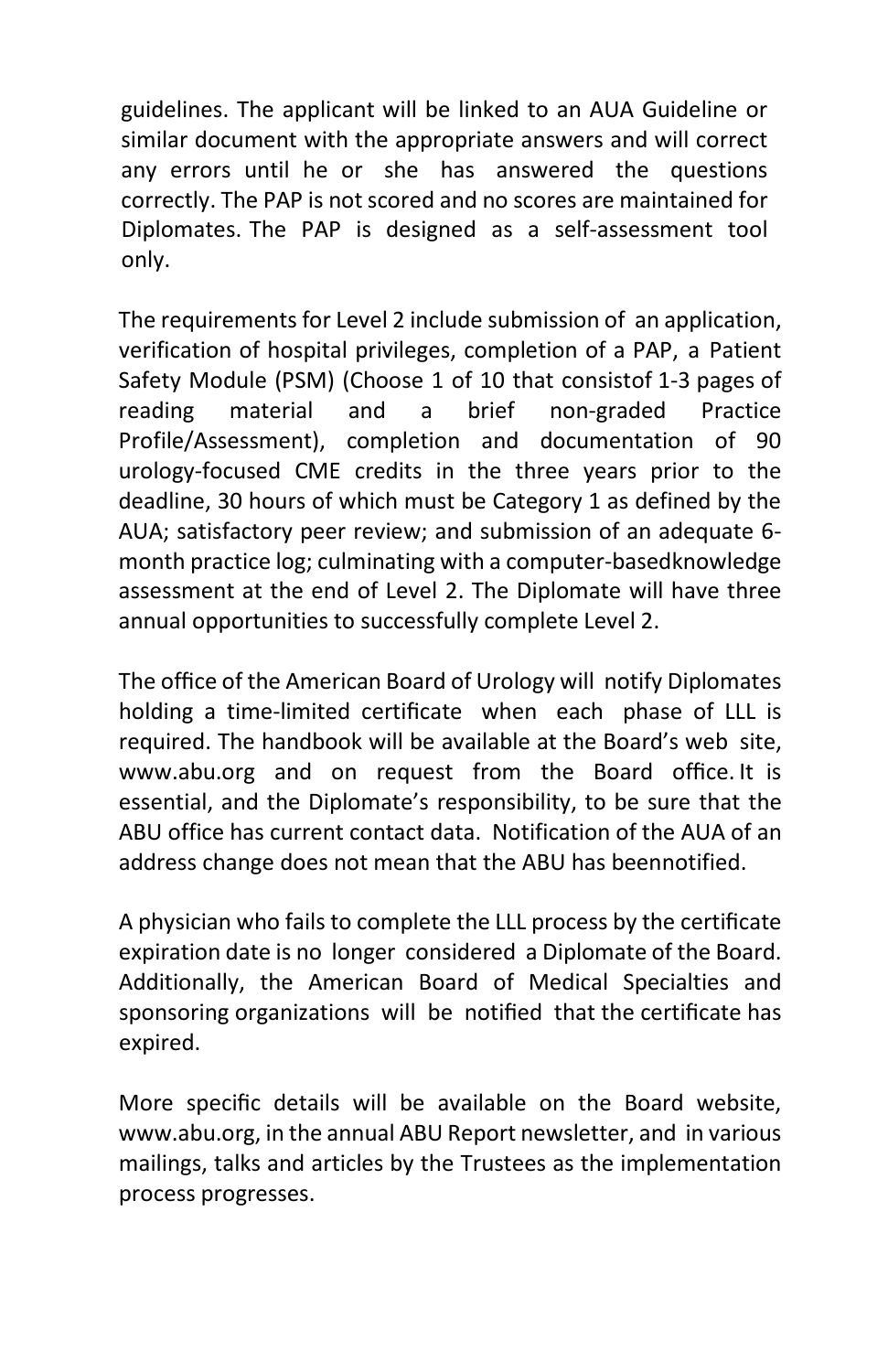guidelines. The applicant will be linked to an AUA Guideline or similar document with the appropriate answers and will correct any errors until he or she has answered the questions correctly. The PAP is not scored and no scores are maintained for Diplomates. The PAP is designed as a self-assessment tool only.

The requirements for Level 2 include submission of an application, verification of hospital privileges, completion of a PAP, a Patient Safety Module (PSM) (Choose 1 of 10 that consistof 1-3 pages of reading material and a brief non-graded Practice Profile/Assessment), completion and documentation of 90 urology-focused CME credits in the three years prior to the deadline, 30 hours of which must be Category 1 as defined by the AUA; satisfactory peer review; and submission of an adequate 6-month practice log; culminating with a computer-basedknowledge assessment at the end of Level 2. The Diplomate will have three annual opportunities to successfully complete Level 2.

The office of the American Board of Urology will notify Diplomates holding a time-limited certificate when each phase of LLL is required. The handbook will be available at the Board's web site, www.abu.org and on request from the Board office. It is essential, and the Diplomate's responsibility, to be sure that the ABU office has current contact data. Notification of the AUA of an address change does not mean that the ABU has beennotified.

A physician who fails to complete the LLL process by the certificate expiration date is no longer considered a Diplomate of the Board. Additionally, the American Board of Medical Specialties and sponsoring organizations will be notified that the certificate has expired.

More specific details will be available on the Board website, www.abu.org, in the annual ABU Report newsletter, and in various mailings, talks and articles by the Trustees as the implementation process progresses.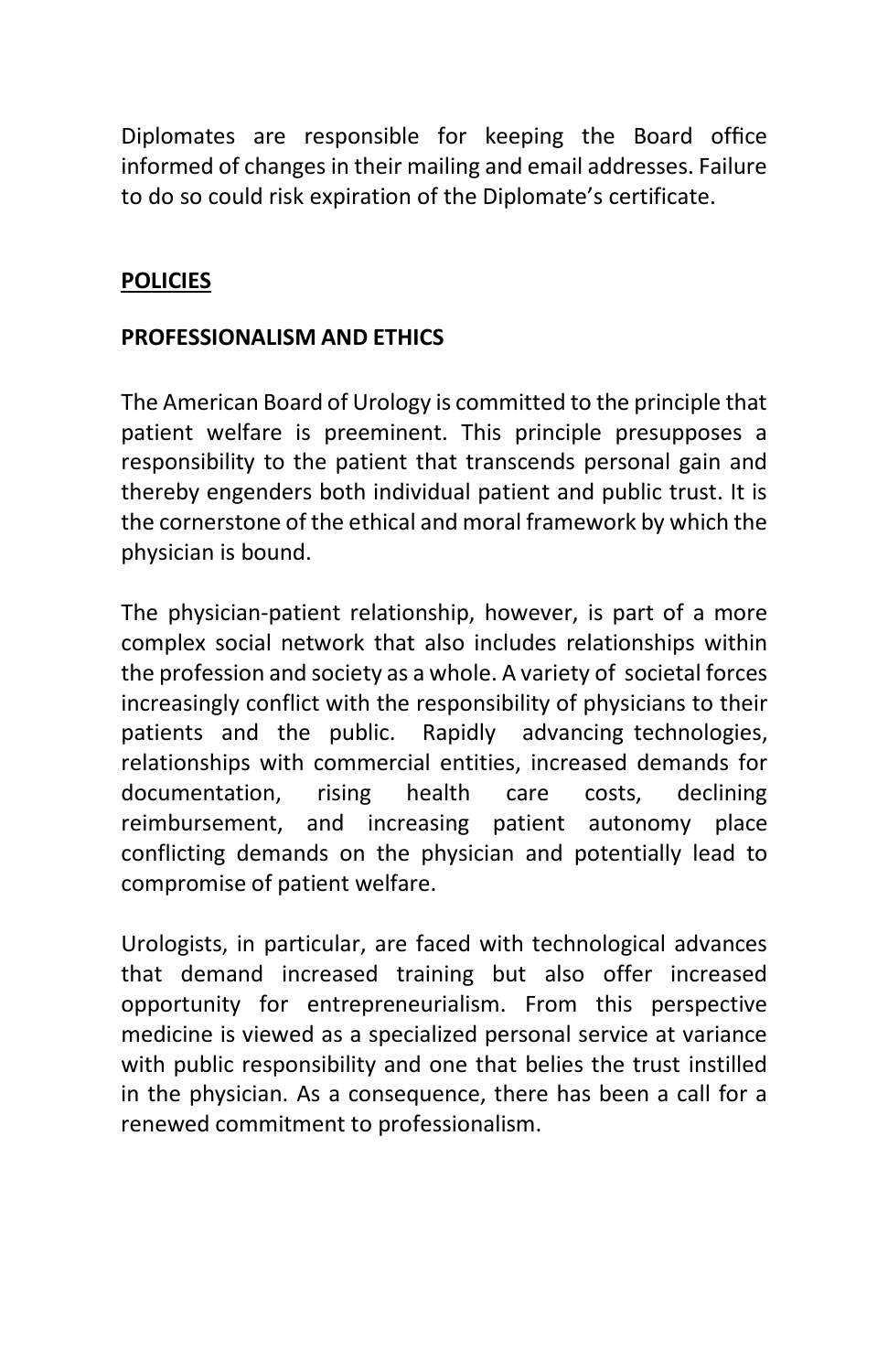Diplomates are responsible for keeping the Board office informed of changes in their mailing and email addresses. Failure to do so could risk expiration of the Diplomate's certificate.

## POLICIES

### PROFESSIONALISM AND ETHICS

The American Board of Urology is committed to the principle that patient welfare is preeminent. This principle presupposes a responsibility to the patient that transcends personal gain and thereby engenders both individual patient and public trust. It is the cornerstone of the ethical and moral framework by which the physician is bound.

The physician-patient relationship, however, is part of a more complex social network that also includes relationships within the profession and society as a whole. A variety of societal forces increasingly conflict with the responsibility of physicians to their patients and the public. Rapidly advancing technologies, relationships with commercial entities, increased demands for documentation, rising health care costs, declining reimbursement, and increasing patient autonomy place conflicting demands on the physician and potentially lead to compromise of patient welfare.

Urologists, in particular, are faced with technological advances that demand increased training but also offer increased opportunity for entrepreneurialism. From this perspective medicine is viewed as a specialized personal service at variance with public responsibility and one that belies the trust instilled in the physician. As a consequence, there has been a call for a renewed commitment to professionalism.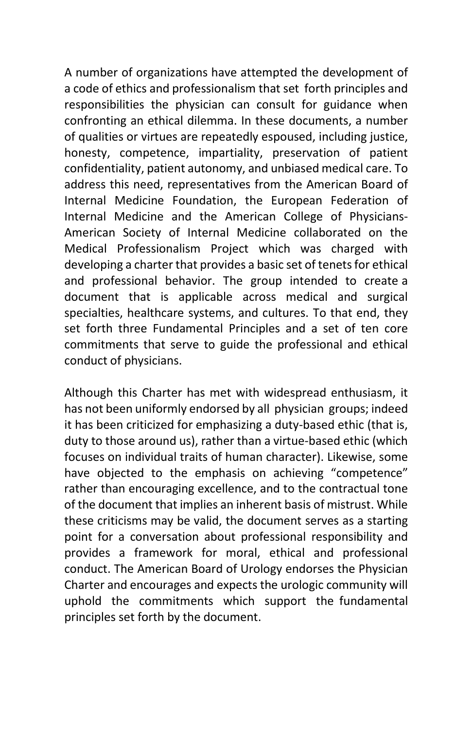A number of organizations have attempted the development of a code of ethics and professionalism that set forth principles and responsibilities the physician can consult for guidance when confronting an ethical dilemma. In these documents, a number of qualities or virtues are repeatedly espoused, including justice, honesty, competence, impartiality, preservation of patient confidentiality, patient autonomy, and unbiased medical care. To address this need, representatives from the American Board of Internal Medicine Foundation, the European Federation of Internal Medicine and the American College of Physicians-American Society of Internal Medicine collaborated on the Medical Professionalism Project which was charged with developing a charter that provides a basic set of tenets for ethical and professional behavior. The group intended to create a document that is applicable across medical and surgical specialties, healthcare systems, and cultures. To that end, they set forth three Fundamental Principles and a set of ten core commitments that serve to guide the professional and ethical conduct of physicians.

Although this Charter has met with widespread enthusiasm, it has not been uniformly endorsed by all physician groups; indeed it has been criticized for emphasizing a duty-based ethic (that is, duty to those around us), rather than a virtue-based ethic (which focuses on individual traits of human character). Likewise, some have objected to the emphasis on achieving "competence" rather than encouraging excellence, and to the contractual tone of the document that implies an inherent basis of mistrust. While these criticisms may be valid, the document serves as a starting point for a conversation about professional responsibility and provides a framework for moral, ethical and professional conduct. The American Board of Urology endorses the Physician Charter and encourages and expects the urologic community will uphold the commitments which support the fundamental principles set forth by the document.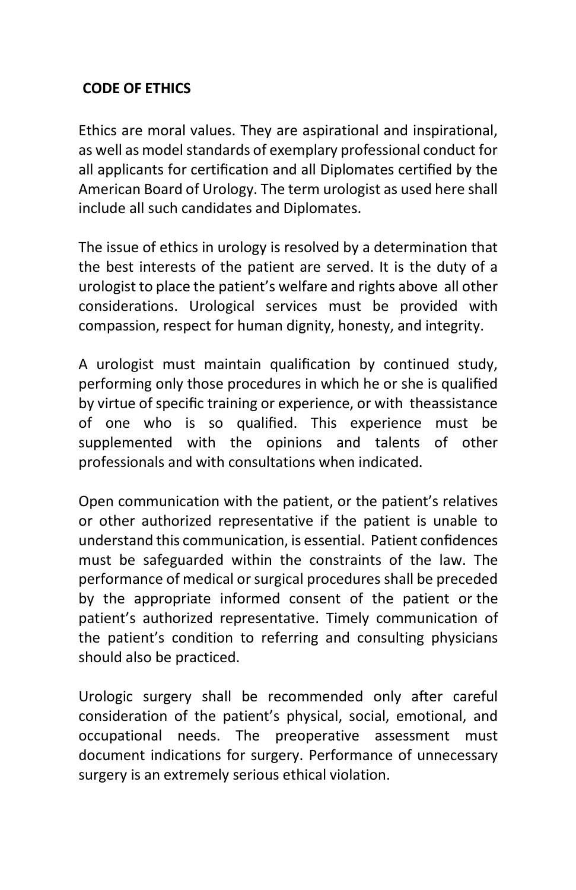**CODE OF ETHICS**

Ethics are moral values. They are aspirational and inspirational, as well as model standards of exemplary professional conduct for all applicants for certification and all Diplomates certified by the American Board of Urology. The term urologist as used here shall include all such candidates and Diplomates.

The issue of ethics in urology is resolved by a determination that the best interests of the patient are served. It is the duty of a urologist to place the patient's welfare and rights above all other considerations. Urological services must be provided with compassion, respect for human dignity, honesty, and integrity.

A urologist must maintain qualification by continued study, performing only those procedures in which he or she is qualified by virtue of specific training or experience, or with theassistance of one who is so qualified. This experience must be supplemented with the opinions and talents of other professionals and with consultations when indicated.

Open communication with the patient, or the patient's relatives or other authorized representative if the patient is unable to understand this communication, is essential. Patient confidences must be safeguarded within the constraints of the law. The performance of medical or surgical procedures shall be preceded by the appropriate informed consent of the patient or the patient's authorized representative. Timely communication of the patient's condition to referring and consulting physicians should also be practiced.

Urologic surgery shall be recommended only after careful consideration of the patient's physical, social, emotional, and occupational needs. The preoperative assessment must document indications for surgery. Performance of unnecessary surgery is an extremely serious ethical violation.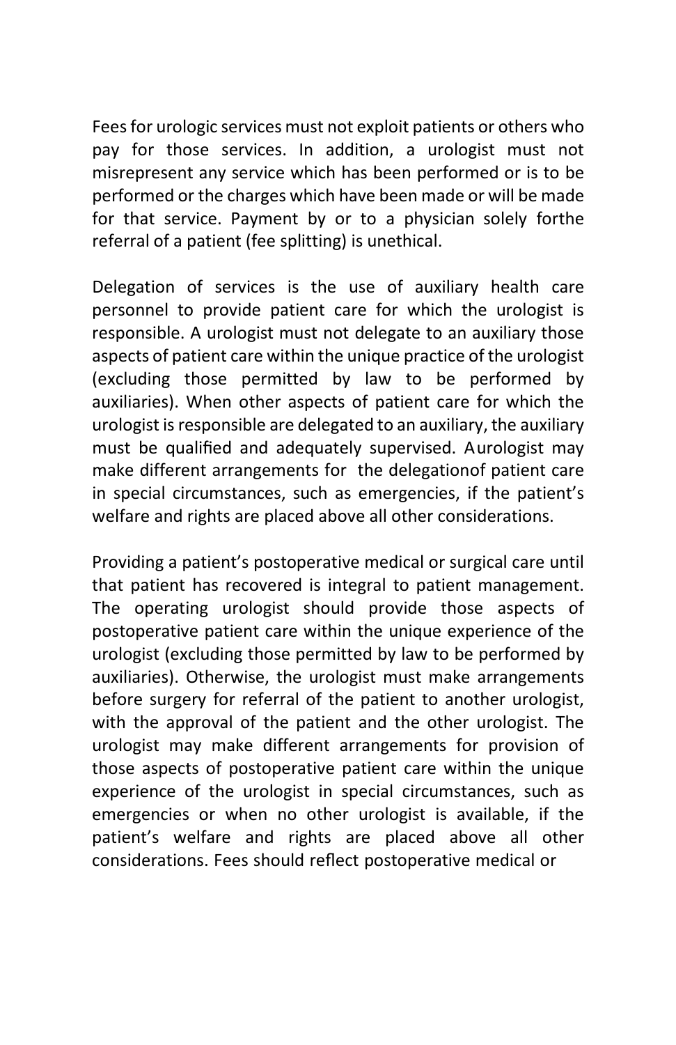Fees for urologic services must not exploit patients or others who pay for those services. In addition, a urologist must not misrepresent any service which has been performed or is to be performed or the charges which have been made or will be made for that service. Payment by or to a physician solely forthe referral of a patient (fee splitting) is unethical.

Delegation of services is the use of auxiliary health care personnel to provide patient care for which the urologist is responsible. A urologist must not delegate to an auxiliary those aspects of patient care within the unique practice of the urologist (excluding those permitted by law to be performed by auxiliaries). When other aspects of patient care for which the urologist is responsible are delegated to an auxiliary, the auxiliary must be qualified and adequately supervised. Aurologist may make different arrangements for the delegationof patient care in special circumstances, such as emergencies, if the patient's welfare and rights are placed above all other considerations.

Providing a patient's postoperative medical or surgical care until that patient has recovered is integral to patient management. The operating urologist should provide those aspects of postoperative patient care within the unique experience of the urologist (excluding those permitted by law to be performed by auxiliaries). Otherwise, the urologist must make arrangements before surgery for referral of the patient to another urologist, with the approval of the patient and the other urologist. The urologist may make different arrangements for provision of those aspects of postoperative patient care within the unique experience of the urologist in special circumstances, such as emergencies or when no other urologist is available, if the patient's welfare and rights are placed above all other considerations. Fees should reflect postoperative medical or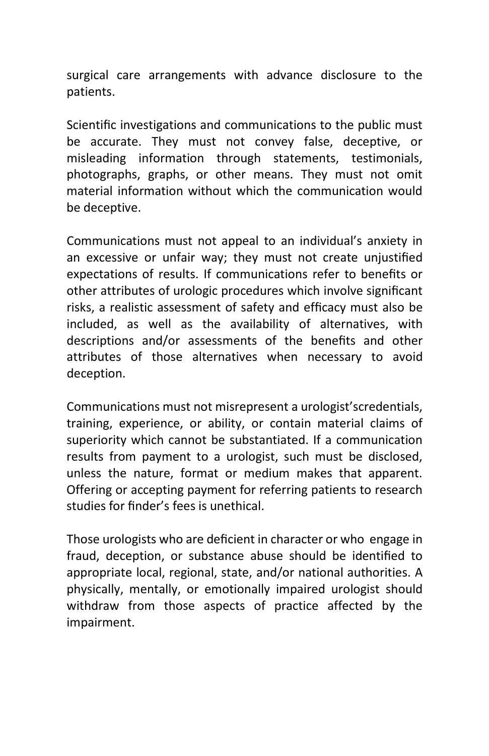surgical care arrangements with advance disclosure to the patients.

Scientific investigations and communications to the public must be accurate. They must not convey false, deceptive, or misleading information through statements, testimonials, photographs, graphs, or other means. They must not omit material information without which the communication would be deceptive.

Communications must not appeal to an individual's anxiety in an excessive or unfair way; they must not create unjustified expectations of results. If communications refer to benefits or other attributes of urologic procedures which involve significant risks, a realistic assessment of safety and efficacy must also be included, as well as the availability of alternatives, with descriptions and/or assessments of the benefits and other attributes of those alternatives when necessary to avoid deception.

Communications must not misrepresent a urologist'scredentials, training, experience, or ability, or contain material claims of superiority which cannot be substantiated. If a communication results from payment to a urologist, such must be disclosed, unless the nature, format or medium makes that apparent. Offering or accepting payment for referring patients to research studies for finder's fees is unethical.

Those urologists who are deficient in character or who engage in fraud, deception, or substance abuse should be identified to appropriate local, regional, state, and/or national authorities. A physically, mentally, or emotionally impaired urologist should withdraw from those aspects of practice affected by the impairment.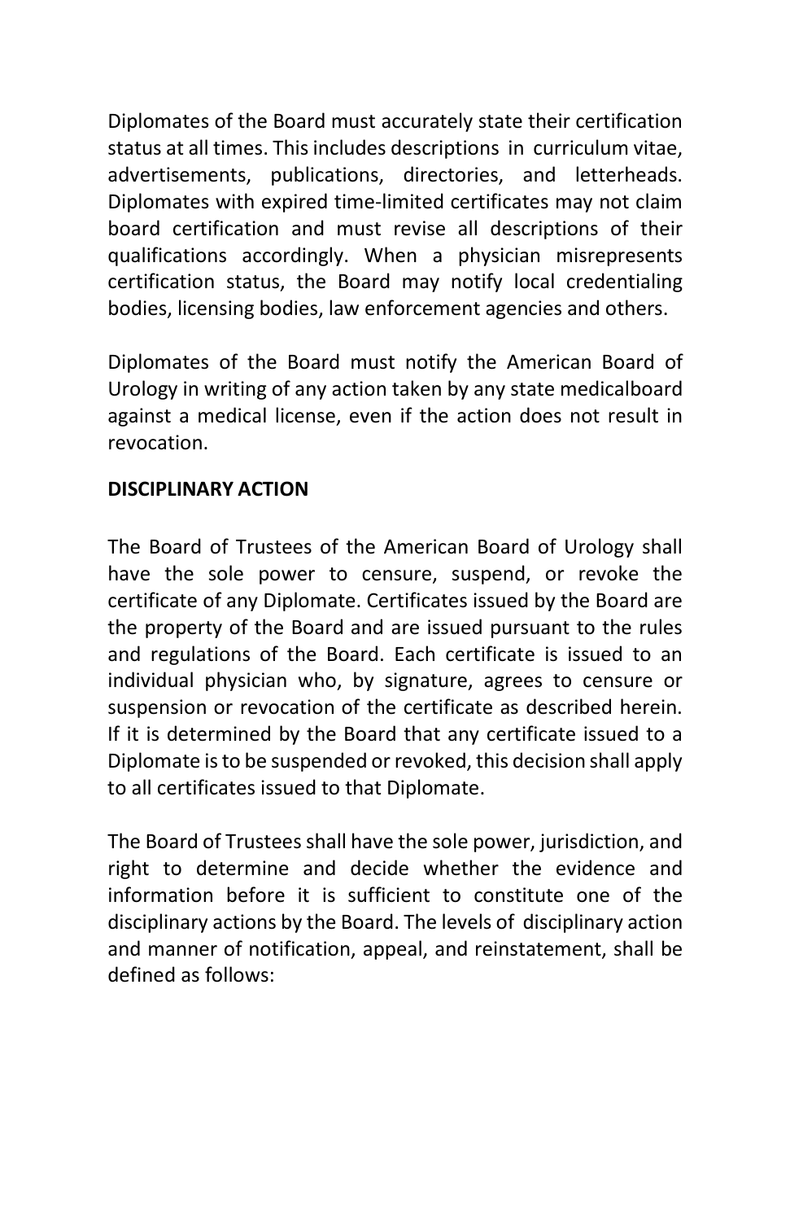Diplomates of the Board must accurately state their certification status at all times. This includes descriptions in curriculum vitae, advertisements, publications, directories, and letterheads. Diplomates with expired time-limited certificates may not claim board certification and must revise all descriptions of their qualifications accordingly. When a physician misrepresents certification status, the Board may notify local credentialing bodies, licensing bodies, law enforcement agencies and others.

Diplomates of the Board must notify the American Board of Urology in writing of any action taken by any state medicalboard against a medical license, even if the action does not result in revocation.

**DISCIPLINARY ACTION**

The Board of Trustees of the American Board of Urology shall have the sole power to censure, suspend, or revoke the certificate of any Diplomate. Certificates issued by the Board are the property of the Board and are issued pursuant to the rules and regulations of the Board. Each certificate is issued to an individual physician who, by signature, agrees to censure or suspension or revocation of the certificate as described herein. If it is determined by the Board that any certificate issued to a Diplomate is to be suspended or revoked, this decision shall apply to all certificates issued to that Diplomate.

The Board of Trustees shall have the sole power, jurisdiction, and right to determine and decide whether the evidence and information before it is sufficient to constitute one of the disciplinary actions by the Board. The levels of disciplinary action and manner of notification, appeal, and reinstatement, shall be defined as follows: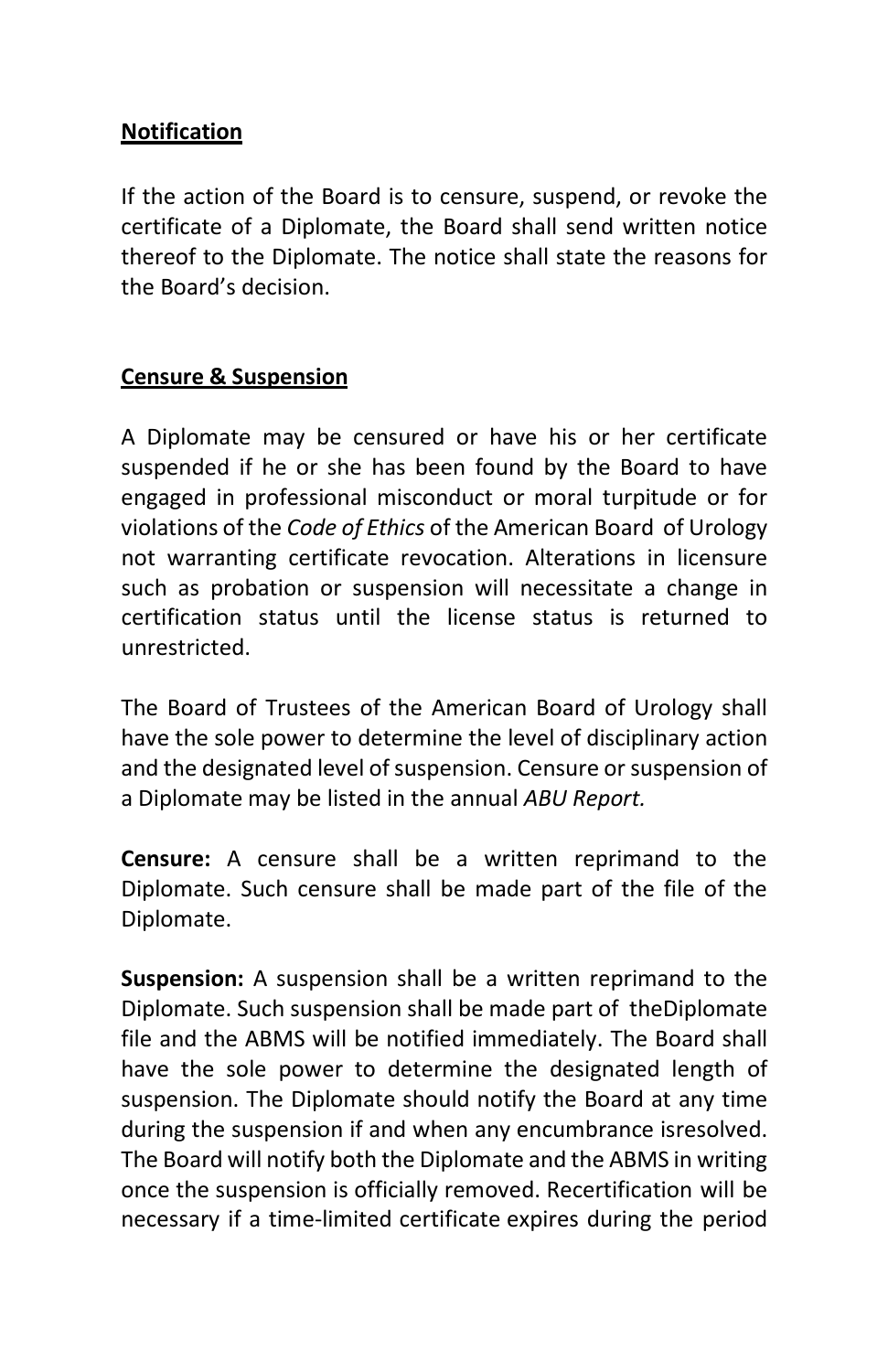**Notification**

If the action of the Board is to censure, suspend, or revoke the certificate of a Diplomate, the Board shall send written notice thereof to the Diplomate. The notice shall state the reasons for the Board's decision.

**Censure & Suspension**

A Diplomate may be censured or have his or her certificate suspended if he or she has been found by the Board to have engaged in professional misconduct or moral turpitude or for violations of the *Code of Ethics* of the American Board of Urology not warranting certificate revocation. Alterations in licensure such as probation or suspension will necessitate a change in certification status until the license status is returned to unrestricted.

The Board of Trustees of the American Board of Urology shall have the sole power to determine the level of disciplinary action and the designated level of suspension. Censure or suspension of a Diplomate may be listed in the annual *ABU Report.*

**Censure:** A censure shall be a written reprimand to the Diplomate. Such censure shall be made part of the file of the Diplomate.

**Suspension:** A suspension shall be a written reprimand to the Diplomate. Such suspension shall be made part of theDiplomate file and the ABMS will be notified immediately. The Board shall have the sole power to determine the designated length of suspension. The Diplomate should notify the Board at any time during the suspension if and when any encumbrance isresolved. The Board will notify both the Diplomate and the ABMS in writing once the suspension is officially removed. Recertification will be necessary if a time-limited certificate expires during the period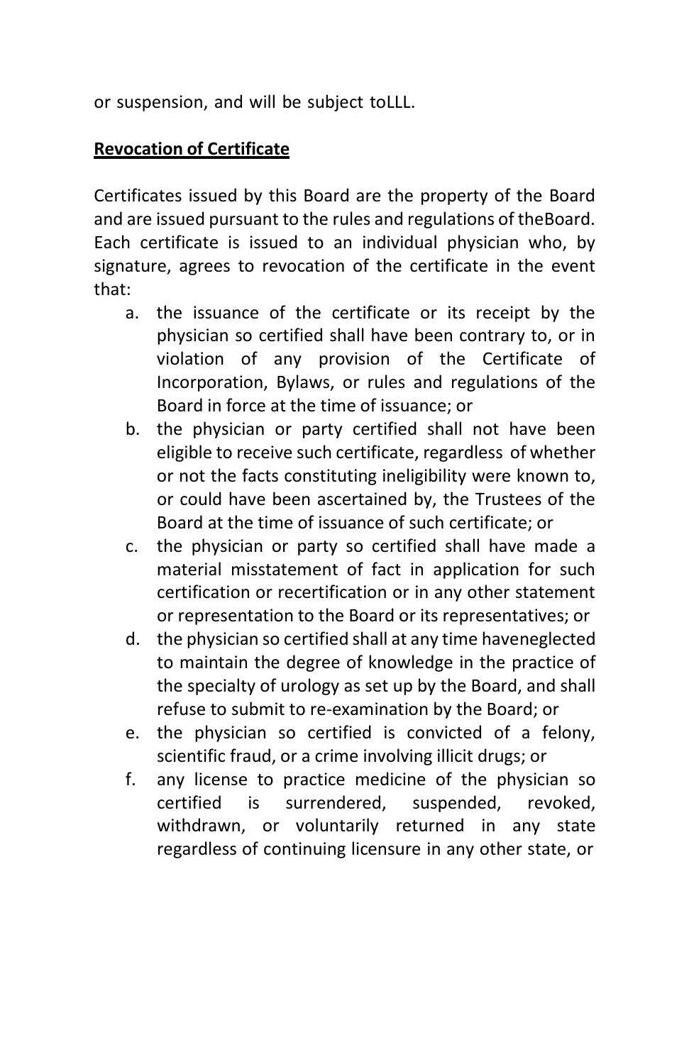or suspension, and will be subject toLLL.

**Revocation of Certificate**

Certificates issued by this Board are the property of the Board and are issued pursuant to the rules and regulations of theBoard. Each certificate is issued to an individual physician who, by signature, agrees to revocation of the certificate in the event that:

a. the issuance of the certificate or its receipt by the physician so certified shall have been contrary to, or in violation of any provision of the Certificate of Incorporation, Bylaws, or rules and regulations of the Board in force at the time of issuance; or
b. the physician or party certified shall not have been eligible to receive such certificate, regardless of whether or not the facts constituting ineligibility were known to, or could have been ascertained by, the Trustees of the Board at the time of issuance of such certificate; or
c. the physician or party so certified shall have made a material misstatement of fact in application for such certification or recertification or in any other statement or representation to the Board or its representatives; or
d. the physician so certified shall at any time haveneglected to maintain the degree of knowledge in the practice of the specialty of urology as set up by the Board, and shall refuse to submit to re-examination by the Board; or
e. the physician so certified is convicted of a felony, scientific fraud, or a crime involving illicit drugs; or
f. any license to practice medicine of the physician so certified is surrendered, suspended, revoked, withdrawn, or voluntarily returned in any state regardless of continuing licensure in any other state, or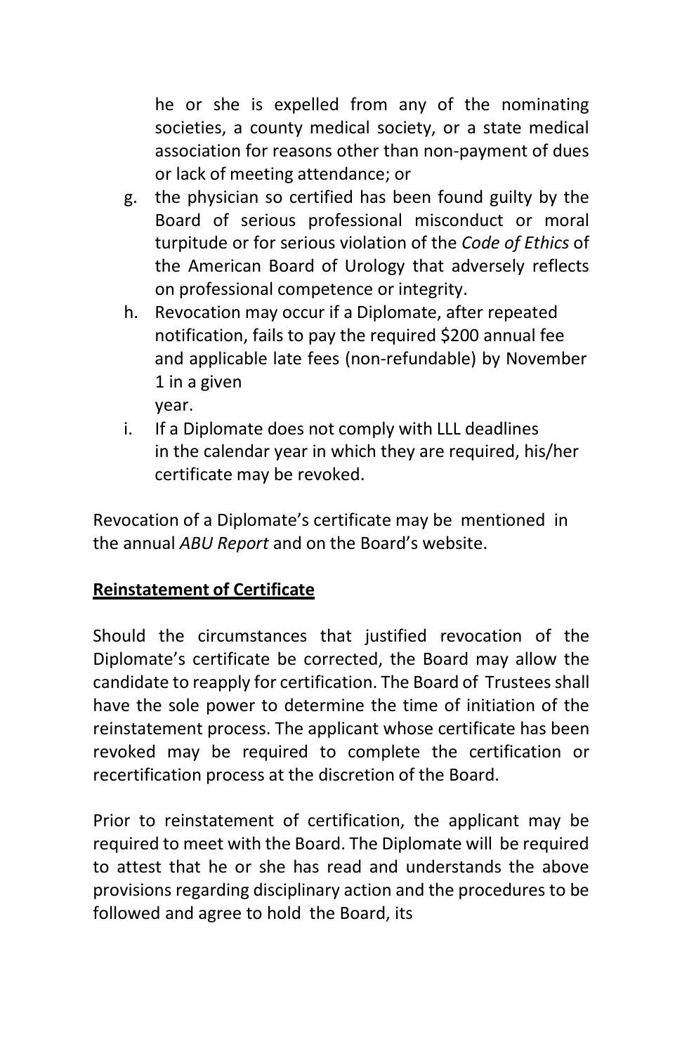he or she is expelled from any of the nominating societies, a county medical society, or a state medical association for reasons other than non-payment of dues or lack of meeting attendance; or

g. the physician so certified has been found guilty by the Board of serious professional misconduct or moral turpitude or for serious violation of the *Code of Ethics* of the American Board of Urology that adversely reflects on professional competence or integrity.
h. Revocation may occur if a Diplomate, after repeated notification, fails to pay the required $200 annual fee and applicable late fees (non-refundable) by November 1 in a given year.
i. If a Diplomate does not comply with LLL deadlines in the calendar year in which they are required, his/her certificate may be revoked.

Revocation of a Diplomate's certificate may be mentioned in the annual *ABU Report* and on the Board's website.

**Reinstatement of Certificate**

Should the circumstances that justified revocation of the Diplomate's certificate be corrected, the Board may allow the candidate to reapply for certification. The Board of Trustees shall have the sole power to determine the time of initiation of the reinstatement process. The applicant whose certificate has been revoked may be required to complete the certification or recertification process at the discretion of the Board.

Prior to reinstatement of certification, the applicant may be required to meet with the Board. The Diplomate will be required to attest that he or she has read and understands the above provisions regarding disciplinary action and the procedures to be followed and agree to hold the Board, its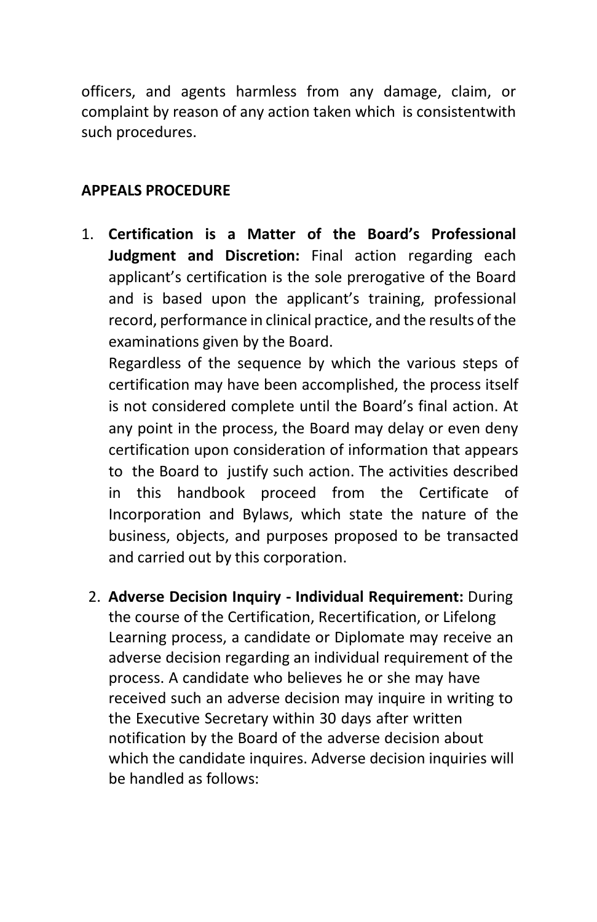officers, and agents harmless from any damage, claim, or complaint by reason of any action taken which is consistentwith such procedures.

**APPEALS PROCEDURE**

1. **Certification is a Matter of the Board's Professional Judgment and Discretion:** Final action regarding each applicant's certification is the sole prerogative of the Board and is based upon the applicant's training, professional record, performance in clinical practice, and the results of the examinations given by the Board.
   Regardless of the sequence by which the various steps of certification may have been accomplished, the process itself is not considered complete until the Board's final action. At any point in the process, the Board may delay or even deny certification upon consideration of information that appears to the Board to justify such action. The activities described in this handbook proceed from the Certificate of Incorporation and Bylaws, which state the nature of the business, objects, and purposes proposed to be transacted and carried out by this corporation.

2. **Adverse Decision Inquiry - Individual Requirement:** During the course of the Certification, Recertification, or Lifelong Learning process, a candidate or Diplomate may receive an adverse decision regarding an individual requirement of the process. A candidate who believes he or she may have received such an adverse decision may inquire in writing to the Executive Secretary within 30 days after written notification by the Board of the adverse decision about which the candidate inquires. Adverse decision inquiries will be handled as follows: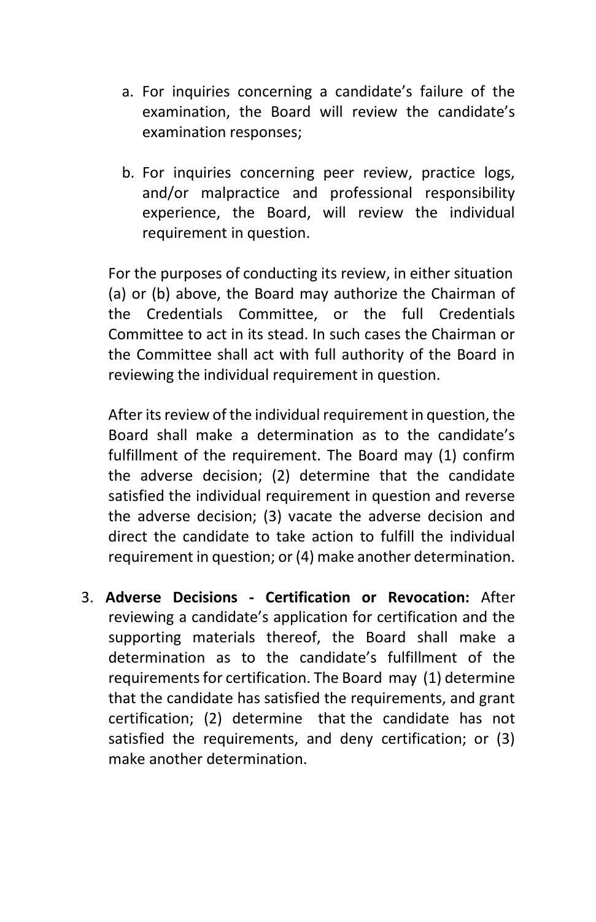a. For inquiries concerning a candidate's failure of the examination, the Board will review the candidate's examination responses;

b. For inquiries concerning peer review, practice logs, and/or malpractice and professional responsibility experience, the Board, will review the individual requirement in question.

For the purposes of conducting its review, in either situation (a) or (b) above, the Board may authorize the Chairman of the Credentials Committee, or the full Credentials Committee to act in its stead. In such cases the Chairman or the Committee shall act with full authority of the Board in reviewing the individual requirement in question.

After its review of the individual requirement in question, the Board shall make a determination as to the candidate's fulfillment of the requirement. The Board may (1) confirm the adverse decision; (2) determine that the candidate satisfied the individual requirement in question and reverse the adverse decision; (3) vacate the adverse decision and direct the candidate to take action to fulfill the individual requirement in question; or (4) make another determination.

3. **Adverse Decisions - Certification or Revocation:** After reviewing a candidate's application for certification and the supporting materials thereof, the Board shall make a determination as to the candidate's fulfillment of the requirements for certification. The Board may (1) determine that the candidate has satisfied the requirements, and grant certification; (2) determine that the candidate has not satisfied the requirements, and deny certification; or (3) make another determination.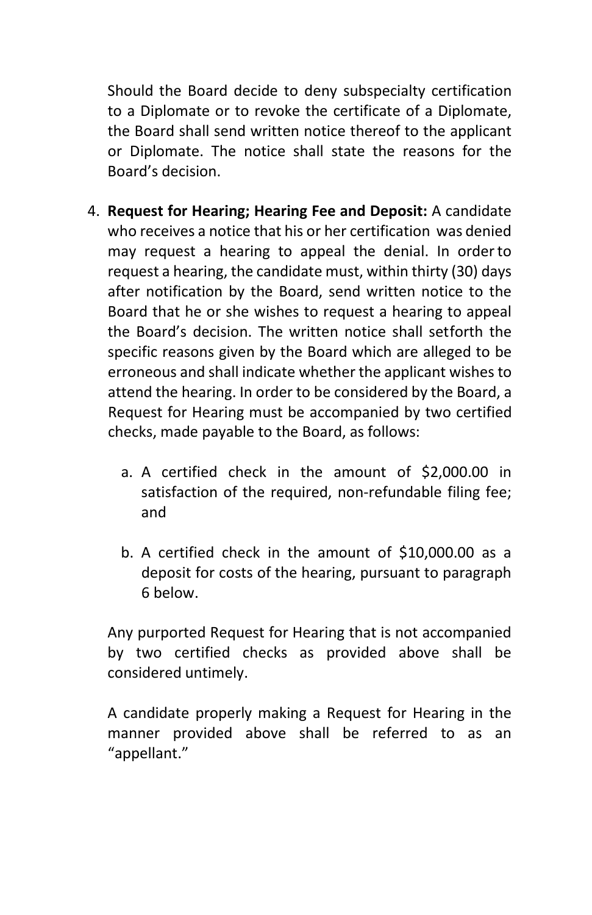Should the Board decide to deny subspecialty certification to a Diplomate or to revoke the certificate of a Diplomate, the Board shall send written notice thereof to the applicant or Diplomate. The notice shall state the reasons for the Board's decision.

4. **Request for Hearing; Hearing Fee and Deposit:** A candidate who receives a notice that his or her certification was denied may request a hearing to appeal the denial. In order to request a hearing, the candidate must, within thirty (30) days after notification by the Board, send written notice to the Board that he or she wishes to request a hearing to appeal the Board's decision. The written notice shall setforth the specific reasons given by the Board which are alleged to be erroneous and shall indicate whether the applicant wishes to attend the hearing. In order to be considered by the Board, a Request for Hearing must be accompanied by two certified checks, made payable to the Board, as follows:

    a. A certified check in the amount of $2,000.00 in satisfaction of the required, non-refundable filing fee; and

    b. A certified check in the amount of $10,000.00 as a deposit for costs of the hearing, pursuant to paragraph 6 below.

    Any purported Request for Hearing that is not accompanied by two certified checks as provided above shall be considered untimely.

    A candidate properly making a Request for Hearing in the manner provided above shall be referred to as an "appellant."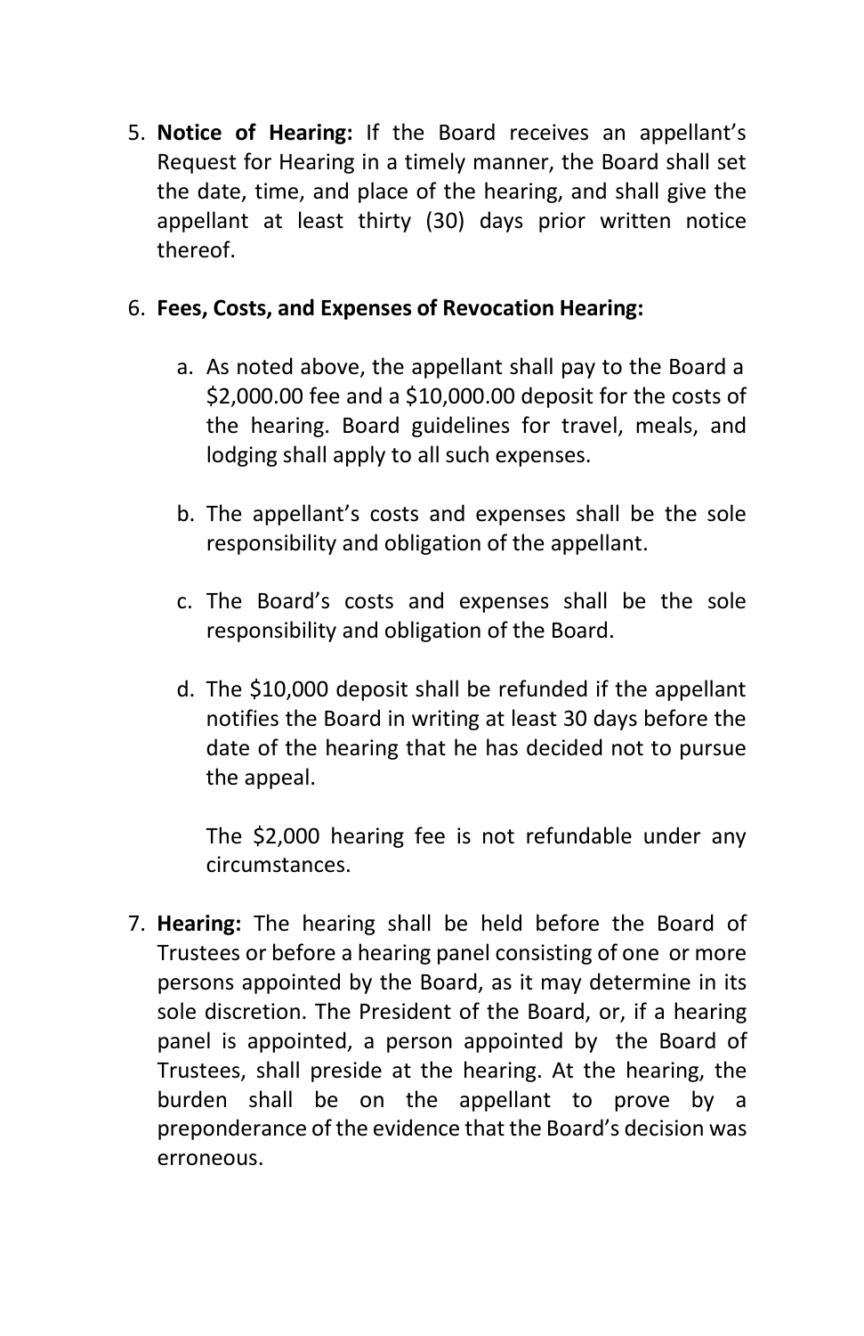5. **Notice of Hearing:** If the Board receives an appellant's Request for Hearing in a timely manner, the Board shall set the date, time, and place of the hearing, and shall give the appellant at least thirty (30) days prior written notice thereof.

6. **Fees, Costs, and Expenses of Revocation Hearing:**

    a. As noted above, the appellant shall pay to the Board a $2,000.00 fee and a $10,000.00 deposit for the costs of the hearing. Board guidelines for travel, meals, and lodging shall apply to all such expenses.

    b. The appellant's costs and expenses shall be the sole responsibility and obligation of the appellant.

    c. The Board's costs and expenses shall be the sole responsibility and obligation of the Board.

    d. The $10,000 deposit shall be refunded if the appellant notifies the Board in writing at least 30 days before the date of the hearing that he has decided not to pursue the appeal.

       The $2,000 hearing fee is not refundable under any circumstances.

7. **Hearing:** The hearing shall be held before the Board of Trustees or before a hearing panel consisting of one or more persons appointed by the Board, as it may determine in its sole discretion. The President of the Board, or, if a hearing panel is appointed, a person appointed by the Board of Trustees, shall preside at the hearing. At the hearing, the burden shall be on the appellant to prove by a preponderance of the evidence that the Board's decision was erroneous.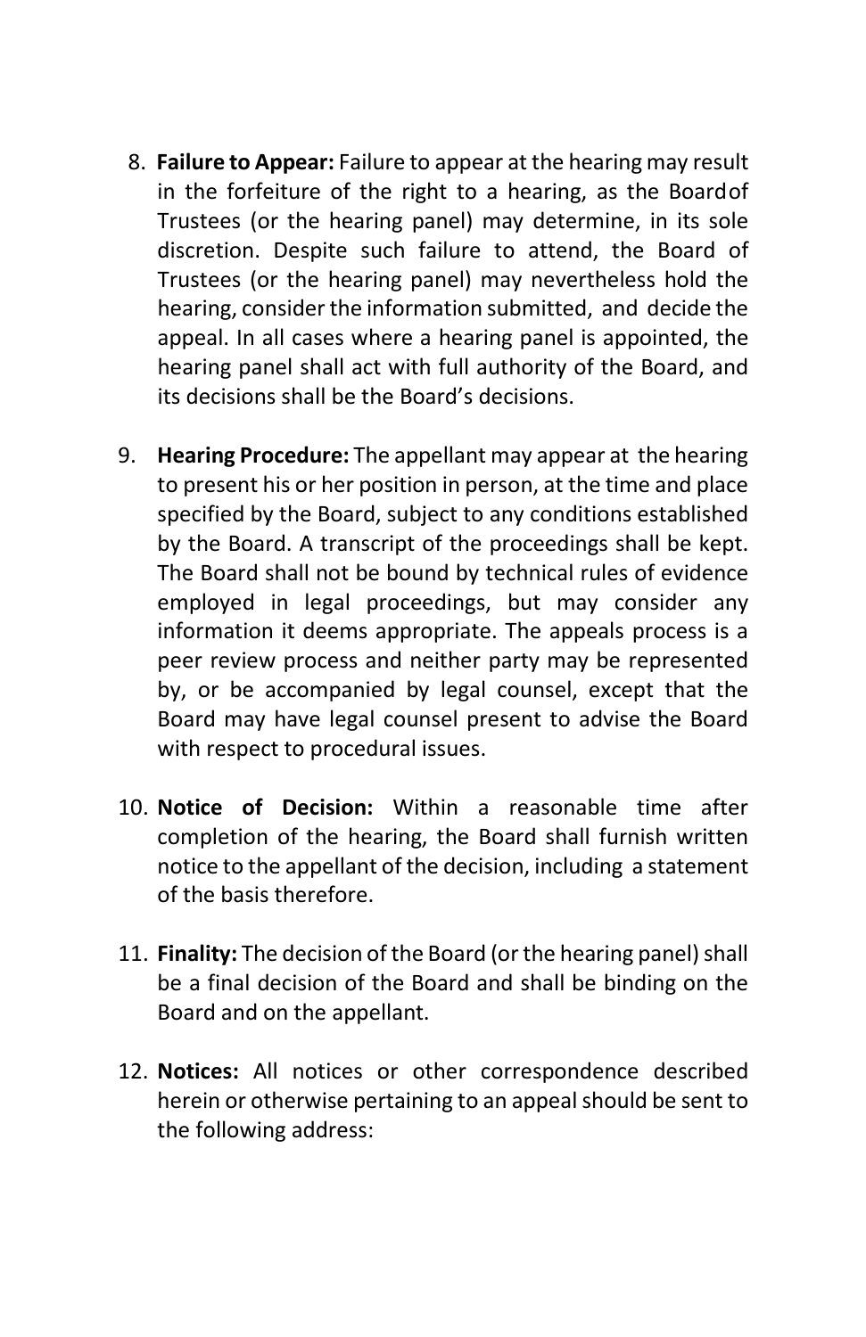8. **Failure to Appear:** Failure to appear at the hearing may result in the forfeiture of the right to a hearing, as the Board of Trustees (or the hearing panel) may determine, in its sole discretion. Despite such failure to attend, the Board of Trustees (or the hearing panel) may nevertheless hold the hearing, consider the information submitted, and decide the appeal. In all cases where a hearing panel is appointed, the hearing panel shall act with full authority of the Board, and its decisions shall be the Board's decisions.

9. **Hearing Procedure:** The appellant may appear at the hearing to present his or her position in person, at the time and place specified by the Board, subject to any conditions established by the Board. A transcript of the proceedings shall be kept. The Board shall not be bound by technical rules of evidence employed in legal proceedings, but may consider any information it deems appropriate. The appeals process is a peer review process and neither party may be represented by, or be accompanied by legal counsel, except that the Board may have legal counsel present to advise the Board with respect to procedural issues.

10. **Notice of Decision:** Within a reasonable time after completion of the hearing, the Board shall furnish written notice to the appellant of the decision, including a statement of the basis therefore.

11. **Finality:** The decision of the Board (or the hearing panel) shall be a final decision of the Board and shall be binding on the Board and on the appellant.

12. **Notices:** All notices or other correspondence described herein or otherwise pertaining to an appeal should be sent to the following address: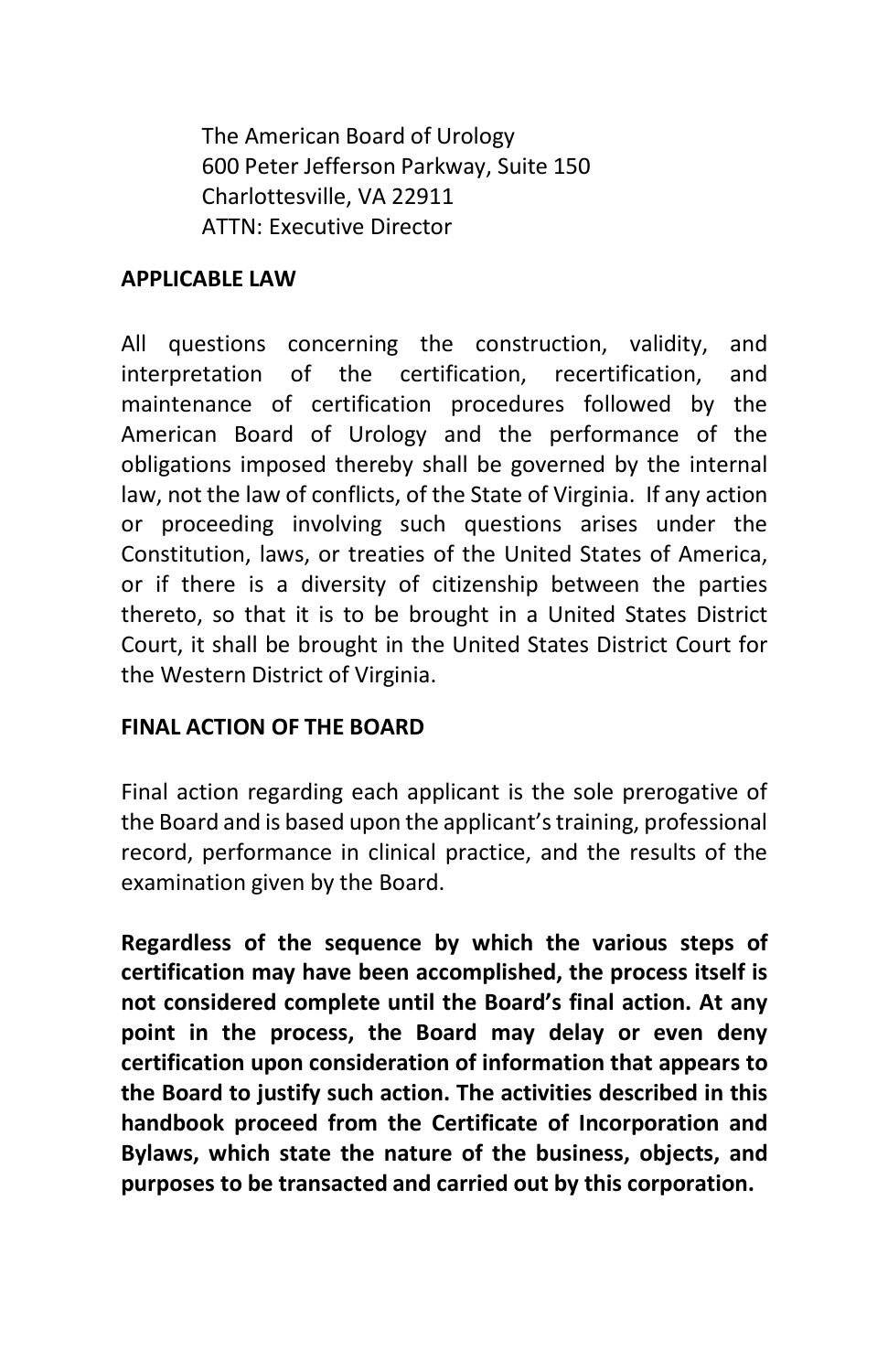The American Board of Urology
600 Peter Jefferson Parkway, Suite 150
Charlottesville, VA 22911
ATTN: Executive Director

**APPLICABLE LAW**

All questions concerning the construction, validity, and interpretation of the certification, recertification, and maintenance of certification procedures followed by the American Board of Urology and the performance of the obligations imposed thereby shall be governed by the internal law, not the law of conflicts, of the State of Virginia. If any action or proceeding involving such questions arises under the Constitution, laws, or treaties of the United States of America, or if there is a diversity of citizenship between the parties thereto, so that it is to be brought in a United States District Court, it shall be brought in the United States District Court for the Western District of Virginia.

**FINAL ACTION OF THE BOARD**

Final action regarding each applicant is the sole prerogative of the Board and is based upon the applicant's training, professional record, performance in clinical practice, and the results of the examination given by the Board.

**Regardless of the sequence by which the various steps of certification may have been accomplished, the process itself is not considered complete until the Board's final action. At any point in the process, the Board may delay or even deny certification upon consideration of information that appears to the Board to justify such action. The activities described in this handbook proceed from the Certificate of Incorporation and Bylaws, which state the nature of the business, objects, and purposes to be transacted and carried out by this corporation.**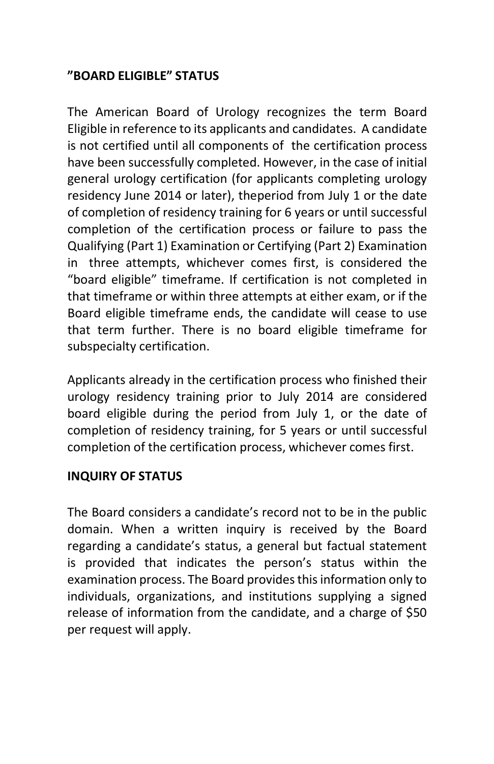**”BOARD ELIGIBLE” STATUS**

The American Board of Urology recognizes the term Board Eligible in reference to its applicants and candidates. A candidate is not certified until all components of the certification process have been successfully completed. However, in the case of initial general urology certification (for applicants completing urology residency June 2014 or later), theperiod from July 1 or the date of completion of residency training for 6 years or until successful completion of the certification process or failure to pass the Qualifying (Part 1) Examination or Certifying (Part 2) Examination in three attempts, whichever comes first, is considered the “board eligible” timeframe. If certification is not completed in that timeframe or within three attempts at either exam, or if the Board eligible timeframe ends, the candidate will cease to use that term further. There is no board eligible timeframe for subspecialty certification.

Applicants already in the certification process who finished their urology residency training prior to July 2014 are considered board eligible during the period from July 1, or the date of completion of residency training, for 5 years or until successful completion of the certification process, whichever comes first.

**INQUIRY OF STATUS**

The Board considers a candidate’s record not to be in the public domain. When a written inquiry is received by the Board regarding a candidate’s status, a general but factual statement is provided that indicates the person’s status within the examination process. The Board provides this information only to individuals, organizations, and institutions supplying a signed release of information from the candidate, and a charge of $50 per request will apply.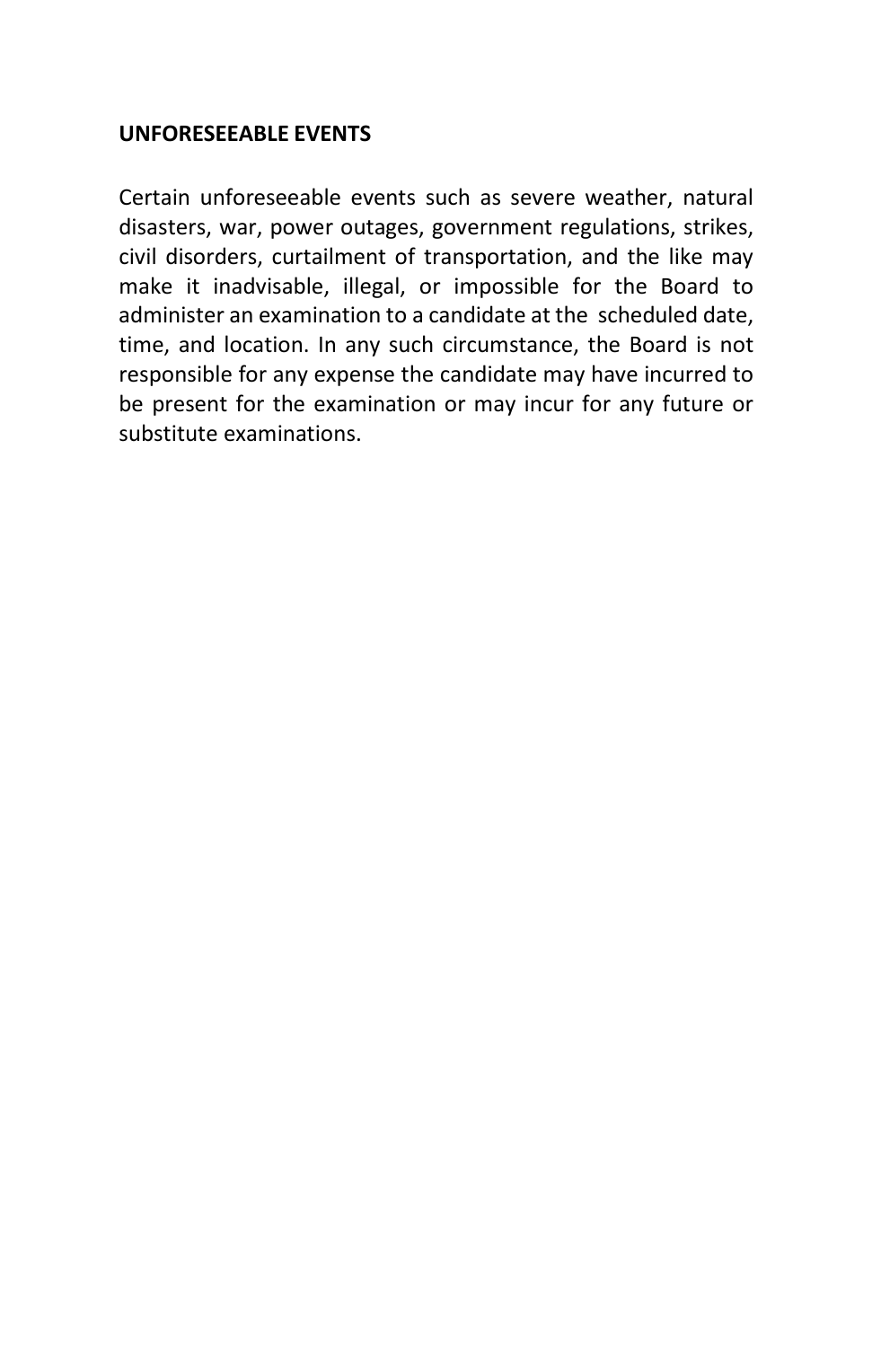**UNFORESEEABLE EVENTS**

Certain unforeseeable events such as severe weather, natural disasters, war, power outages, government regulations, strikes, civil disorders, curtailment of transportation, and the like may make it inadvisable, illegal, or impossible for the Board to administer an examination to a candidate at the scheduled date, time, and location. In any such circumstance, the Board is not responsible for any expense the candidate may have incurred to be present for the examination or may incur for any future or substitute examinations.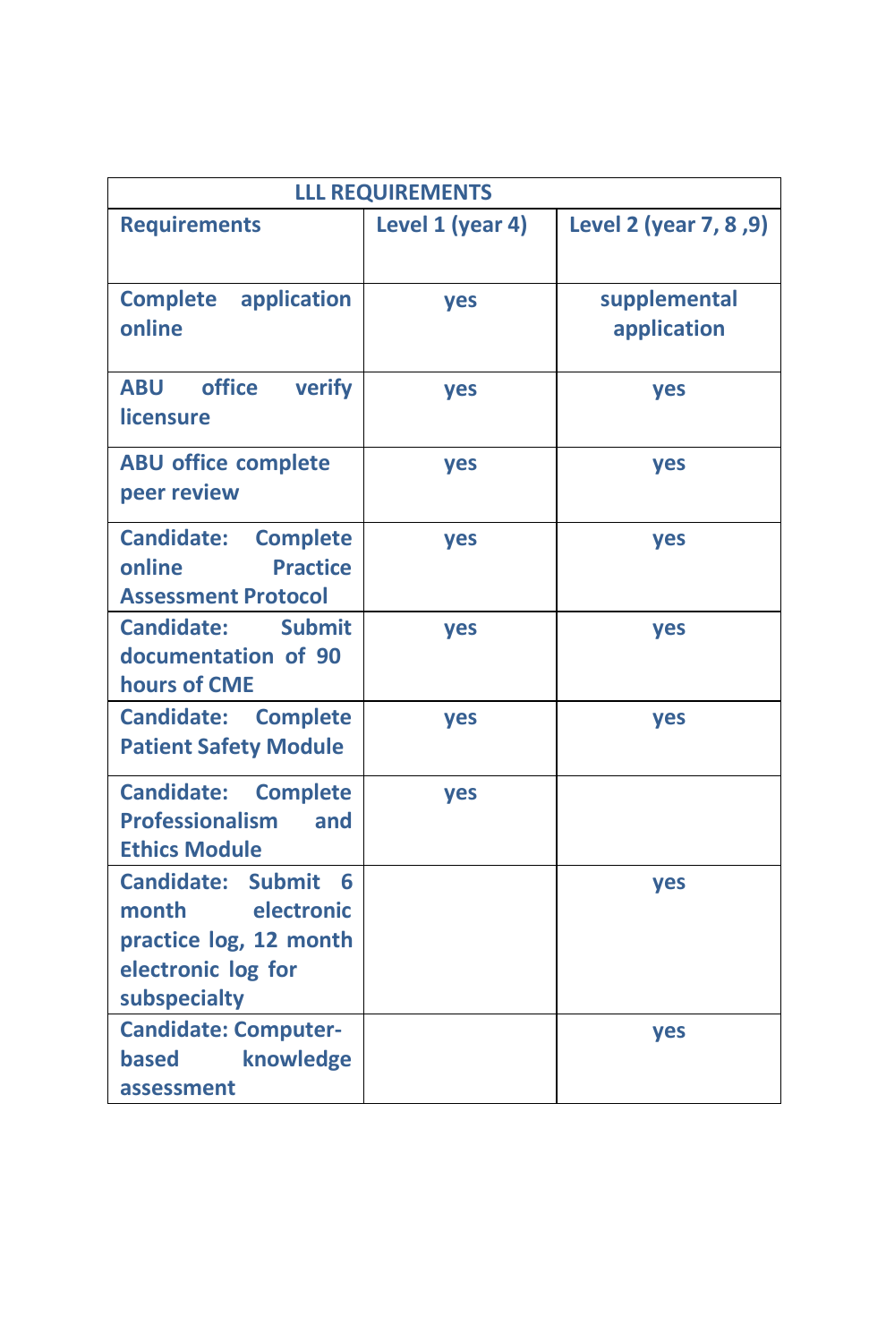| LLL REQUIREMENTS | | |
|---|---|---|
| **Requirements** | **Level 1 (year 4)** | **Level 2 (year 7, 8 ,9)** |
| **Complete application online** | **yes** | **supplemental application** |
| **ABU office verify licensure** | **yes** | **yes** |
| **ABU office complete peer review** | **yes** | **yes** |
| **Candidate: Complete online Practice Assessment Protocol** | **yes** | **yes** |
| **Candidate: Submit documentation of 90 hours of CME** | **yes** | **yes** |
| **Candidate: Complete Patient Safety Module** | **yes** | **yes** |
| **Candidate: Complete Professionalism and Ethics Module** | **yes** | |
| **Candidate: Submit 6 month electronic practice log, 12 month electronic log for subspecialty** | | **yes** |
| **Candidate: Computer-based knowledge assessment** | | **yes** |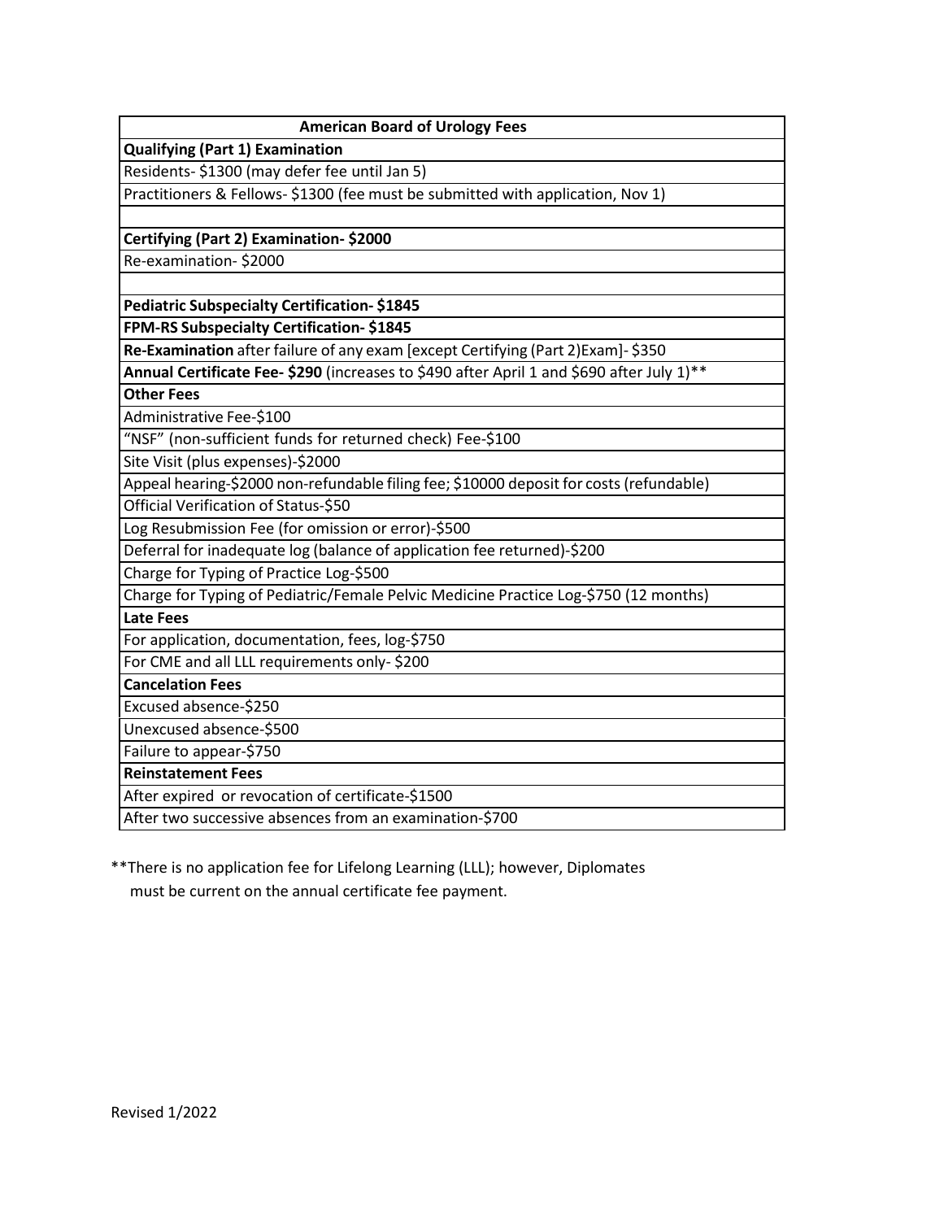| American Board of Urology Fees |
|---|
| **Qualifying (Part 1) Examination** |
| Residents- $1300 (may defer fee until Jan 5) |
| Practitioners & Fellows- $1300 (fee must be submitted with application, Nov 1) |
| |
| **Certifying (Part 2) Examination- $2000** |
| Re-examination- $2000 |
| |
| **Pediatric Subspecialty Certification- $1845** |
| **FPM-RS Subspecialty Certification- $1845** |
| **Re-Examination** after failure of any exam [except Certifying (Part 2)Exam]- $350 |
| **Annual Certificate Fee- $290** (increases to $490 after April 1 and $690 after July 1)** |
| **Other Fees** |
| Administrative Fee-$100 |
| "NSF" (non-sufficient funds for returned check) Fee-$100 |
| Site Visit (plus expenses)-$2000 |
| Appeal hearing-$2000 non-refundable filing fee; $10000 deposit for costs (refundable) |
| Official Verification of Status-$50 |
| Log Resubmission Fee (for omission or error)-$500 |
| Deferral for inadequate log (balance of application fee returned)-$200 |
| Charge for Typing of Practice Log-$500 |
| Charge for Typing of Pediatric/Female Pelvic Medicine Practice Log-$750 (12 months) |
| **Late Fees** |
| For application, documentation, fees, log-$750 |
| For CME and all LLL requirements only- $200 |
| **Cancelation Fees** |
| Excused absence-$250 |
| Unexcused absence-$500 |
| Failure to appear-$750 |
| **Reinstatement Fees** |
| After expired or revocation of certificate-$1500 |
| After two successive absences from an examination-$700 |

**There is no application fee for Lifelong Learning (LLL); however, Diplomates must be current on the annual certificate fee payment.

Revised 1/2022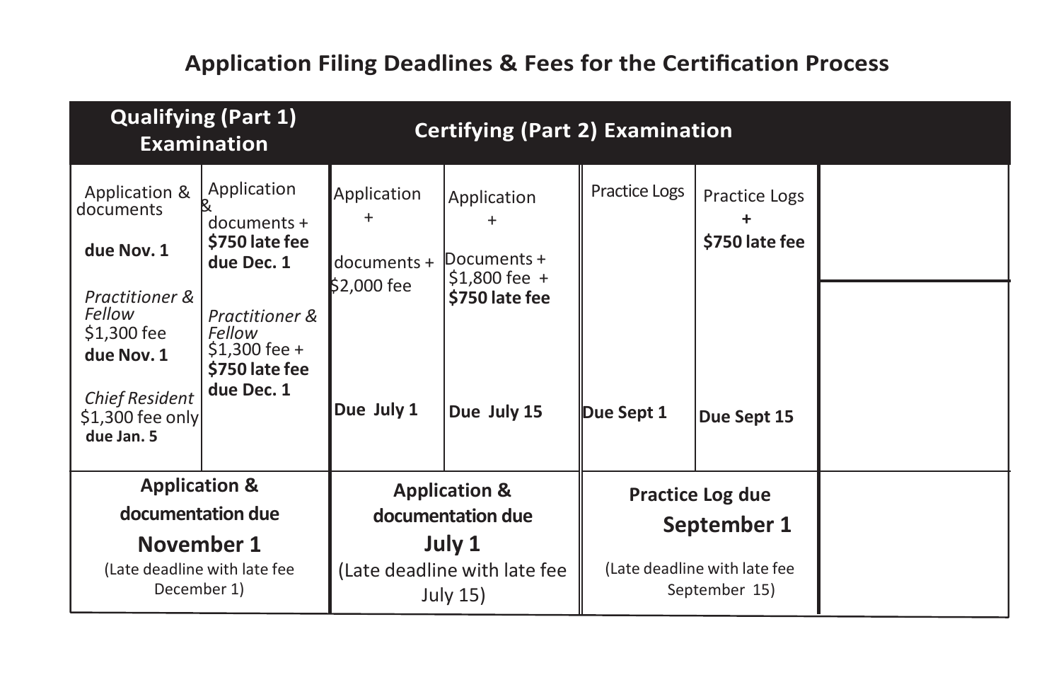## Application Filing Deadlines & Fees for the Certification Process

| Qualifying (Part 1) Examination | | Certifying (Part 2) Examination | | | | |
|---|---|---|---|---|---|---|
| Application & documents **due Nov. 1** *Practitioner & Fellow* $1,300 fee **due Nov. 1** *Chief Resident* $1,300 fee only **due Jan. 5** | Application & documents + **$750 late fee due Dec. 1** *Practitioner & Fellow* $1,300 fee + **$750 late fee due Dec. 1** | Application + documents + $2,000 fee **Due July 1** | Application + Documents + $1,800 fee + **$750 late fee** **Due July 15** | Practice Logs **Due Sept 1** | Practice Logs + **$750 late fee** **Due Sept 15** | |
| **Application & documentation due November 1** (Late deadline with late fee December 1) | | **Application & documentation due July 1** (Late deadline with late fee July 15) | | **Practice Log due September 1** (Late deadline with late fee September 15) | | |